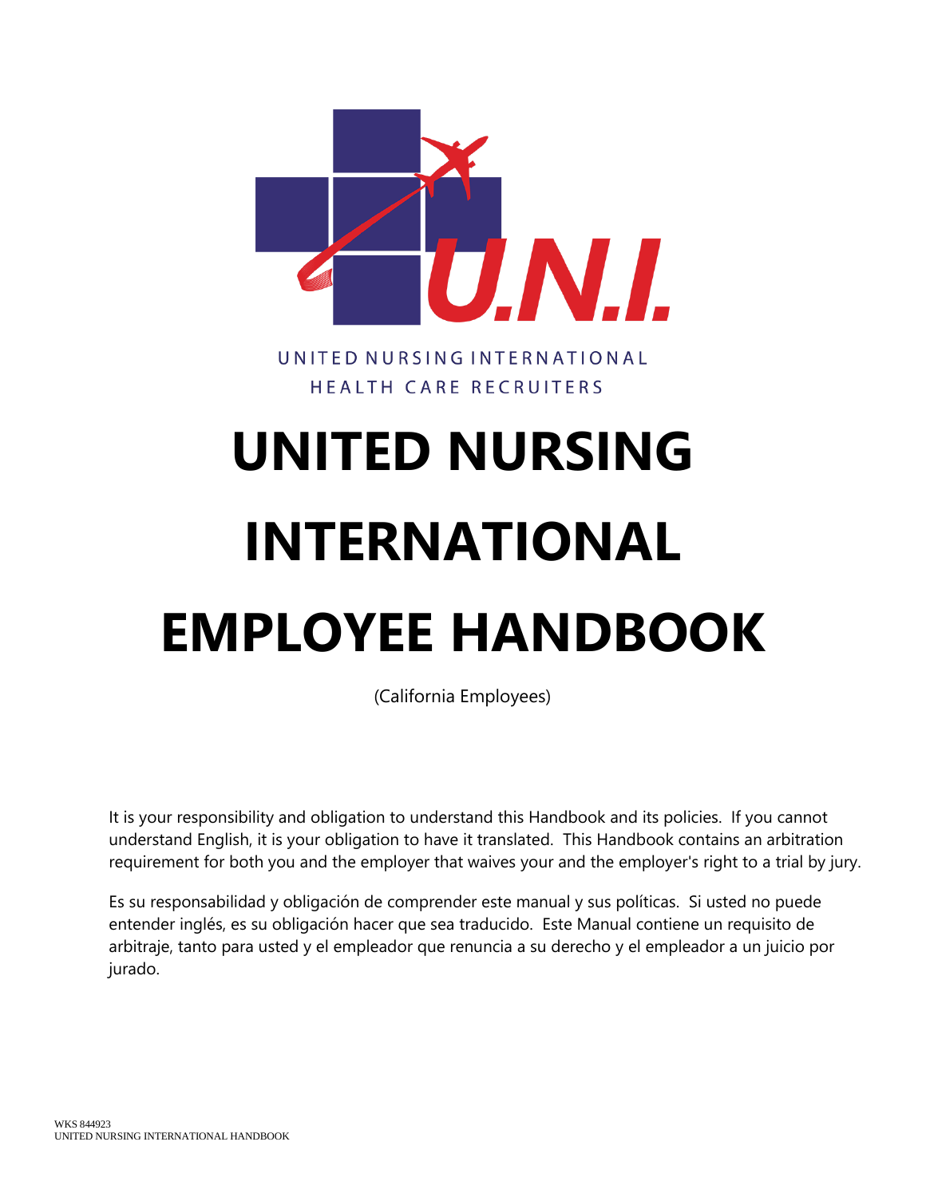UNITED NURSING INTERNATIONAL
HEALTH CARE RECRUITERS

# UNITED NURSING INTERNATIONAL EMPLOYEE HANDBOOK

(California Employees)

It is your responsibility and obligation to understand this Handbook and its policies. If you cannot understand English, it is your obligation to have it translated. This Handbook contains an arbitration requirement for both you and the employer that waives your and the employer's right to a trial by jury.

Es su responsabilidad y obligación de comprender este manual y sus políticas. Si usted no puede entender inglés, es su obligación hacer que sea traducido. Este Manual contiene un requisito de arbitraje, tanto para usted y el empleador que renuncia a su derecho y el empleador a un juicio por jurado.

WKS 844923
UNITED NURSING INTERNATIONAL HANDBOOK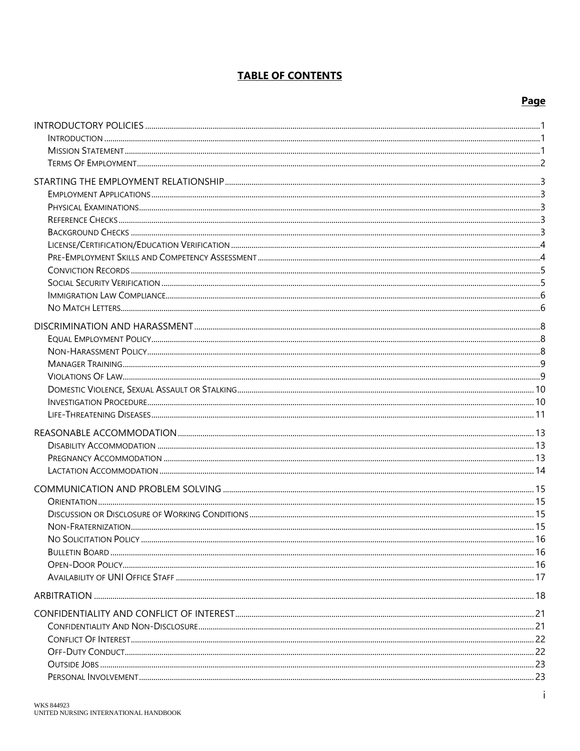# TABLE OF CONTENTS

| | Page |
|---|---|
| INTRODUCTORY POLICIES | 1 |
| Introduction | 1 |
| Mission Statement | 1 |
| Terms Of Employment | 2 |
| STARTING THE EMPLOYMENT RELATIONSHIP | 3 |
| Employment Applications | 3 |
| Physical Examinations | 3 |
| Reference Checks | 3 |
| Background Checks | 3 |
| License/Certification/Education Verification | 4 |
| Pre-Employment Skills and Competency Assessment | 4 |
| Conviction Records | 5 |
| Social Security Verification | 5 |
| Immigration Law Compliance | 6 |
| No Match Letters | 6 |
| DISCRIMINATION AND HARASSMENT | 8 |
| Equal Employment Policy | 8 |
| Non-Harassment Policy | 8 |
| Manager Training | 9 |
| Violations Of Law | 9 |
| Domestic Violence, Sexual Assault or Stalking | 10 |
| Investigation Procedure | 10 |
| Life-Threatening Diseases | 11 |
| REASONABLE ACCOMMODATION | 13 |
| Disability Accommodation | 13 |
| Pregnancy Accommodation | 13 |
| Lactation Accommodation | 14 |
| COMMUNICATION AND PROBLEM SOLVING | 15 |
| Orientation | 15 |
| Discussion or Disclosure of Working Conditions | 15 |
| Non-Fraternization | 15 |
| No Solicitation Policy | 16 |
| Bulletin Board | 16 |
| Open-Door Policy | 16 |
| Availability of UNI Office Staff | 17 |
| ARBITRATION | 18 |
| CONFIDENTIALITY AND CONFLICT OF INTEREST | 21 |
| Confidentiality And Non-Disclosure | 21 |
| Conflict Of Interest | 22 |
| Off-Duty Conduct | 22 |
| Outside Jobs | 23 |
| Personal Involvement | 23 |

WKS 844923
UNITED NURSING INTERNATIONAL HANDBOOK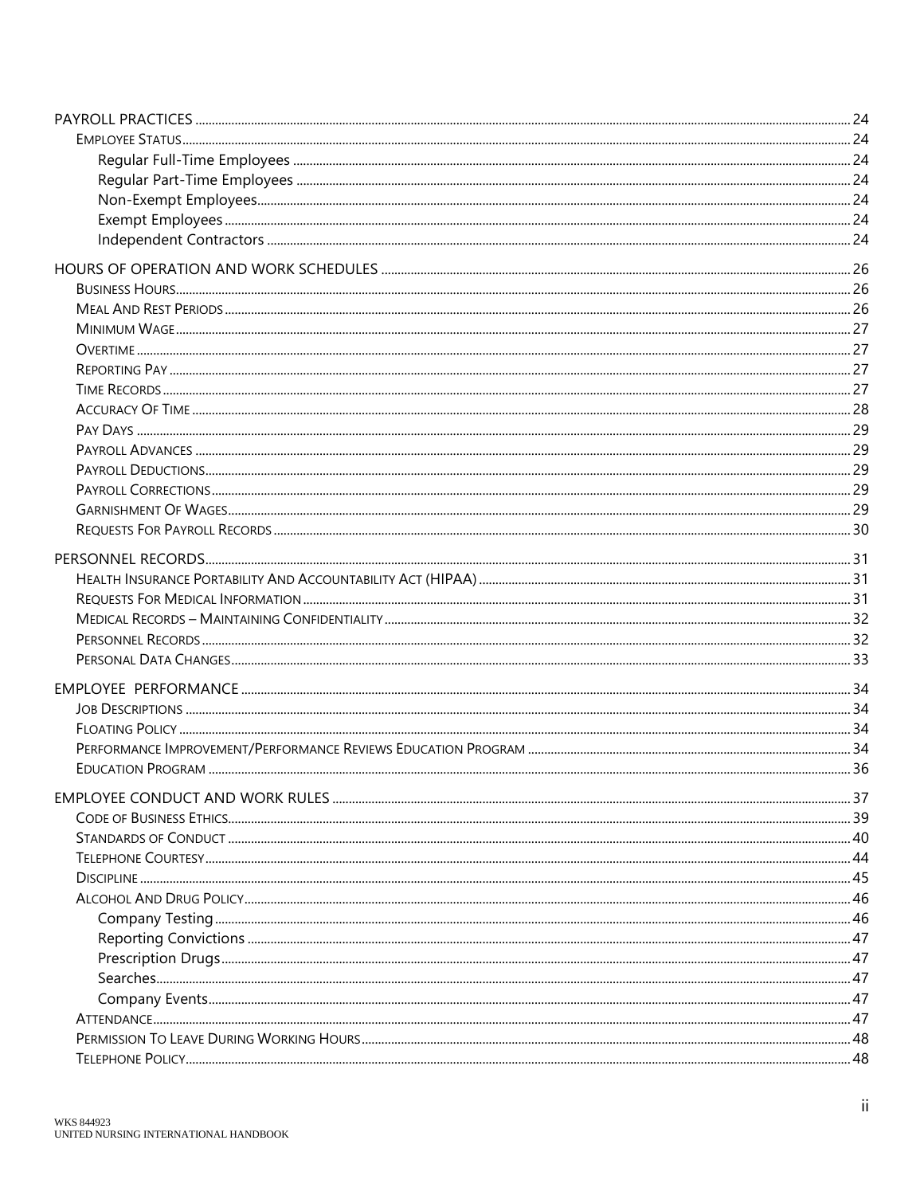PAYROLL PRACTICES ........ 24
- EMPLOYEE STATUS ........ 24
  - Regular Full-Time Employees ........ 24
  - Regular Part-Time Employees ........ 24
  - Non-Exempt Employees ........ 24
  - Exempt Employees ........ 24
  - Independent Contractors ........ 24

HOURS OF OPERATION AND WORK SCHEDULES ........ 26
- BUSINESS HOURS ........ 26
- MEAL AND REST PERIODS ........ 26
- MINIMUM WAGE ........ 27
- OVERTIME ........ 27
- REPORTING PAY ........ 27
- TIME RECORDS ........ 27
- ACCURACY OF TIME ........ 28
- PAY DAYS ........ 29
- PAYROLL ADVANCES ........ 29
- PAYROLL DEDUCTIONS ........ 29
- PAYROLL CORRECTIONS ........ 29
- GARNISHMENT OF WAGES ........ 29
- REQUESTS FOR PAYROLL RECORDS ........ 30

PERSONNEL RECORDS ........ 31
- HEALTH INSURANCE PORTABILITY AND ACCOUNTABILITY ACT (HIPAA) ........ 31
- REQUESTS FOR MEDICAL INFORMATION ........ 31
- MEDICAL RECORDS – MAINTAINING CONFIDENTIALITY ........ 32
- PERSONNEL RECORDS ........ 32
- PERSONAL DATA CHANGES ........ 33

EMPLOYEE PERFORMANCE ........ 34
- JOB DESCRIPTIONS ........ 34
- FLOATING POLICY ........ 34
- PERFORMANCE IMPROVEMENT/PERFORMANCE REVIEWS EDUCATION PROGRAM ........ 34
- EDUCATION PROGRAM ........ 36

EMPLOYEE CONDUCT AND WORK RULES ........ 37
- CODE OF BUSINESS ETHICS ........ 39
- STANDARDS OF CONDUCT ........ 40
- TELEPHONE COURTESY ........ 44
- DISCIPLINE ........ 45
- ALCOHOL AND DRUG POLICY ........ 46
  - Company Testing ........ 46
  - Reporting Convictions ........ 47
  - Prescription Drugs ........ 47
  - Searches ........ 47
  - Company Events ........ 47
- ATTENDANCE ........ 47
- PERMISSION TO LEAVE DURING WORKING HOURS ........ 48
- TELEPHONE POLICY ........ 48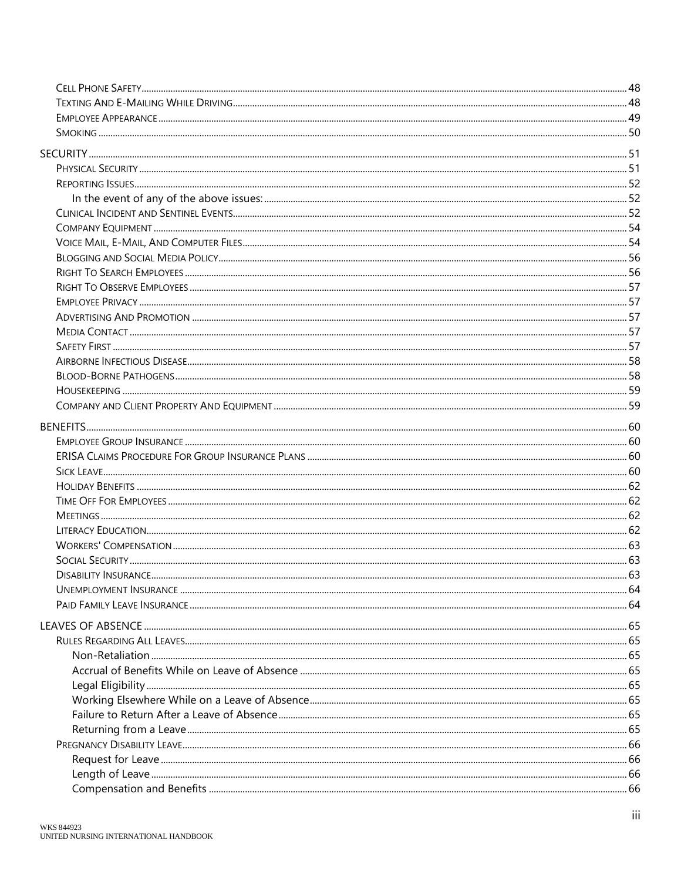Cell Phone Safety ... 48
Texting And E-Mailing While Driving ... 48
Employee Appearance ... 49
Smoking ... 50

SECURITY ... 51
Physical Security ... 51
Reporting Issues ... 52
In the event of any of the above issues: ... 52
Clinical Incident and Sentinel Events ... 52
Company Equipment ... 54
Voice Mail, E-Mail, And Computer Files ... 54
Blogging and Social Media Policy ... 56
Right To Search Employees ... 56
Right To Observe Employees ... 57
Employee Privacy ... 57
Advertising And Promotion ... 57
Media Contact ... 57
Safety First ... 57
Airborne Infectious Disease ... 58
Blood-Borne Pathogens ... 58
Housekeeping ... 59
Company and Client Property And Equipment ... 59

BENEFITS ... 60
Employee Group Insurance ... 60
ERISA Claims Procedure For Group Insurance Plans ... 60
Sick Leave ... 60
Holiday Benefits ... 62
Time Off For Employees ... 62
Meetings ... 62
Literacy Education ... 62
Workers' Compensation ... 63
Social Security ... 63
Disability Insurance ... 63
Unemployment Insurance ... 64
Paid Family Leave Insurance ... 64

LEAVES OF ABSENCE ... 65
Rules Regarding All Leaves ... 65
Non-Retaliation ... 65
Accrual of Benefits While on Leave of Absence ... 65
Legal Eligibility ... 65
Working Elsewhere While on a Leave of Absence ... 65
Failure to Return After a Leave of Absence ... 65
Returning from a Leave ... 65
Pregnancy Disability Leave ... 66
Request for Leave ... 66
Length of Leave ... 66
Compensation and Benefits ... 66

WKS 844923
UNITED NURSING INTERNATIONAL HANDBOOK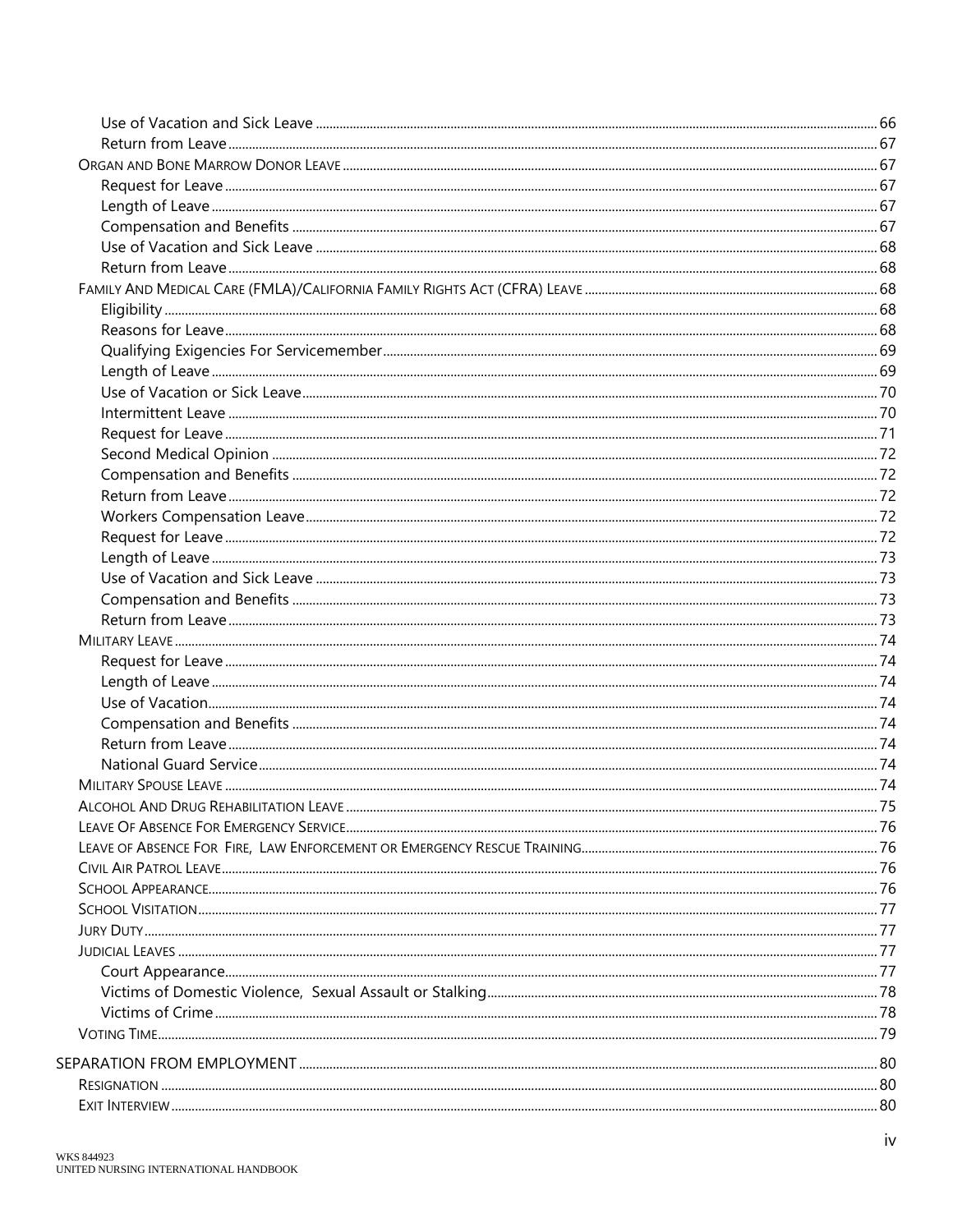- Use of Vacation and Sick Leave ..... 66
- Return from Leave ..... 67

Organ and Bone Marrow Donor Leave ..... 67

- Request for Leave ..... 67
- Length of Leave ..... 67
- Compensation and Benefits ..... 67
- Use of Vacation and Sick Leave ..... 68
- Return from Leave ..... 68

Family And Medical Care (FMLA)/California Family Rights Act (CFRA) Leave ..... 68

- Eligibility ..... 68
- Reasons for Leave ..... 68
- Qualifying Exigencies For Servicemember ..... 69
- Length of Leave ..... 69
- Use of Vacation or Sick Leave ..... 70
- Intermittent Leave ..... 70
- Request for Leave ..... 71
- Second Medical Opinion ..... 72
- Compensation and Benefits ..... 72
- Return from Leave ..... 72
- Workers Compensation Leave ..... 72
- Request for Leave ..... 72
- Length of Leave ..... 73
- Use of Vacation and Sick Leave ..... 73
- Compensation and Benefits ..... 73
- Return from Leave ..... 73

Military Leave ..... 74

- Request for Leave ..... 74
- Length of Leave ..... 74
- Use of Vacation ..... 74
- Compensation and Benefits ..... 74
- Return from Leave ..... 74
- National Guard Service ..... 74

Military Spouse Leave ..... 74

Alcohol And Drug Rehabilitation Leave ..... 75

Leave Of Absence For Emergency Service ..... 76

Leave of Absence For Fire, Law Enforcement or Emergency Rescue Training ..... 76

Civil Air Patrol Leave ..... 76

School Appearance ..... 76

School Visitation ..... 77

Jury Duty ..... 77

Judicial Leaves ..... 77

- Court Appearance ..... 77
- Victims of Domestic Violence, Sexual Assault or Stalking ..... 78
- Victims of Crime ..... 78

Voting Time ..... 79

SEPARATION FROM EMPLOYMENT ..... 80

Resignation ..... 80

Exit Interview ..... 80

WKS 844923
UNITED NURSING INTERNATIONAL HANDBOOK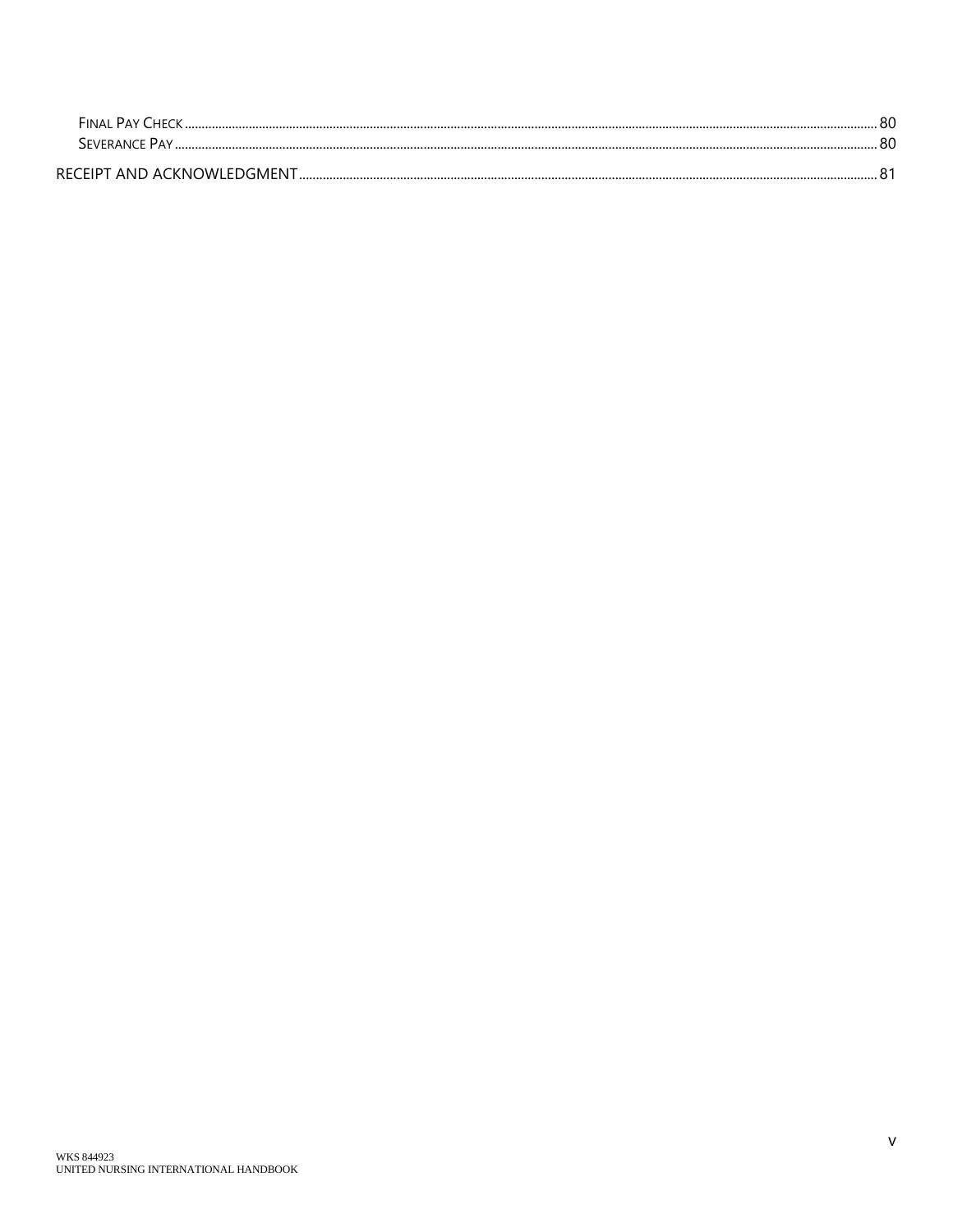Final Pay Check ........ 80
Severance Pay ........ 80

RECEIPT AND ACKNOWLEDGMENT ........ 81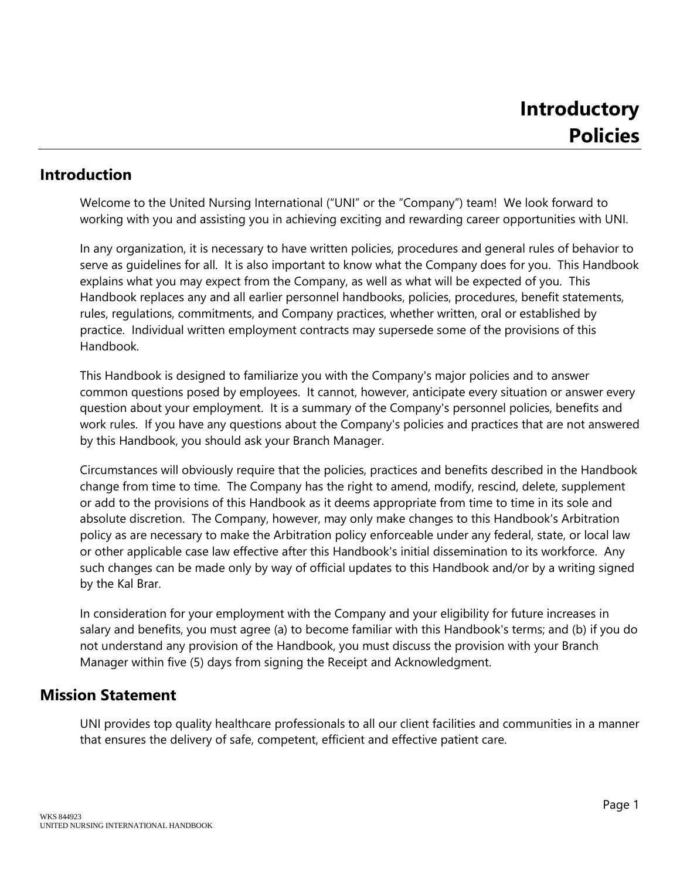# Introductory Policies

## Introduction

Welcome to the United Nursing International ("UNI" or the "Company") team! We look forward to working with you and assisting you in achieving exciting and rewarding career opportunities with UNI.

In any organization, it is necessary to have written policies, procedures and general rules of behavior to serve as guidelines for all. It is also important to know what the Company does for you. This Handbook explains what you may expect from the Company, as well as what will be expected of you. This Handbook replaces any and all earlier personnel handbooks, policies, procedures, benefit statements, rules, regulations, commitments, and Company practices, whether written, oral or established by practice. Individual written employment contracts may supersede some of the provisions of this Handbook.

This Handbook is designed to familiarize you with the Company's major policies and to answer common questions posed by employees. It cannot, however, anticipate every situation or answer every question about your employment. It is a summary of the Company's personnel policies, benefits and work rules. If you have any questions about the Company's policies and practices that are not answered by this Handbook, you should ask your Branch Manager.

Circumstances will obviously require that the policies, practices and benefits described in the Handbook change from time to time. The Company has the right to amend, modify, rescind, delete, supplement or add to the provisions of this Handbook as it deems appropriate from time to time in its sole and absolute discretion. The Company, however, may only make changes to this Handbook's Arbitration policy as are necessary to make the Arbitration policy enforceable under any federal, state, or local law or other applicable case law effective after this Handbook's initial dissemination to its workforce. Any such changes can be made only by way of official updates to this Handbook and/or by a writing signed by the Kal Brar.

In consideration for your employment with the Company and your eligibility for future increases in salary and benefits, you must agree (a) to become familiar with this Handbook's terms; and (b) if you do not understand any provision of the Handbook, you must discuss the provision with your Branch Manager within five (5) days from signing the Receipt and Acknowledgment.

## Mission Statement

UNI provides top quality healthcare professionals to all our client facilities and communities in a manner that ensures the delivery of safe, competent, efficient and effective patient care.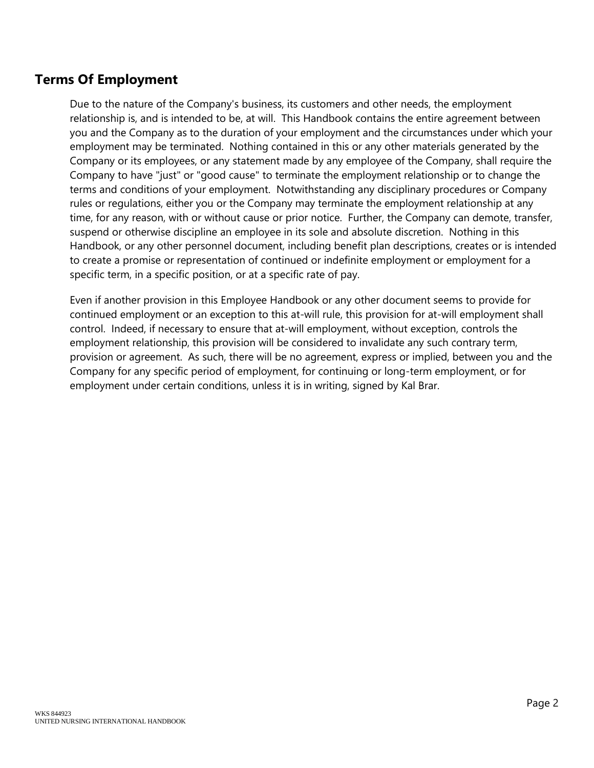## Terms Of Employment

Due to the nature of the Company's business, its customers and other needs, the employment relationship is, and is intended to be, at will. This Handbook contains the entire agreement between you and the Company as to the duration of your employment and the circumstances under which your employment may be terminated. Nothing contained in this or any other materials generated by the Company or its employees, or any statement made by any employee of the Company, shall require the Company to have "just" or "good cause" to terminate the employment relationship or to change the terms and conditions of your employment. Notwithstanding any disciplinary procedures or Company rules or regulations, either you or the Company may terminate the employment relationship at any time, for any reason, with or without cause or prior notice. Further, the Company can demote, transfer, suspend or otherwise discipline an employee in its sole and absolute discretion. Nothing in this Handbook, or any other personnel document, including benefit plan descriptions, creates or is intended to create a promise or representation of continued or indefinite employment or employment for a specific term, in a specific position, or at a specific rate of pay.

Even if another provision in this Employee Handbook or any other document seems to provide for continued employment or an exception to this at-will rule, this provision for at-will employment shall control. Indeed, if necessary to ensure that at-will employment, without exception, controls the employment relationship, this provision will be considered to invalidate any such contrary term, provision or agreement. As such, there will be no agreement, express or implied, between you and the Company for any specific period of employment, for continuing or long-term employment, or for employment under certain conditions, unless it is in writing, signed by Kal Brar.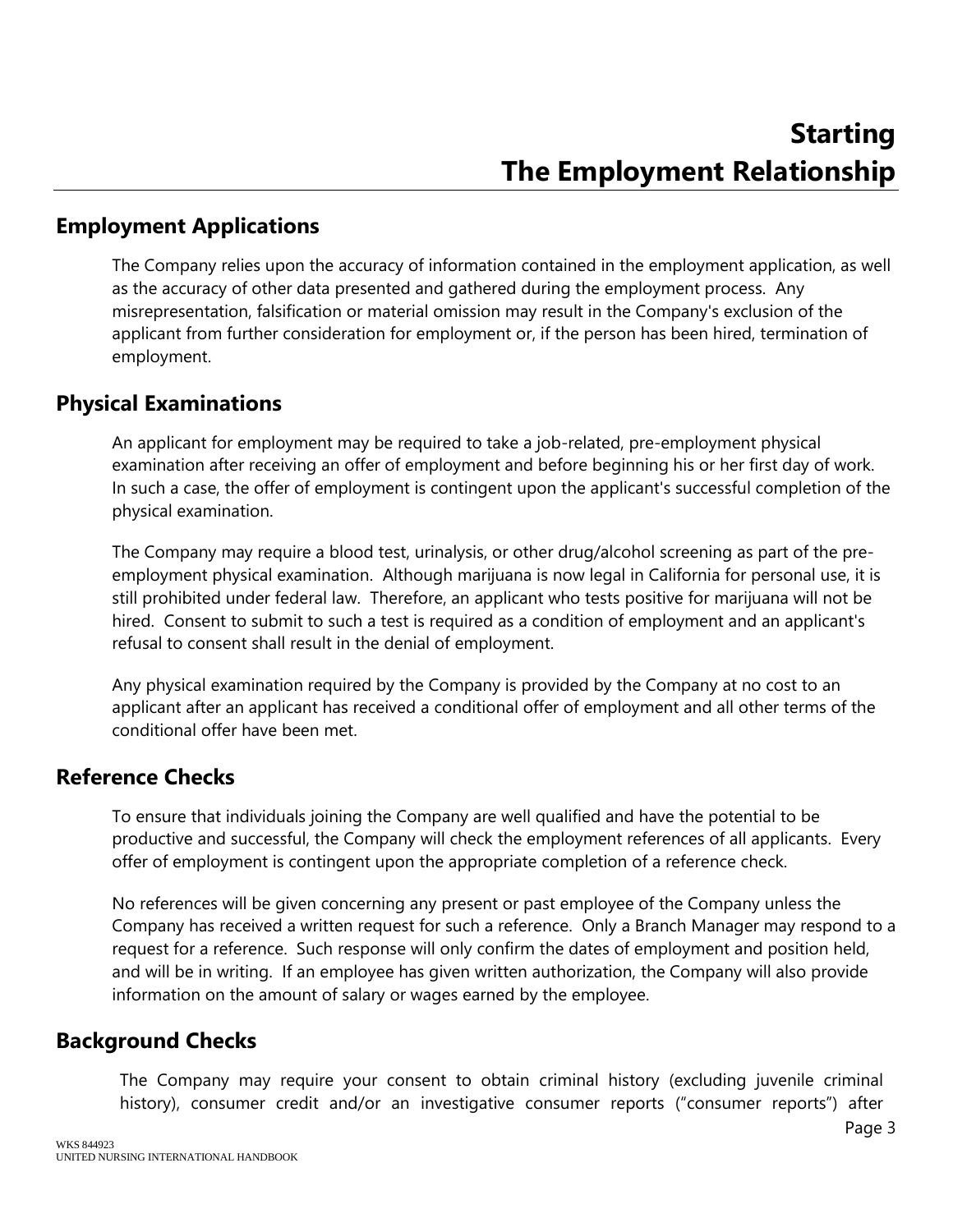# Starting The Employment Relationship

## Employment Applications

The Company relies upon the accuracy of information contained in the employment application, as well as the accuracy of other data presented and gathered during the employment process. Any misrepresentation, falsification or material omission may result in the Company's exclusion of the applicant from further consideration for employment or, if the person has been hired, termination of employment.

## Physical Examinations

An applicant for employment may be required to take a job-related, pre-employment physical examination after receiving an offer of employment and before beginning his or her first day of work. In such a case, the offer of employment is contingent upon the applicant's successful completion of the physical examination.

The Company may require a blood test, urinalysis, or other drug/alcohol screening as part of the pre-employment physical examination. Although marijuana is now legal in California for personal use, it is still prohibited under federal law. Therefore, an applicant who tests positive for marijuana will not be hired. Consent to submit to such a test is required as a condition of employment and an applicant's refusal to consent shall result in the denial of employment.

Any physical examination required by the Company is provided by the Company at no cost to an applicant after an applicant has received a conditional offer of employment and all other terms of the conditional offer have been met.

## Reference Checks

To ensure that individuals joining the Company are well qualified and have the potential to be productive and successful, the Company will check the employment references of all applicants. Every offer of employment is contingent upon the appropriate completion of a reference check.

No references will be given concerning any present or past employee of the Company unless the Company has received a written request for such a reference. Only a Branch Manager may respond to a request for a reference. Such response will only confirm the dates of employment and position held, and will be in writing. If an employee has given written authorization, the Company will also provide information on the amount of salary or wages earned by the employee.

## Background Checks

The Company may require your consent to obtain criminal history (excluding juvenile criminal history), consumer credit and/or an investigative consumer reports ("consumer reports") after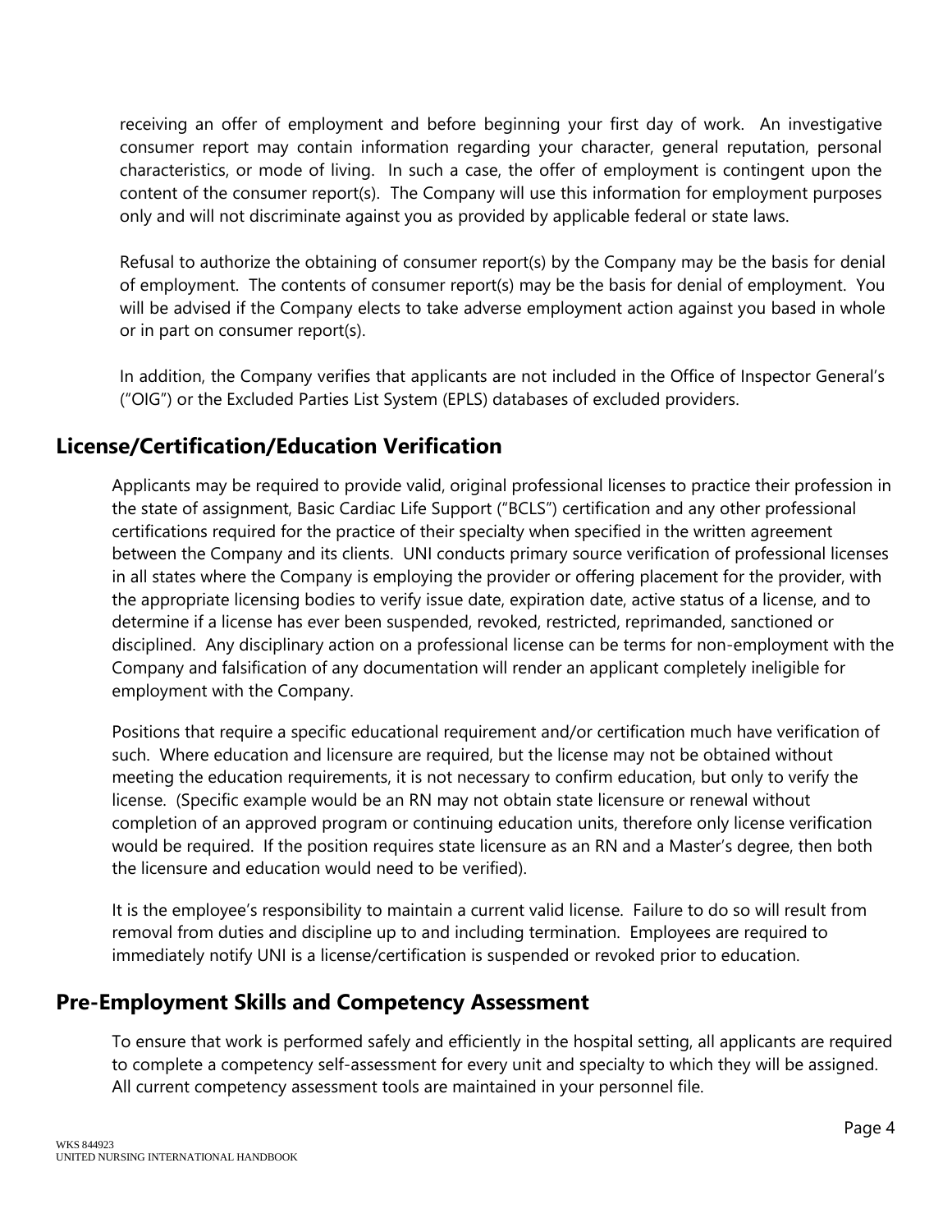receiving an offer of employment and before beginning your first day of work. An investigative consumer report may contain information regarding your character, general reputation, personal characteristics, or mode of living. In such a case, the offer of employment is contingent upon the content of the consumer report(s). The Company will use this information for employment purposes only and will not discriminate against you as provided by applicable federal or state laws.

Refusal to authorize the obtaining of consumer report(s) by the Company may be the basis for denial of employment. The contents of consumer report(s) may be the basis for denial of employment. You will be advised if the Company elects to take adverse employment action against you based in whole or in part on consumer report(s).

In addition, the Company verifies that applicants are not included in the Office of Inspector General's ("OIG") or the Excluded Parties List System (EPLS) databases of excluded providers.

## License/Certification/Education Verification

Applicants may be required to provide valid, original professional licenses to practice their profession in the state of assignment, Basic Cardiac Life Support ("BCLS") certification and any other professional certifications required for the practice of their specialty when specified in the written agreement between the Company and its clients. UNI conducts primary source verification of professional licenses in all states where the Company is employing the provider or offering placement for the provider, with the appropriate licensing bodies to verify issue date, expiration date, active status of a license, and to determine if a license has ever been suspended, revoked, restricted, reprimanded, sanctioned or disciplined. Any disciplinary action on a professional license can be terms for non-employment with the Company and falsification of any documentation will render an applicant completely ineligible for employment with the Company.

Positions that require a specific educational requirement and/or certification much have verification of such. Where education and licensure are required, but the license may not be obtained without meeting the education requirements, it is not necessary to confirm education, but only to verify the license. (Specific example would be an RN may not obtain state licensure or renewal without completion of an approved program or continuing education units, therefore only license verification would be required. If the position requires state licensure as an RN and a Master's degree, then both the licensure and education would need to be verified).

It is the employee's responsibility to maintain a current valid license. Failure to do so will result from removal from duties and discipline up to and including termination. Employees are required to immediately notify UNI is a license/certification is suspended or revoked prior to education.

## Pre-Employment Skills and Competency Assessment

To ensure that work is performed safely and efficiently in the hospital setting, all applicants are required to complete a competency self-assessment for every unit and specialty to which they will be assigned. All current competency assessment tools are maintained in your personnel file.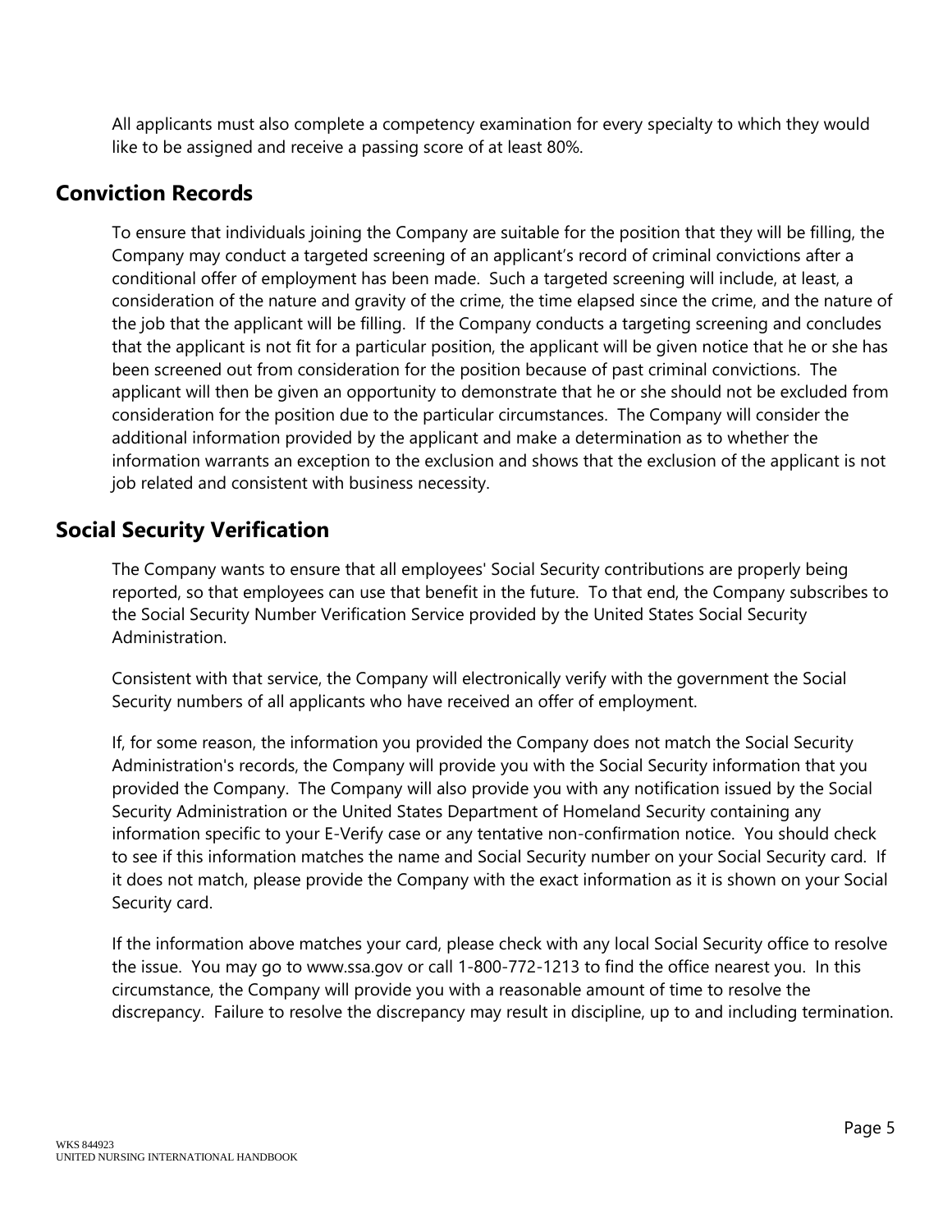All applicants must also complete a competency examination for every specialty to which they would like to be assigned and receive a passing score of at least 80%.

## Conviction Records

To ensure that individuals joining the Company are suitable for the position that they will be filling, the Company may conduct a targeted screening of an applicant's record of criminal convictions after a conditional offer of employment has been made. Such a targeted screening will include, at least, a consideration of the nature and gravity of the crime, the time elapsed since the crime, and the nature of the job that the applicant will be filling. If the Company conducts a targeting screening and concludes that the applicant is not fit for a particular position, the applicant will be given notice that he or she has been screened out from consideration for the position because of past criminal convictions. The applicant will then be given an opportunity to demonstrate that he or she should not be excluded from consideration for the position due to the particular circumstances. The Company will consider the additional information provided by the applicant and make a determination as to whether the information warrants an exception to the exclusion and shows that the exclusion of the applicant is not job related and consistent with business necessity.

## Social Security Verification

The Company wants to ensure that all employees' Social Security contributions are properly being reported, so that employees can use that benefit in the future. To that end, the Company subscribes to the Social Security Number Verification Service provided by the United States Social Security Administration.

Consistent with that service, the Company will electronically verify with the government the Social Security numbers of all applicants who have received an offer of employment.

If, for some reason, the information you provided the Company does not match the Social Security Administration's records, the Company will provide you with the Social Security information that you provided the Company. The Company will also provide you with any notification issued by the Social Security Administration or the United States Department of Homeland Security containing any information specific to your E-Verify case or any tentative non-confirmation notice. You should check to see if this information matches the name and Social Security number on your Social Security card. If it does not match, please provide the Company with the exact information as it is shown on your Social Security card.

If the information above matches your card, please check with any local Social Security office to resolve the issue. You may go to www.ssa.gov or call 1-800-772-1213 to find the office nearest you. In this circumstance, the Company will provide you with a reasonable amount of time to resolve the discrepancy. Failure to resolve the discrepancy may result in discipline, up to and including termination.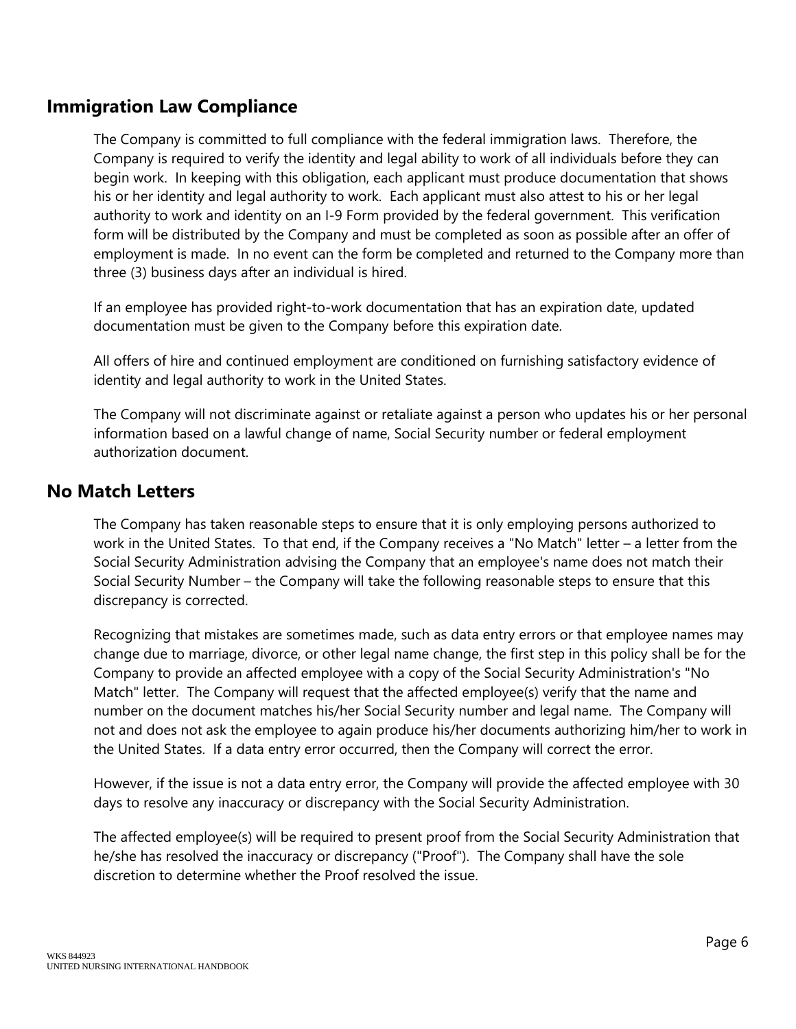## Immigration Law Compliance

The Company is committed to full compliance with the federal immigration laws. Therefore, the Company is required to verify the identity and legal ability to work of all individuals before they can begin work. In keeping with this obligation, each applicant must produce documentation that shows his or her identity and legal authority to work. Each applicant must also attest to his or her legal authority to work and identity on an I-9 Form provided by the federal government. This verification form will be distributed by the Company and must be completed as soon as possible after an offer of employment is made. In no event can the form be completed and returned to the Company more than three (3) business days after an individual is hired.

If an employee has provided right-to-work documentation that has an expiration date, updated documentation must be given to the Company before this expiration date.

All offers of hire and continued employment are conditioned on furnishing satisfactory evidence of identity and legal authority to work in the United States.

The Company will not discriminate against or retaliate against a person who updates his or her personal information based on a lawful change of name, Social Security number or federal employment authorization document.

## No Match Letters

The Company has taken reasonable steps to ensure that it is only employing persons authorized to work in the United States. To that end, if the Company receives a "No Match" letter – a letter from the Social Security Administration advising the Company that an employee's name does not match their Social Security Number – the Company will take the following reasonable steps to ensure that this discrepancy is corrected.

Recognizing that mistakes are sometimes made, such as data entry errors or that employee names may change due to marriage, divorce, or other legal name change, the first step in this policy shall be for the Company to provide an affected employee with a copy of the Social Security Administration's "No Match" letter. The Company will request that the affected employee(s) verify that the name and number on the document matches his/her Social Security number and legal name. The Company will not and does not ask the employee to again produce his/her documents authorizing him/her to work in the United States. If a data entry error occurred, then the Company will correct the error.

However, if the issue is not a data entry error, the Company will provide the affected employee with 30 days to resolve any inaccuracy or discrepancy with the Social Security Administration.

The affected employee(s) will be required to present proof from the Social Security Administration that he/she has resolved the inaccuracy or discrepancy ("Proof"). The Company shall have the sole discretion to determine whether the Proof resolved the issue.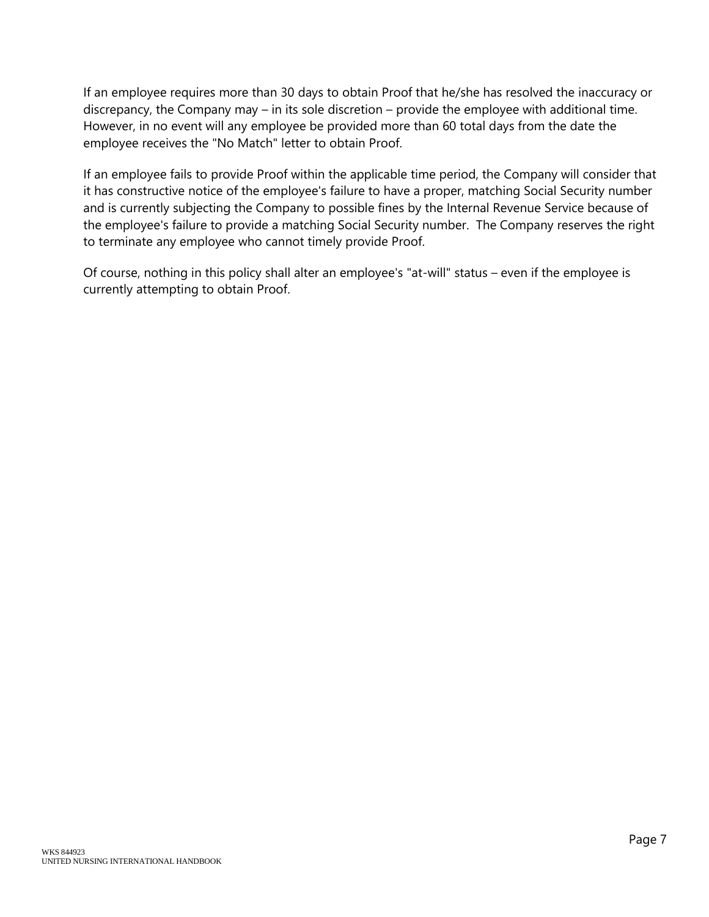If an employee requires more than 30 days to obtain Proof that he/she has resolved the inaccuracy or discrepancy, the Company may – in its sole discretion – provide the employee with additional time. However, in no event will any employee be provided more than 60 total days from the date the employee receives the "No Match" letter to obtain Proof.

If an employee fails to provide Proof within the applicable time period, the Company will consider that it has constructive notice of the employee's failure to have a proper, matching Social Security number and is currently subjecting the Company to possible fines by the Internal Revenue Service because of the employee's failure to provide a matching Social Security number. The Company reserves the right to terminate any employee who cannot timely provide Proof.

Of course, nothing in this policy shall alter an employee's "at-will" status – even if the employee is currently attempting to obtain Proof.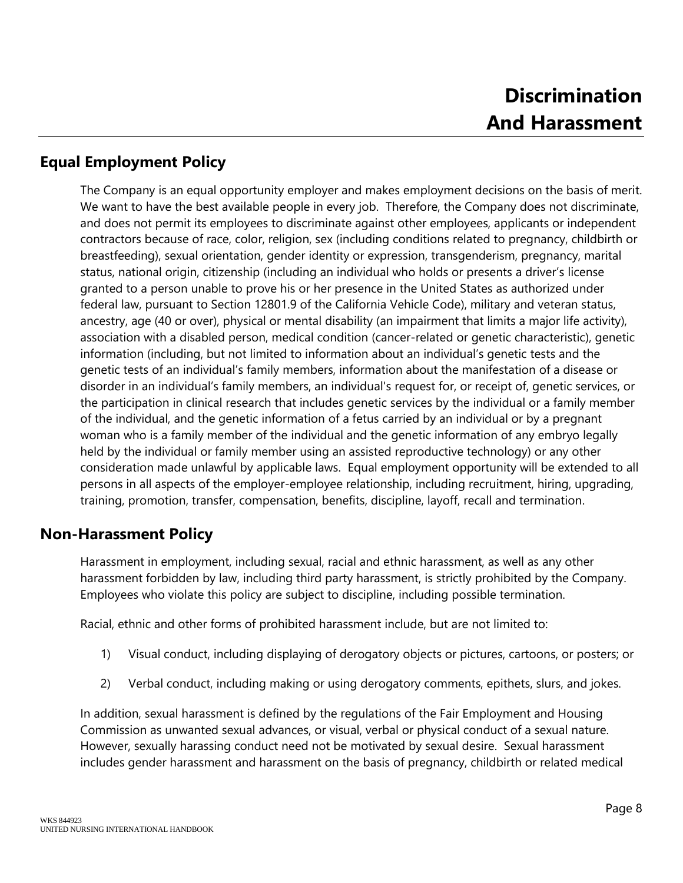# Discrimination And Harassment

## Equal Employment Policy

The Company is an equal opportunity employer and makes employment decisions on the basis of merit. We want to have the best available people in every job. Therefore, the Company does not discriminate, and does not permit its employees to discriminate against other employees, applicants or independent contractors because of race, color, religion, sex (including conditions related to pregnancy, childbirth or breastfeeding), sexual orientation, gender identity or expression, transgenderism, pregnancy, marital status, national origin, citizenship (including an individual who holds or presents a driver's license granted to a person unable to prove his or her presence in the United States as authorized under federal law, pursuant to Section 12801.9 of the California Vehicle Code), military and veteran status, ancestry, age (40 or over), physical or mental disability (an impairment that limits a major life activity), association with a disabled person, medical condition (cancer-related or genetic characteristic), genetic information (including, but not limited to information about an individual's genetic tests and the genetic tests of an individual's family members, information about the manifestation of a disease or disorder in an individual's family members, an individual's request for, or receipt of, genetic services, or the participation in clinical research that includes genetic services by the individual or a family member of the individual, and the genetic information of a fetus carried by an individual or by a pregnant woman who is a family member of the individual and the genetic information of any embryo legally held by the individual or family member using an assisted reproductive technology) or any other consideration made unlawful by applicable laws. Equal employment opportunity will be extended to all persons in all aspects of the employer-employee relationship, including recruitment, hiring, upgrading, training, promotion, transfer, compensation, benefits, discipline, layoff, recall and termination.

## Non-Harassment Policy

Harassment in employment, including sexual, racial and ethnic harassment, as well as any other harassment forbidden by law, including third party harassment, is strictly prohibited by the Company. Employees who violate this policy are subject to discipline, including possible termination.

Racial, ethnic and other forms of prohibited harassment include, but are not limited to:

1) Visual conduct, including displaying of derogatory objects or pictures, cartoons, or posters; or

2) Verbal conduct, including making or using derogatory comments, epithets, slurs, and jokes.

In addition, sexual harassment is defined by the regulations of the Fair Employment and Housing Commission as unwanted sexual advances, or visual, verbal or physical conduct of a sexual nature. However, sexually harassing conduct need not be motivated by sexual desire. Sexual harassment includes gender harassment and harassment on the basis of pregnancy, childbirth or related medical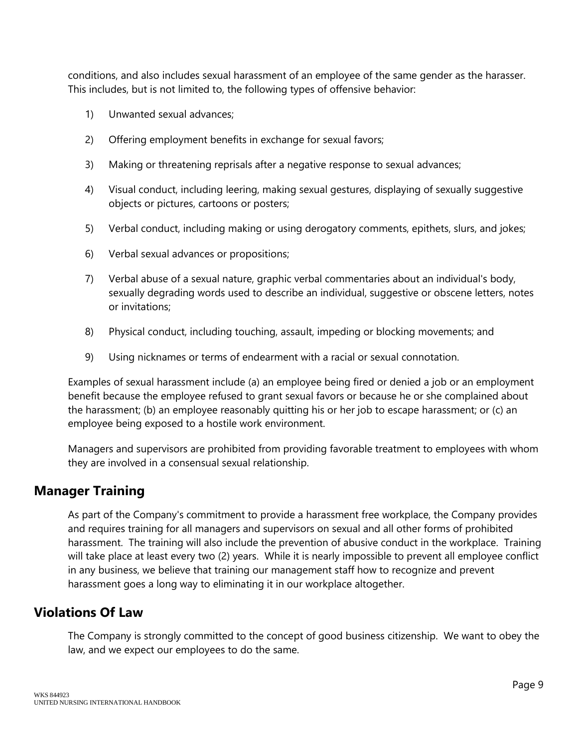conditions, and also includes sexual harassment of an employee of the same gender as the harasser. This includes, but is not limited to, the following types of offensive behavior:

1) Unwanted sexual advances;

2) Offering employment benefits in exchange for sexual favors;

3) Making or threatening reprisals after a negative response to sexual advances;

4) Visual conduct, including leering, making sexual gestures, displaying of sexually suggestive objects or pictures, cartoons or posters;

5) Verbal conduct, including making or using derogatory comments, epithets, slurs, and jokes;

6) Verbal sexual advances or propositions;

7) Verbal abuse of a sexual nature, graphic verbal commentaries about an individual's body, sexually degrading words used to describe an individual, suggestive or obscene letters, notes or invitations;

8) Physical conduct, including touching, assault, impeding or blocking movements; and

9) Using nicknames or terms of endearment with a racial or sexual connotation.

Examples of sexual harassment include (a) an employee being fired or denied a job or an employment benefit because the employee refused to grant sexual favors or because he or she complained about the harassment; (b) an employee reasonably quitting his or her job to escape harassment; or (c) an employee being exposed to a hostile work environment.

Managers and supervisors are prohibited from providing favorable treatment to employees with whom they are involved in a consensual sexual relationship.

## Manager Training

As part of the Company's commitment to provide a harassment free workplace, the Company provides and requires training for all managers and supervisors on sexual and all other forms of prohibited harassment. The training will also include the prevention of abusive conduct in the workplace. Training will take place at least every two (2) years. While it is nearly impossible to prevent all employee conflict in any business, we believe that training our management staff how to recognize and prevent harassment goes a long way to eliminating it in our workplace altogether.

## Violations Of Law

The Company is strongly committed to the concept of good business citizenship. We want to obey the law, and we expect our employees to do the same.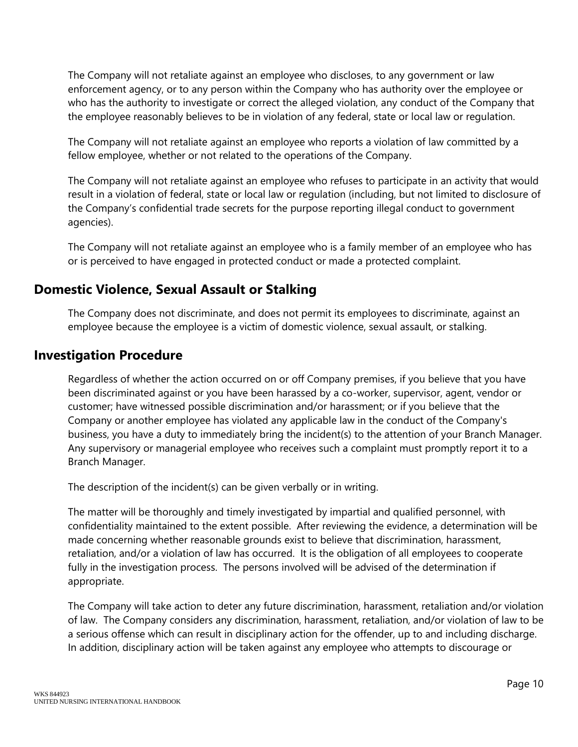The Company will not retaliate against an employee who discloses, to any government or law enforcement agency, or to any person within the Company who has authority over the employee or who has the authority to investigate or correct the alleged violation, any conduct of the Company that the employee reasonably believes to be in violation of any federal, state or local law or regulation.

The Company will not retaliate against an employee who reports a violation of law committed by a fellow employee, whether or not related to the operations of the Company.

The Company will not retaliate against an employee who refuses to participate in an activity that would result in a violation of federal, state or local law or regulation (including, but not limited to disclosure of the Company's confidential trade secrets for the purpose reporting illegal conduct to government agencies).

The Company will not retaliate against an employee who is a family member of an employee who has or is perceived to have engaged in protected conduct or made a protected complaint.

## Domestic Violence, Sexual Assault or Stalking

The Company does not discriminate, and does not permit its employees to discriminate, against an employee because the employee is a victim of domestic violence, sexual assault, or stalking.

## Investigation Procedure

Regardless of whether the action occurred on or off Company premises, if you believe that you have been discriminated against or you have been harassed by a co-worker, supervisor, agent, vendor or customer; have witnessed possible discrimination and/or harassment; or if you believe that the Company or another employee has violated any applicable law in the conduct of the Company's business, you have a duty to immediately bring the incident(s) to the attention of your Branch Manager. Any supervisory or managerial employee who receives such a complaint must promptly report it to a Branch Manager.

The description of the incident(s) can be given verbally or in writing.

The matter will be thoroughly and timely investigated by impartial and qualified personnel, with confidentiality maintained to the extent possible. After reviewing the evidence, a determination will be made concerning whether reasonable grounds exist to believe that discrimination, harassment, retaliation, and/or a violation of law has occurred. It is the obligation of all employees to cooperate fully in the investigation process. The persons involved will be advised of the determination if appropriate.

The Company will take action to deter any future discrimination, harassment, retaliation and/or violation of law. The Company considers any discrimination, harassment, retaliation, and/or violation of law to be a serious offense which can result in disciplinary action for the offender, up to and including discharge. In addition, disciplinary action will be taken against any employee who attempts to discourage or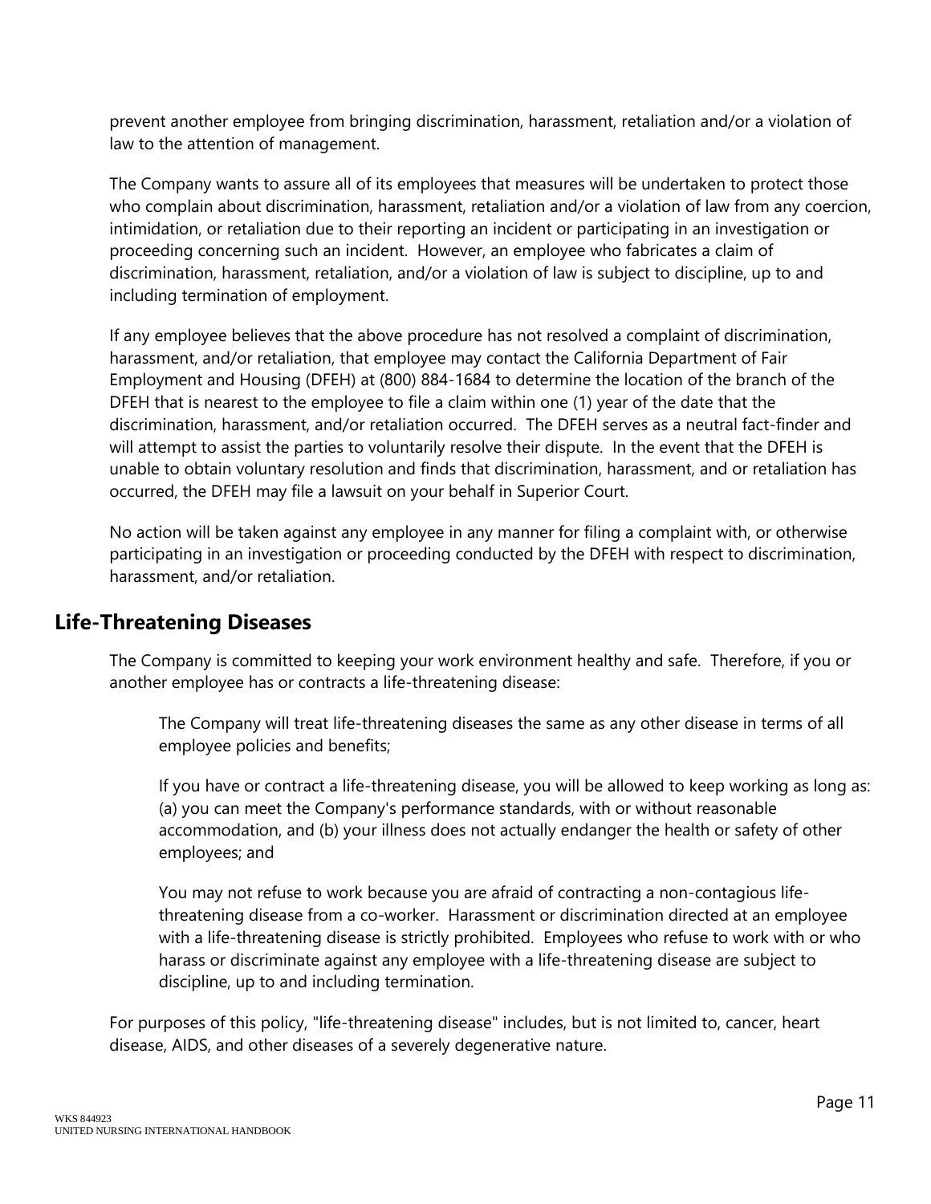prevent another employee from bringing discrimination, harassment, retaliation and/or a violation of law to the attention of management.

The Company wants to assure all of its employees that measures will be undertaken to protect those who complain about discrimination, harassment, retaliation and/or a violation of law from any coercion, intimidation, or retaliation due to their reporting an incident or participating in an investigation or proceeding concerning such an incident. However, an employee who fabricates a claim of discrimination, harassment, retaliation, and/or a violation of law is subject to discipline, up to and including termination of employment.

If any employee believes that the above procedure has not resolved a complaint of discrimination, harassment, and/or retaliation, that employee may contact the California Department of Fair Employment and Housing (DFEH) at (800) 884-1684 to determine the location of the branch of the DFEH that is nearest to the employee to file a claim within one (1) year of the date that the discrimination, harassment, and/or retaliation occurred. The DFEH serves as a neutral fact-finder and will attempt to assist the parties to voluntarily resolve their dispute. In the event that the DFEH is unable to obtain voluntary resolution and finds that discrimination, harassment, and or retaliation has occurred, the DFEH may file a lawsuit on your behalf in Superior Court.

No action will be taken against any employee in any manner for filing a complaint with, or otherwise participating in an investigation or proceeding conducted by the DFEH with respect to discrimination, harassment, and/or retaliation.

## Life-Threatening Diseases

The Company is committed to keeping your work environment healthy and safe. Therefore, if you or another employee has or contracts a life-threatening disease:

The Company will treat life-threatening diseases the same as any other disease in terms of all employee policies and benefits;

If you have or contract a life-threatening disease, you will be allowed to keep working as long as: (a) you can meet the Company's performance standards, with or without reasonable accommodation, and (b) your illness does not actually endanger the health or safety of other employees; and

You may not refuse to work because you are afraid of contracting a non-contagious life-threatening disease from a co-worker. Harassment or discrimination directed at an employee with a life-threatening disease is strictly prohibited. Employees who refuse to work with or who harass or discriminate against any employee with a life-threatening disease are subject to discipline, up to and including termination.

For purposes of this policy, "life-threatening disease" includes, but is not limited to, cancer, heart disease, AIDS, and other diseases of a severely degenerative nature.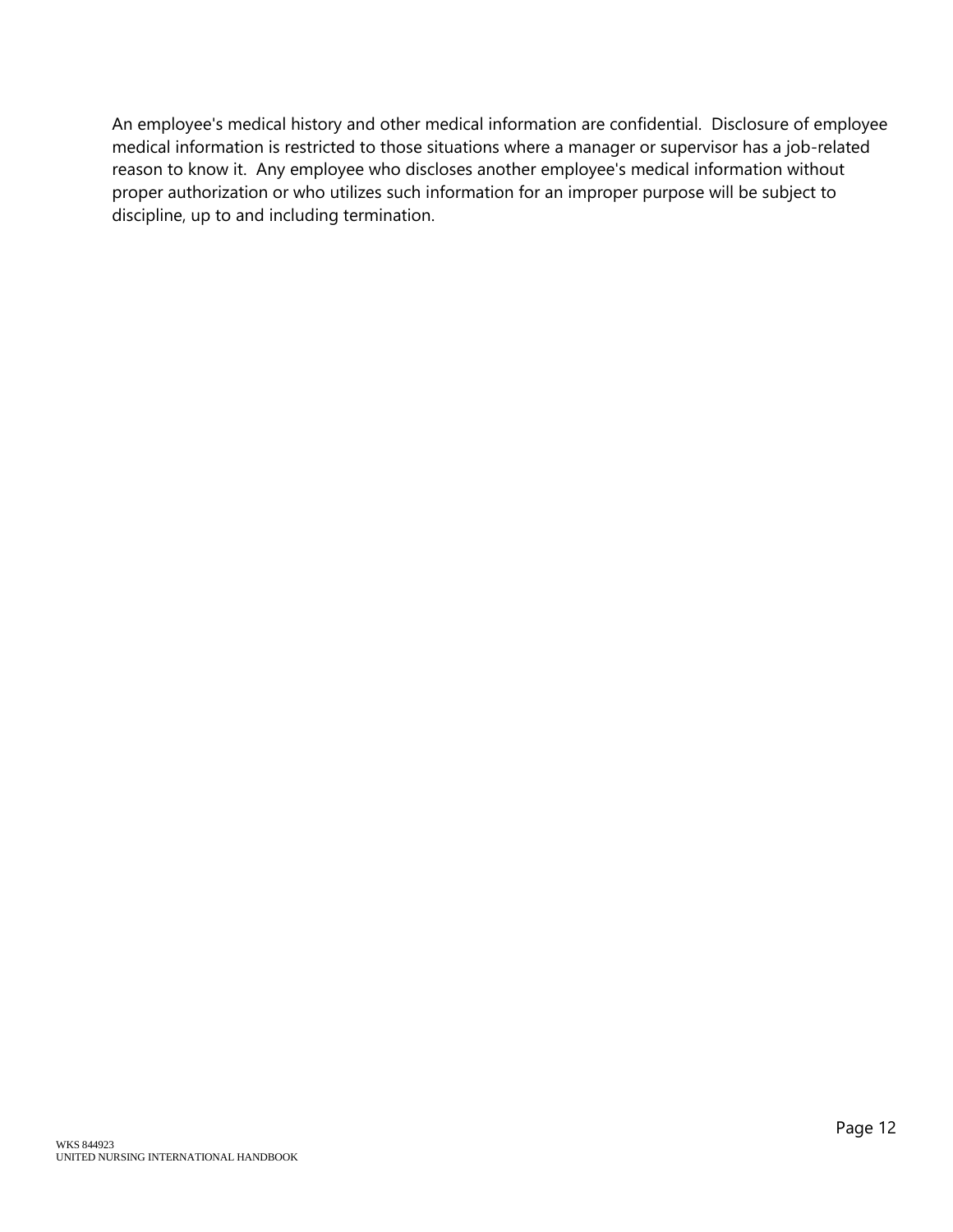An employee's medical history and other medical information are confidential. Disclosure of employee medical information is restricted to those situations where a manager or supervisor has a job-related reason to know it. Any employee who discloses another employee's medical information without proper authorization or who utilizes such information for an improper purpose will be subject to discipline, up to and including termination.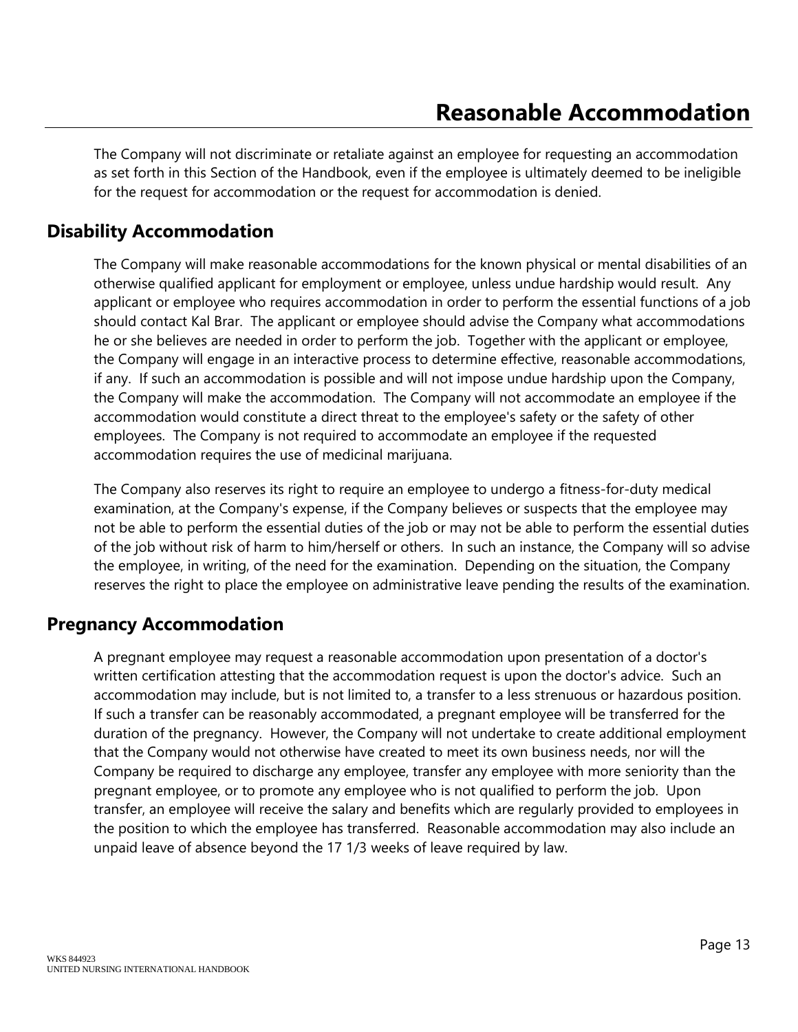# Reasonable Accommodation

The Company will not discriminate or retaliate against an employee for requesting an accommodation as set forth in this Section of the Handbook, even if the employee is ultimately deemed to be ineligible for the request for accommodation or the request for accommodation is denied.

## Disability Accommodation

The Company will make reasonable accommodations for the known physical or mental disabilities of an otherwise qualified applicant for employment or employee, unless undue hardship would result. Any applicant or employee who requires accommodation in order to perform the essential functions of a job should contact Kal Brar. The applicant or employee should advise the Company what accommodations he or she believes are needed in order to perform the job. Together with the applicant or employee, the Company will engage in an interactive process to determine effective, reasonable accommodations, if any. If such an accommodation is possible and will not impose undue hardship upon the Company, the Company will make the accommodation. The Company will not accommodate an employee if the accommodation would constitute a direct threat to the employee's safety or the safety of other employees. The Company is not required to accommodate an employee if the requested accommodation requires the use of medicinal marijuana.

The Company also reserves its right to require an employee to undergo a fitness-for-duty medical examination, at the Company's expense, if the Company believes or suspects that the employee may not be able to perform the essential duties of the job or may not be able to perform the essential duties of the job without risk of harm to him/herself or others. In such an instance, the Company will so advise the employee, in writing, of the need for the examination. Depending on the situation, the Company reserves the right to place the employee on administrative leave pending the results of the examination.

## Pregnancy Accommodation

A pregnant employee may request a reasonable accommodation upon presentation of a doctor's written certification attesting that the accommodation request is upon the doctor's advice. Such an accommodation may include, but is not limited to, a transfer to a less strenuous or hazardous position. If such a transfer can be reasonably accommodated, a pregnant employee will be transferred for the duration of the pregnancy. However, the Company will not undertake to create additional employment that the Company would not otherwise have created to meet its own business needs, nor will the Company be required to discharge any employee, transfer any employee with more seniority than the pregnant employee, or to promote any employee who is not qualified to perform the job. Upon transfer, an employee will receive the salary and benefits which are regularly provided to employees in the position to which the employee has transferred. Reasonable accommodation may also include an unpaid leave of absence beyond the 17 1/3 weeks of leave required by law.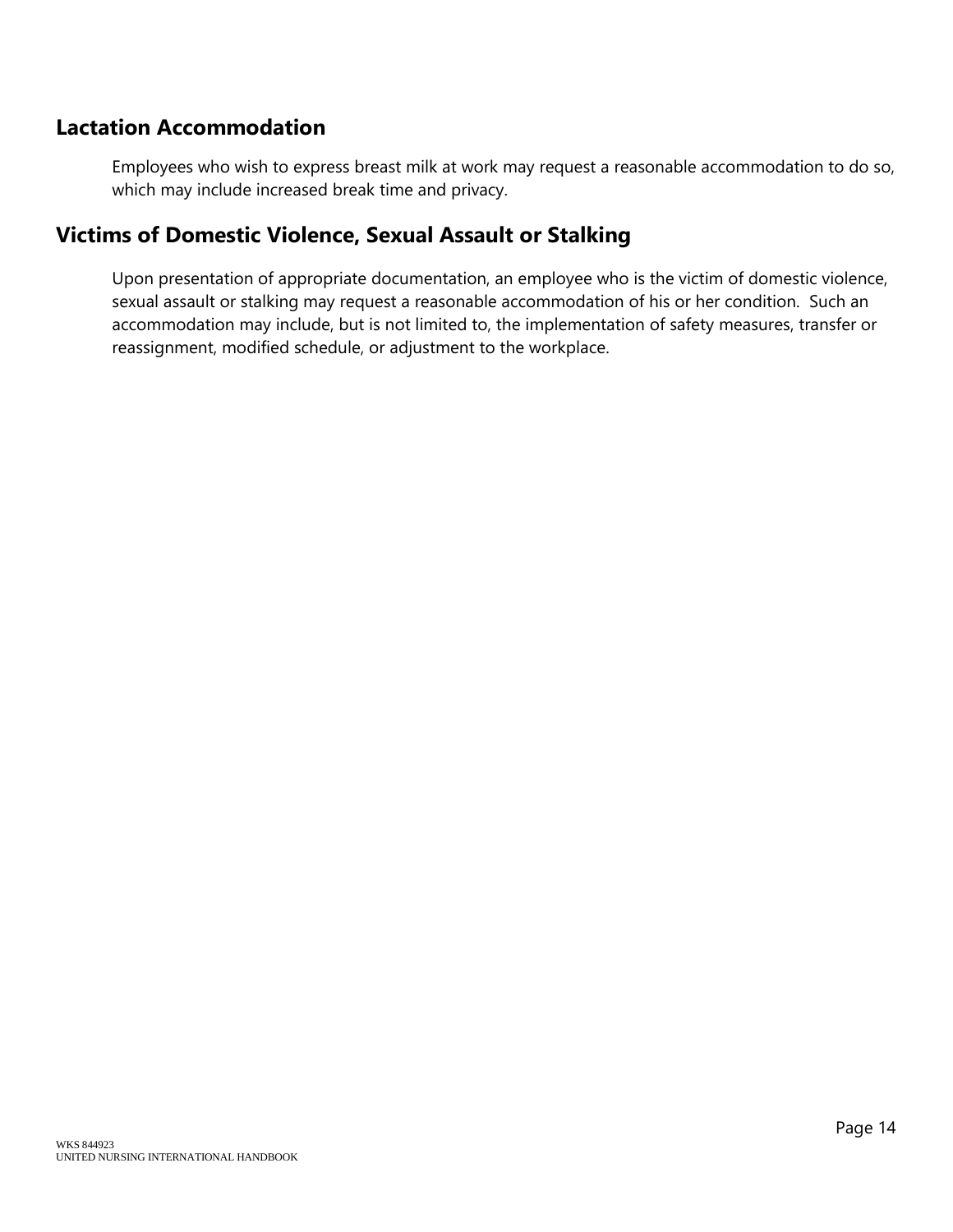## Lactation Accommodation

Employees who wish to express breast milk at work may request a reasonable accommodation to do so, which may include increased break time and privacy.

## Victims of Domestic Violence, Sexual Assault or Stalking

Upon presentation of appropriate documentation, an employee who is the victim of domestic violence, sexual assault or stalking may request a reasonable accommodation of his or her condition. Such an accommodation may include, but is not limited to, the implementation of safety measures, transfer or reassignment, modified schedule, or adjustment to the workplace.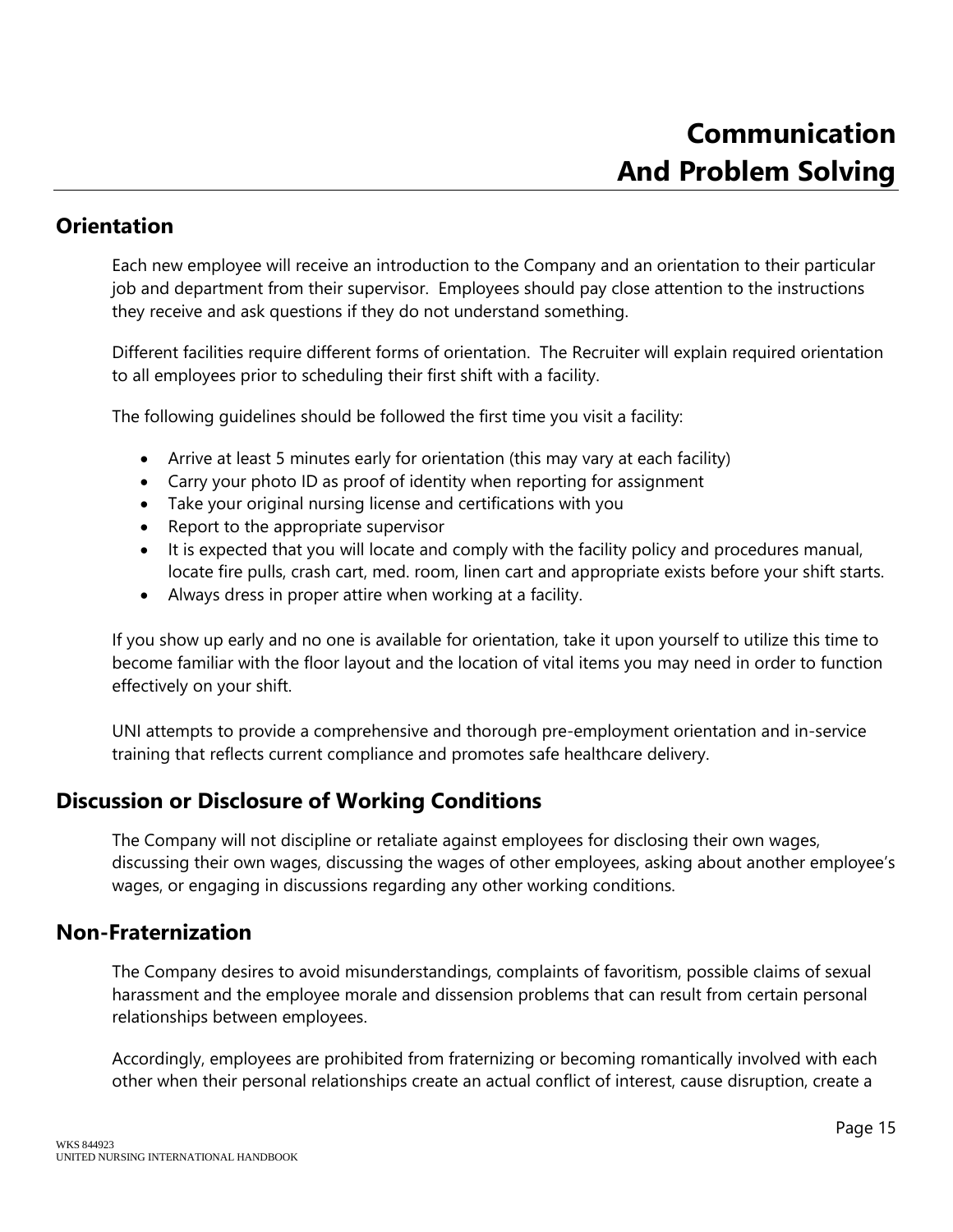# Communication And Problem Solving

## Orientation

Each new employee will receive an introduction to the Company and an orientation to their particular job and department from their supervisor. Employees should pay close attention to the instructions they receive and ask questions if they do not understand something.

Different facilities require different forms of orientation. The Recruiter will explain required orientation to all employees prior to scheduling their first shift with a facility.

The following guidelines should be followed the first time you visit a facility:

- Arrive at least 5 minutes early for orientation (this may vary at each facility)
- Carry your photo ID as proof of identity when reporting for assignment
- Take your original nursing license and certifications with you
- Report to the appropriate supervisor
- It is expected that you will locate and comply with the facility policy and procedures manual, locate fire pulls, crash cart, med. room, linen cart and appropriate exists before your shift starts.
- Always dress in proper attire when working at a facility.

If you show up early and no one is available for orientation, take it upon yourself to utilize this time to become familiar with the floor layout and the location of vital items you may need in order to function effectively on your shift.

UNI attempts to provide a comprehensive and thorough pre-employment orientation and in-service training that reflects current compliance and promotes safe healthcare delivery.

## Discussion or Disclosure of Working Conditions

The Company will not discipline or retaliate against employees for disclosing their own wages, discussing their own wages, discussing the wages of other employees, asking about another employee's wages, or engaging in discussions regarding any other working conditions.

## Non-Fraternization

The Company desires to avoid misunderstandings, complaints of favoritism, possible claims of sexual harassment and the employee morale and dissension problems that can result from certain personal relationships between employees.

Accordingly, employees are prohibited from fraternizing or becoming romantically involved with each other when their personal relationships create an actual conflict of interest, cause disruption, create a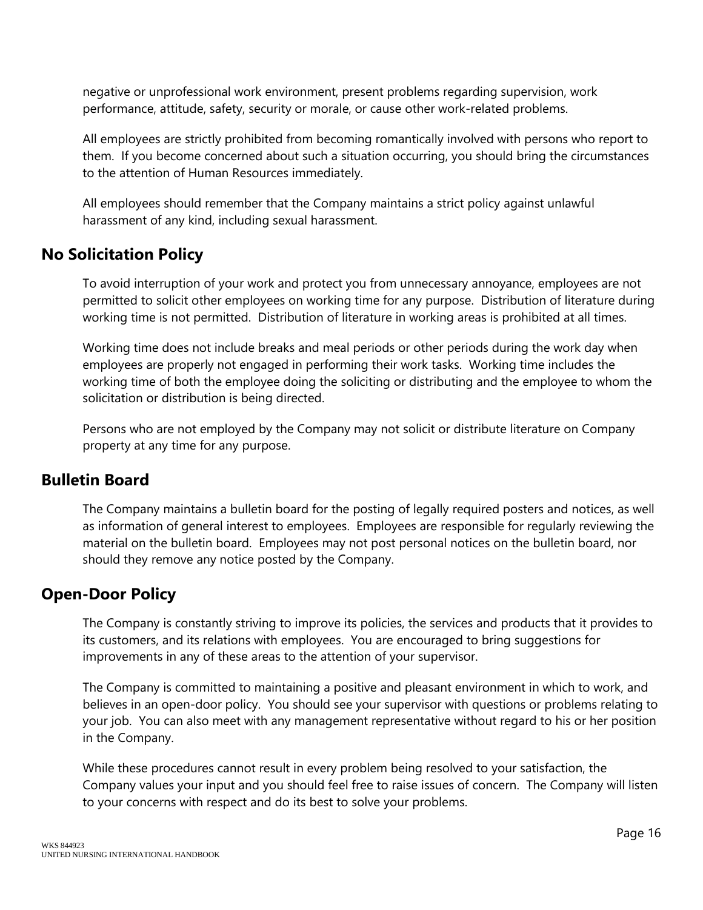negative or unprofessional work environment, present problems regarding supervision, work performance, attitude, safety, security or morale, or cause other work-related problems.

All employees are strictly prohibited from becoming romantically involved with persons who report to them. If you become concerned about such a situation occurring, you should bring the circumstances to the attention of Human Resources immediately.

All employees should remember that the Company maintains a strict policy against unlawful harassment of any kind, including sexual harassment.

## No Solicitation Policy

To avoid interruption of your work and protect you from unnecessary annoyance, employees are not permitted to solicit other employees on working time for any purpose. Distribution of literature during working time is not permitted. Distribution of literature in working areas is prohibited at all times.

Working time does not include breaks and meal periods or other periods during the work day when employees are properly not engaged in performing their work tasks. Working time includes the working time of both the employee doing the soliciting or distributing and the employee to whom the solicitation or distribution is being directed.

Persons who are not employed by the Company may not solicit or distribute literature on Company property at any time for any purpose.

## Bulletin Board

The Company maintains a bulletin board for the posting of legally required posters and notices, as well as information of general interest to employees. Employees are responsible for regularly reviewing the material on the bulletin board. Employees may not post personal notices on the bulletin board, nor should they remove any notice posted by the Company.

## Open-Door Policy

The Company is constantly striving to improve its policies, the services and products that it provides to its customers, and its relations with employees. You are encouraged to bring suggestions for improvements in any of these areas to the attention of your supervisor.

The Company is committed to maintaining a positive and pleasant environment in which to work, and believes in an open-door policy. You should see your supervisor with questions or problems relating to your job. You can also meet with any management representative without regard to his or her position in the Company.

While these procedures cannot result in every problem being resolved to your satisfaction, the Company values your input and you should feel free to raise issues of concern. The Company will listen to your concerns with respect and do its best to solve your problems.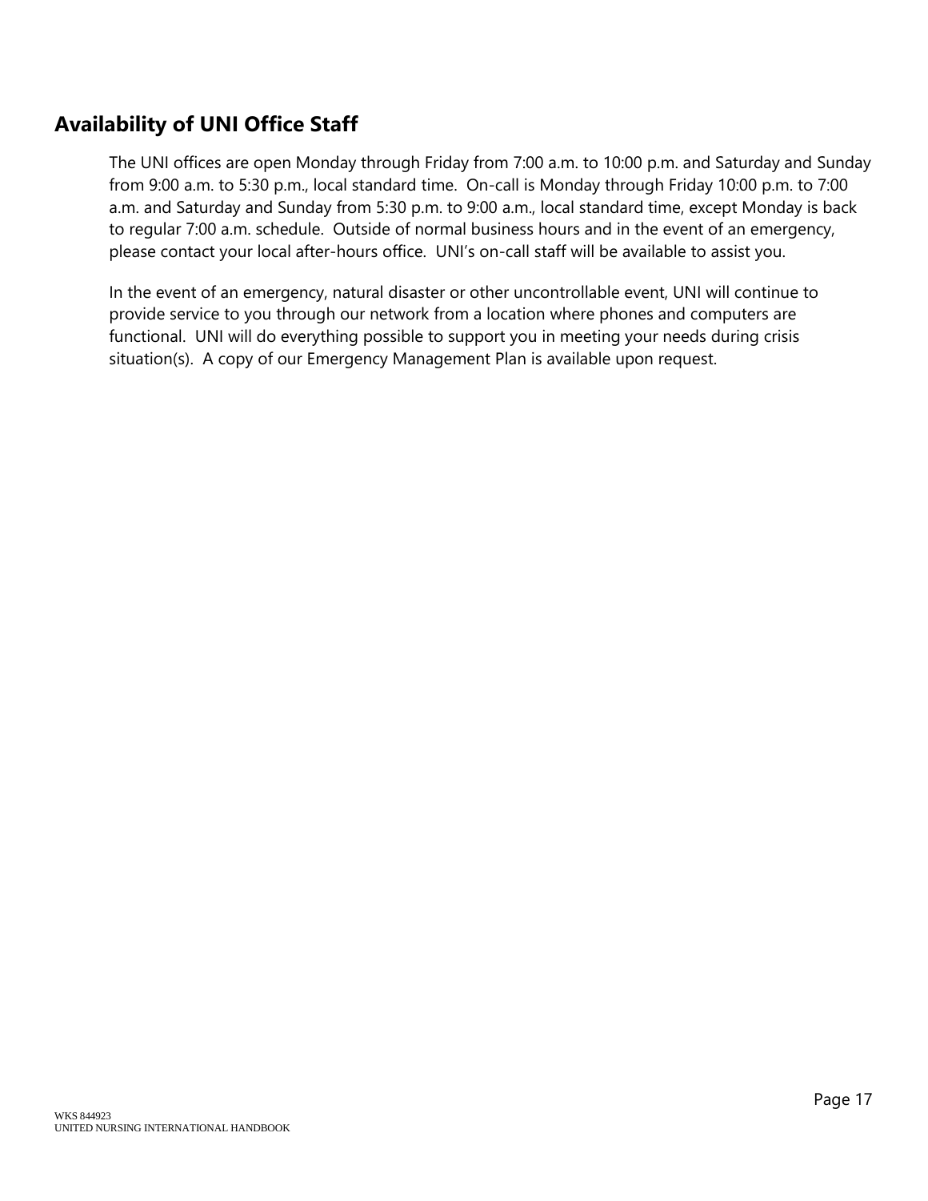## Availability of UNI Office Staff

The UNI offices are open Monday through Friday from 7:00 a.m. to 10:00 p.m. and Saturday and Sunday from 9:00 a.m. to 5:30 p.m., local standard time. On-call is Monday through Friday 10:00 p.m. to 7:00 a.m. and Saturday and Sunday from 5:30 p.m. to 9:00 a.m., local standard time, except Monday is back to regular 7:00 a.m. schedule. Outside of normal business hours and in the event of an emergency, please contact your local after-hours office. UNI's on-call staff will be available to assist you.

In the event of an emergency, natural disaster or other uncontrollable event, UNI will continue to provide service to you through our network from a location where phones and computers are functional. UNI will do everything possible to support you in meeting your needs during crisis situation(s). A copy of our Emergency Management Plan is available upon request.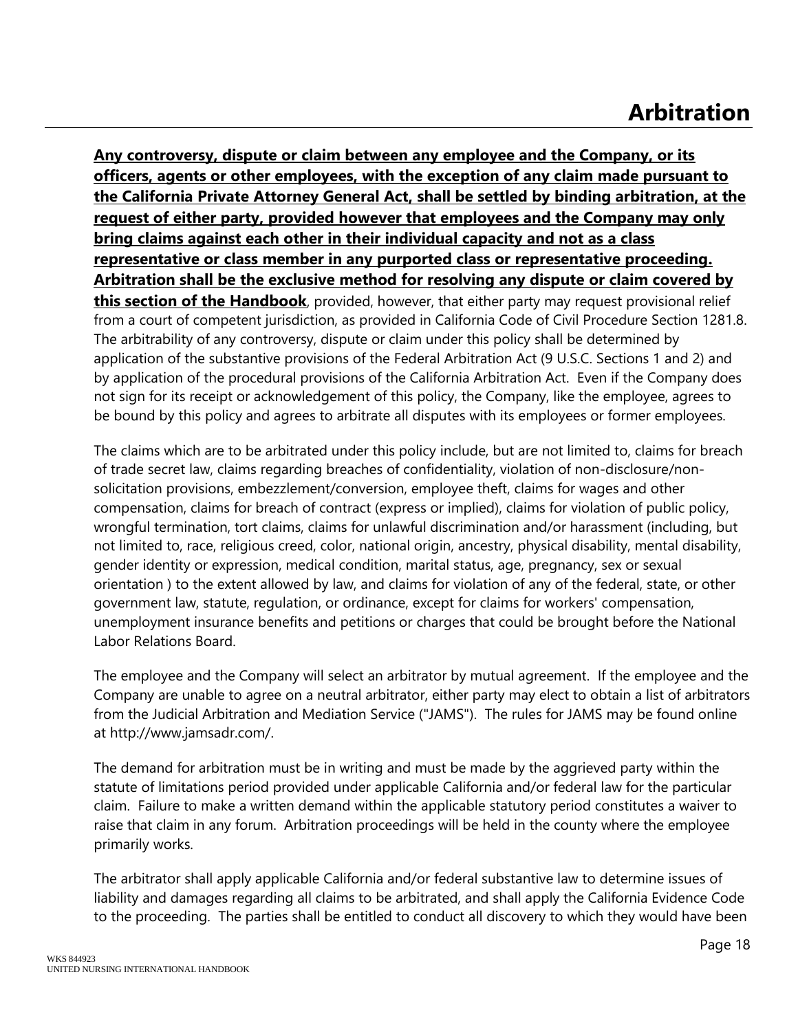# Arbitration

**<u>Any controversy, dispute or claim between any employee and the Company, or its officers, agents or other employees, with the exception of any claim made pursuant to the California Private Attorney General Act, shall be settled by binding arbitration, at the request of either party, provided however that employees and the Company may only bring claims against each other in their individual capacity and not as a class representative or class member in any purported class or representative proceeding. Arbitration shall be the exclusive method for resolving any dispute or claim covered by this section of the Handbook</u>**, provided, however, that either party may request provisional relief from a court of competent jurisdiction, as provided in California Code of Civil Procedure Section 1281.8. The arbitrability of any controversy, dispute or claim under this policy shall be determined by application of the substantive provisions of the Federal Arbitration Act (9 U.S.C. Sections 1 and 2) and by application of the procedural provisions of the California Arbitration Act. Even if the Company does not sign for its receipt or acknowledgement of this policy, the Company, like the employee, agrees to be bound by this policy and agrees to arbitrate all disputes with its employees or former employees.

The claims which are to be arbitrated under this policy include, but are not limited to, claims for breach of trade secret law, claims regarding breaches of confidentiality, violation of non-disclosure/non-solicitation provisions, embezzlement/conversion, employee theft, claims for wages and other compensation, claims for breach of contract (express or implied), claims for violation of public policy, wrongful termination, tort claims, claims for unlawful discrimination and/or harassment (including, but not limited to, race, religious creed, color, national origin, ancestry, physical disability, mental disability, gender identity or expression, medical condition, marital status, age, pregnancy, sex or sexual orientation ) to the extent allowed by law, and claims for violation of any of the federal, state, or other government law, statute, regulation, or ordinance, except for claims for workers' compensation, unemployment insurance benefits and petitions or charges that could be brought before the National Labor Relations Board.

The employee and the Company will select an arbitrator by mutual agreement. If the employee and the Company are unable to agree on a neutral arbitrator, either party may elect to obtain a list of arbitrators from the Judicial Arbitration and Mediation Service ("JAMS"). The rules for JAMS may be found online at http://www.jamsadr.com/.

The demand for arbitration must be in writing and must be made by the aggrieved party within the statute of limitations period provided under applicable California and/or federal law for the particular claim. Failure to make a written demand within the applicable statutory period constitutes a waiver to raise that claim in any forum. Arbitration proceedings will be held in the county where the employee primarily works.

The arbitrator shall apply applicable California and/or federal substantive law to determine issues of liability and damages regarding all claims to be arbitrated, and shall apply the California Evidence Code to the proceeding. The parties shall be entitled to conduct all discovery to which they would have been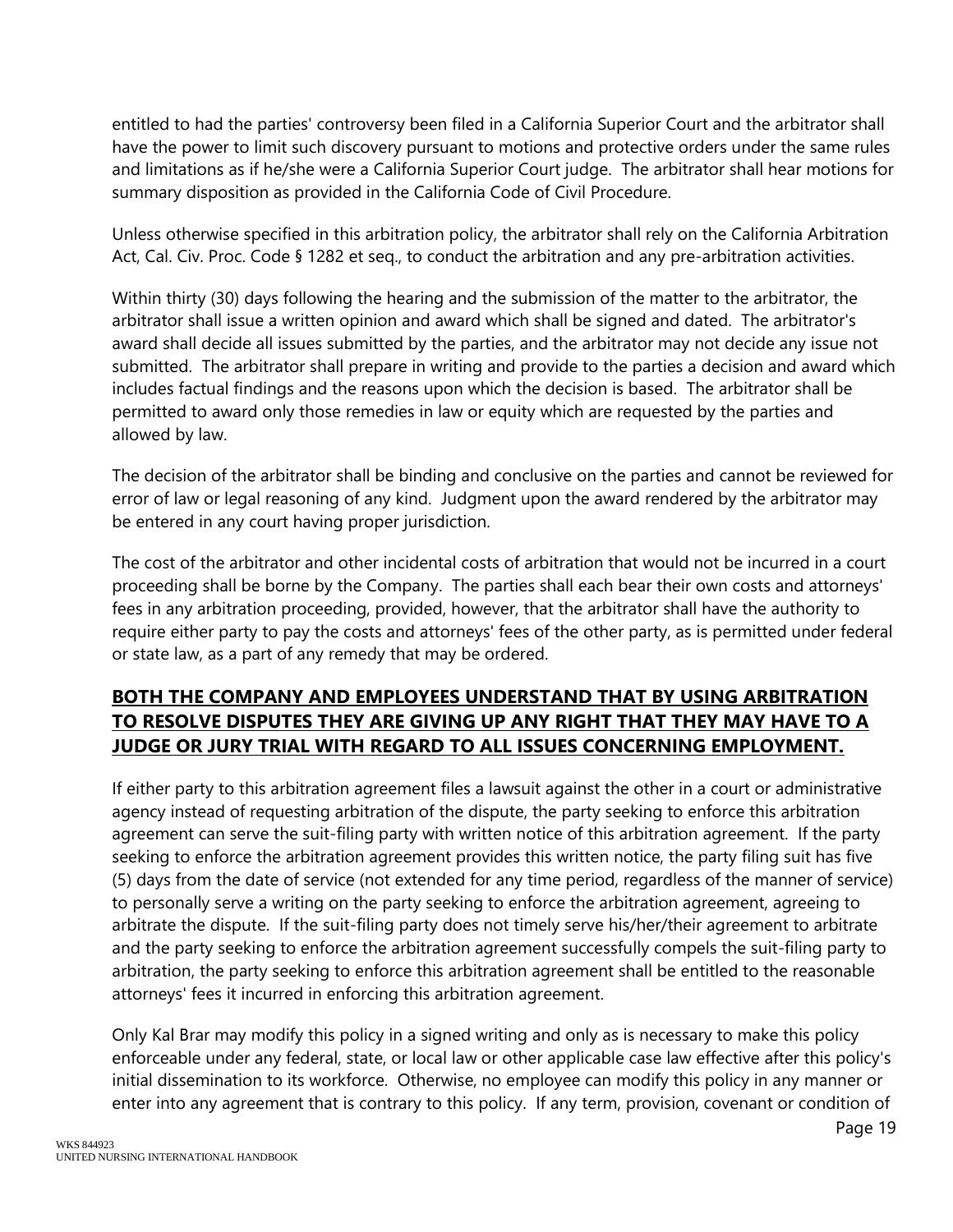entitled to had the parties' controversy been filed in a California Superior Court and the arbitrator shall have the power to limit such discovery pursuant to motions and protective orders under the same rules and limitations as if he/she were a California Superior Court judge. The arbitrator shall hear motions for summary disposition as provided in the California Code of Civil Procedure.

Unless otherwise specified in this arbitration policy, the arbitrator shall rely on the California Arbitration Act, Cal. Civ. Proc. Code § 1282 et seq., to conduct the arbitration and any pre-arbitration activities.

Within thirty (30) days following the hearing and the submission of the matter to the arbitrator, the arbitrator shall issue a written opinion and award which shall be signed and dated. The arbitrator's award shall decide all issues submitted by the parties, and the arbitrator may not decide any issue not submitted. The arbitrator shall prepare in writing and provide to the parties a decision and award which includes factual findings and the reasons upon which the decision is based. The arbitrator shall be permitted to award only those remedies in law or equity which are requested by the parties and allowed by law.

The decision of the arbitrator shall be binding and conclusive on the parties and cannot be reviewed for error of law or legal reasoning of any kind. Judgment upon the award rendered by the arbitrator may be entered in any court having proper jurisdiction.

The cost of the arbitrator and other incidental costs of arbitration that would not be incurred in a court proceeding shall be borne by the Company. The parties shall each bear their own costs and attorneys' fees in any arbitration proceeding, provided, however, that the arbitrator shall have the authority to require either party to pay the costs and attorneys' fees of the other party, as is permitted under federal or state law, as a part of any remedy that may be ordered.

**BOTH THE COMPANY AND EMPLOYEES UNDERSTAND THAT BY USING ARBITRATION TO RESOLVE DISPUTES THEY ARE GIVING UP ANY RIGHT THAT THEY MAY HAVE TO A JUDGE OR JURY TRIAL WITH REGARD TO ALL ISSUES CONCERNING EMPLOYMENT.**

If either party to this arbitration agreement files a lawsuit against the other in a court or administrative agency instead of requesting arbitration of the dispute, the party seeking to enforce this arbitration agreement can serve the suit-filing party with written notice of this arbitration agreement. If the party seeking to enforce the arbitration agreement provides this written notice, the party filing suit has five (5) days from the date of service (not extended for any time period, regardless of the manner of service) to personally serve a writing on the party seeking to enforce the arbitration agreement, agreeing to arbitrate the dispute. If the suit-filing party does not timely serve his/her/their agreement to arbitrate and the party seeking to enforce the arbitration agreement successfully compels the suit-filing party to arbitration, the party seeking to enforce this arbitration agreement shall be entitled to the reasonable attorneys' fees it incurred in enforcing this arbitration agreement.

Only Kal Brar may modify this policy in a signed writing and only as is necessary to make this policy enforceable under any federal, state, or local law or other applicable case law effective after this policy's initial dissemination to its workforce. Otherwise, no employee can modify this policy in any manner or enter into any agreement that is contrary to this policy. If any term, provision, covenant or condition of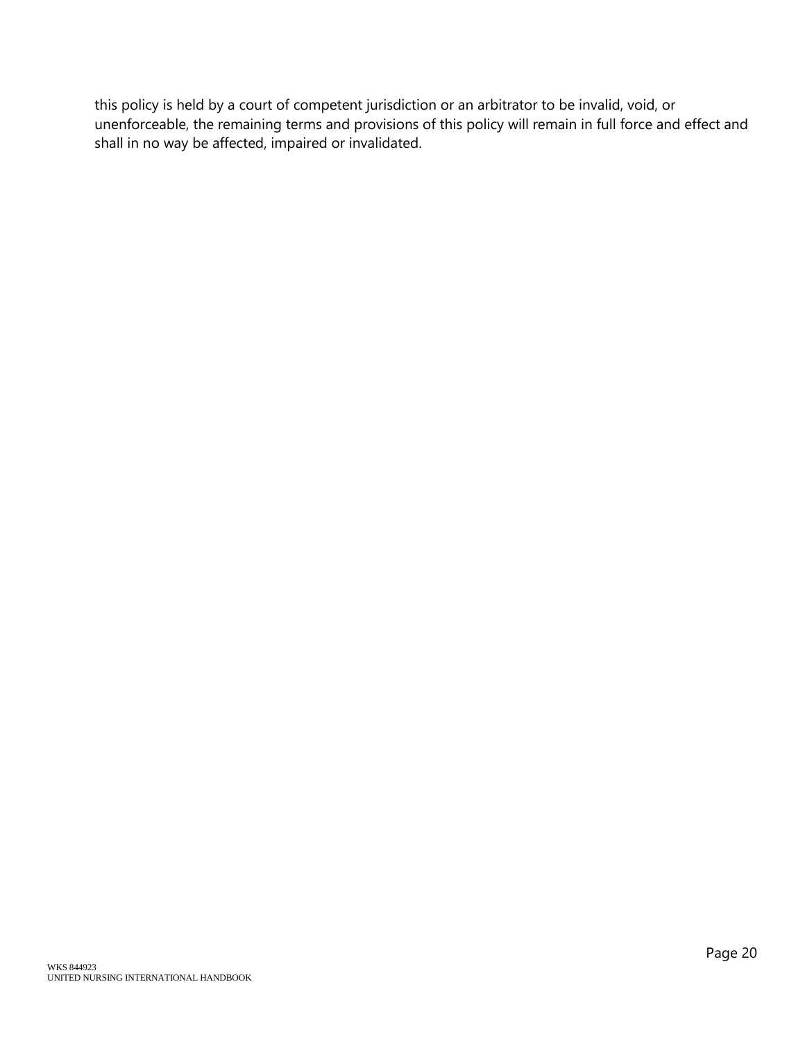this policy is held by a court of competent jurisdiction or an arbitrator to be invalid, void, or unenforceable, the remaining terms and provisions of this policy will remain in full force and effect and shall in no way be affected, impaired or invalidated.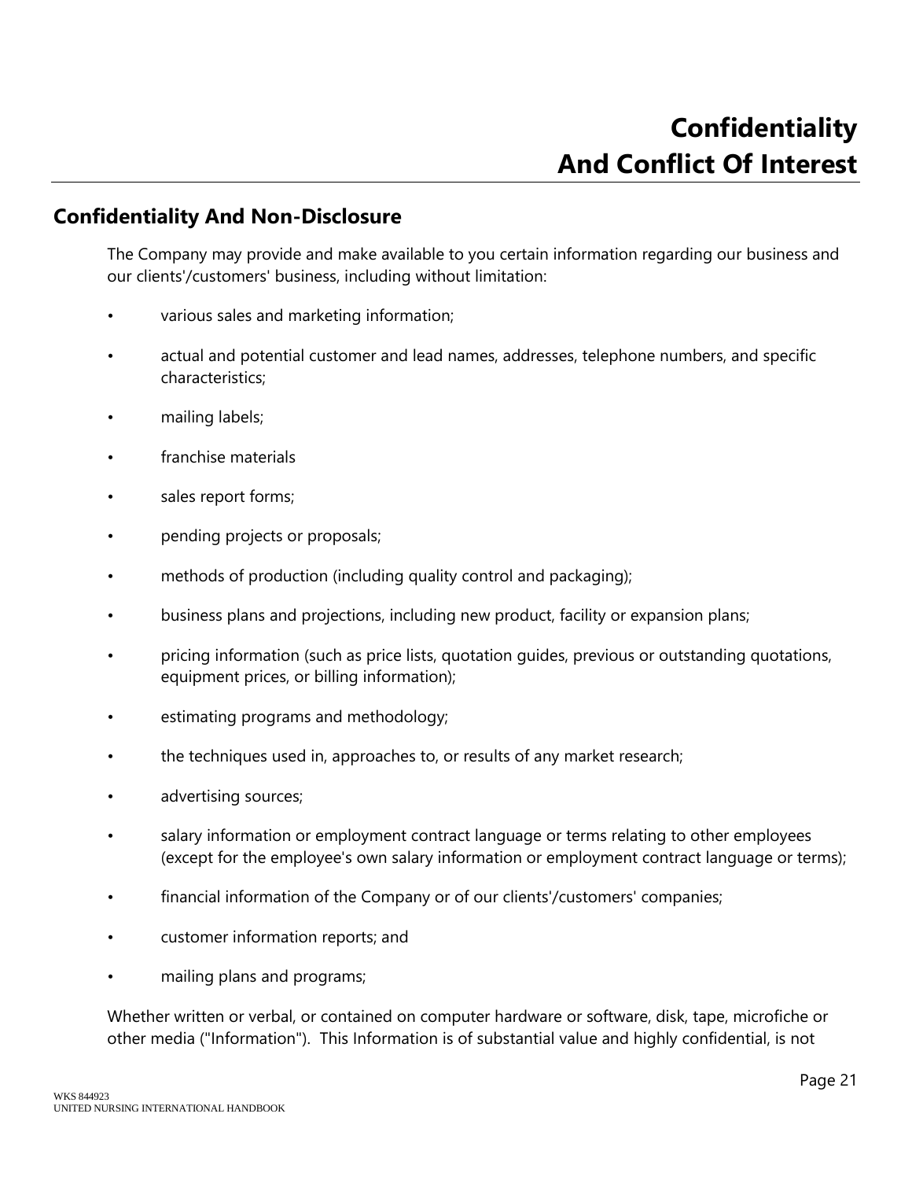# Confidentiality And Conflict Of Interest

## Confidentiality And Non-Disclosure

The Company may provide and make available to you certain information regarding our business and our clients'/customers' business, including without limitation:

- various sales and marketing information;
- actual and potential customer and lead names, addresses, telephone numbers, and specific characteristics;
- mailing labels;
- franchise materials
- sales report forms;
- pending projects or proposals;
- methods of production (including quality control and packaging);
- business plans and projections, including new product, facility or expansion plans;
- pricing information (such as price lists, quotation guides, previous or outstanding quotations, equipment prices, or billing information);
- estimating programs and methodology;
- the techniques used in, approaches to, or results of any market research;
- advertising sources;
- salary information or employment contract language or terms relating to other employees (except for the employee's own salary information or employment contract language or terms);
- financial information of the Company or of our clients'/customers' companies;
- customer information reports; and
- mailing plans and programs;

Whether written or verbal, or contained on computer hardware or software, disk, tape, microfiche or other media ("Information"). This Information is of substantial value and highly confidential, is not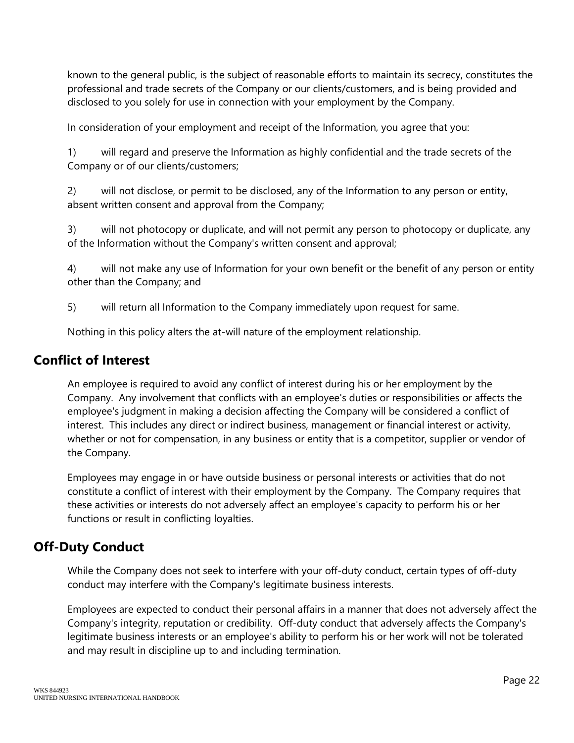known to the general public, is the subject of reasonable efforts to maintain its secrecy, constitutes the professional and trade secrets of the Company or our clients/customers, and is being provided and disclosed to you solely for use in connection with your employment by the Company.

In consideration of your employment and receipt of the Information, you agree that you:

1) will regard and preserve the Information as highly confidential and the trade secrets of the Company or of our clients/customers;

2) will not disclose, or permit to be disclosed, any of the Information to any person or entity, absent written consent and approval from the Company;

3) will not photocopy or duplicate, and will not permit any person to photocopy or duplicate, any of the Information without the Company's written consent and approval;

4) will not make any use of Information for your own benefit or the benefit of any person or entity other than the Company; and

5) will return all Information to the Company immediately upon request for same.

Nothing in this policy alters the at-will nature of the employment relationship.

## Conflict of Interest

An employee is required to avoid any conflict of interest during his or her employment by the Company. Any involvement that conflicts with an employee's duties or responsibilities or affects the employee's judgment in making a decision affecting the Company will be considered a conflict of interest. This includes any direct or indirect business, management or financial interest or activity, whether or not for compensation, in any business or entity that is a competitor, supplier or vendor of the Company.

Employees may engage in or have outside business or personal interests or activities that do not constitute a conflict of interest with their employment by the Company. The Company requires that these activities or interests do not adversely affect an employee's capacity to perform his or her functions or result in conflicting loyalties.

## Off-Duty Conduct

While the Company does not seek to interfere with your off-duty conduct, certain types of off-duty conduct may interfere with the Company's legitimate business interests.

Employees are expected to conduct their personal affairs in a manner that does not adversely affect the Company's integrity, reputation or credibility. Off-duty conduct that adversely affects the Company's legitimate business interests or an employee's ability to perform his or her work will not be tolerated and may result in discipline up to and including termination.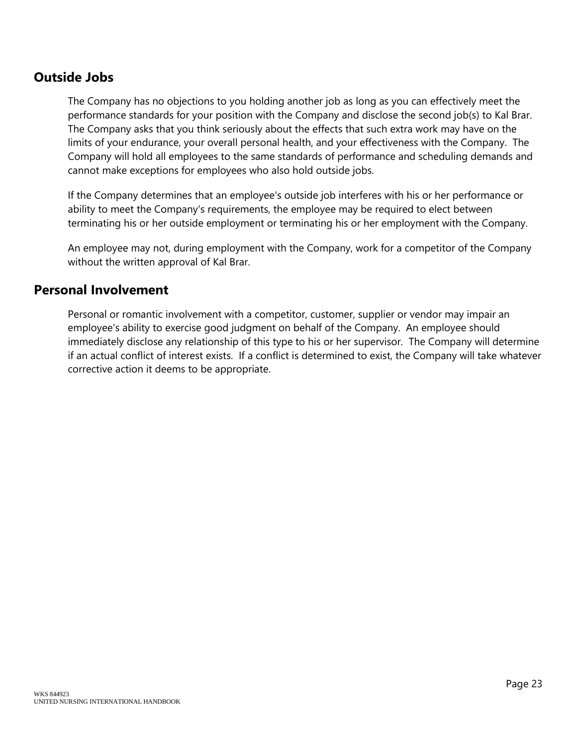## Outside Jobs

The Company has no objections to you holding another job as long as you can effectively meet the performance standards for your position with the Company and disclose the second job(s) to Kal Brar. The Company asks that you think seriously about the effects that such extra work may have on the limits of your endurance, your overall personal health, and your effectiveness with the Company. The Company will hold all employees to the same standards of performance and scheduling demands and cannot make exceptions for employees who also hold outside jobs.

If the Company determines that an employee's outside job interferes with his or her performance or ability to meet the Company's requirements, the employee may be required to elect between terminating his or her outside employment or terminating his or her employment with the Company.

An employee may not, during employment with the Company, work for a competitor of the Company without the written approval of Kal Brar.

## Personal Involvement

Personal or romantic involvement with a competitor, customer, supplier or vendor may impair an employee's ability to exercise good judgment on behalf of the Company. An employee should immediately disclose any relationship of this type to his or her supervisor. The Company will determine if an actual conflict of interest exists. If a conflict is determined to exist, the Company will take whatever corrective action it deems to be appropriate.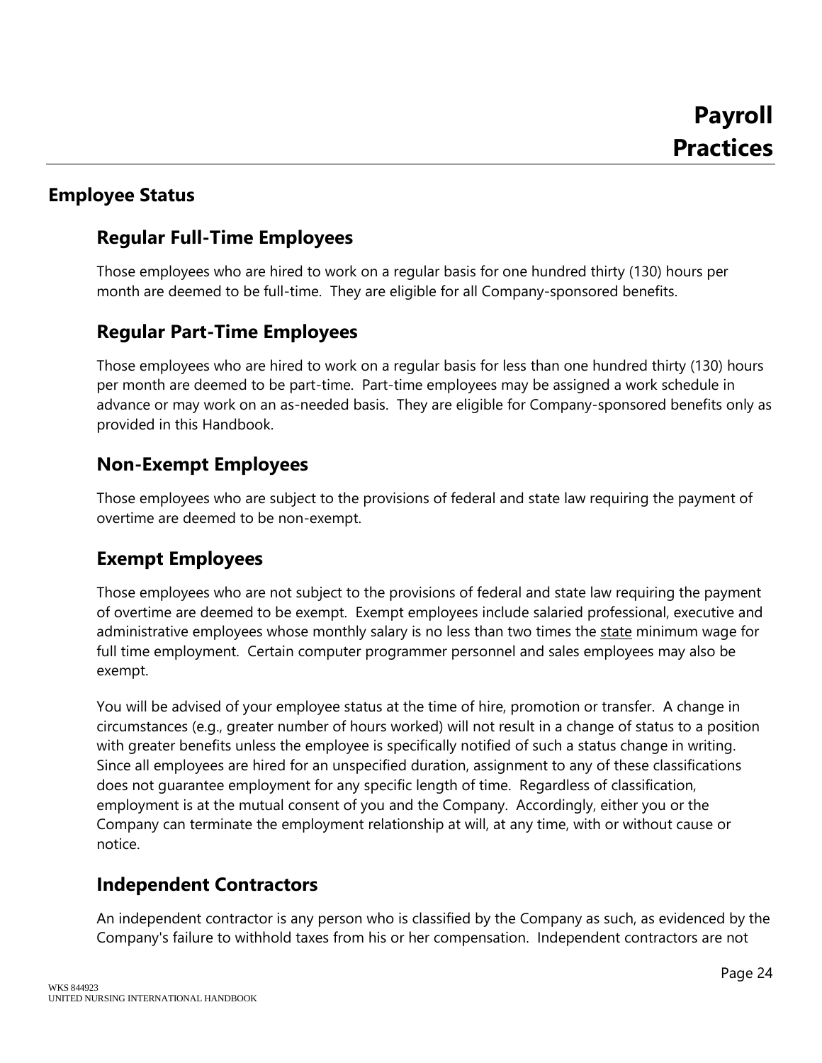# Payroll Practices

## Employee Status

### Regular Full-Time Employees

Those employees who are hired to work on a regular basis for one hundred thirty (130) hours per month are deemed to be full-time. They are eligible for all Company-sponsored benefits.

### Regular Part-Time Employees

Those employees who are hired to work on a regular basis for less than one hundred thirty (130) hours per month are deemed to be part-time. Part-time employees may be assigned a work schedule in advance or may work on an as-needed basis. They are eligible for Company-sponsored benefits only as provided in this Handbook.

### Non-Exempt Employees

Those employees who are subject to the provisions of federal and state law requiring the payment of overtime are deemed to be non-exempt.

### Exempt Employees

Those employees who are not subject to the provisions of federal and state law requiring the payment of overtime are deemed to be exempt. Exempt employees include salaried professional, executive and administrative employees whose monthly salary is no less than two times the <u>state</u> minimum wage for full time employment. Certain computer programmer personnel and sales employees may also be exempt.

You will be advised of your employee status at the time of hire, promotion or transfer. A change in circumstances (e.g., greater number of hours worked) will not result in a change of status to a position with greater benefits unless the employee is specifically notified of such a status change in writing. Since all employees are hired for an unspecified duration, assignment to any of these classifications does not guarantee employment for any specific length of time. Regardless of classification, employment is at the mutual consent of you and the Company. Accordingly, either you or the Company can terminate the employment relationship at will, at any time, with or without cause or notice.

### Independent Contractors

An independent contractor is any person who is classified by the Company as such, as evidenced by the Company's failure to withhold taxes from his or her compensation. Independent contractors are not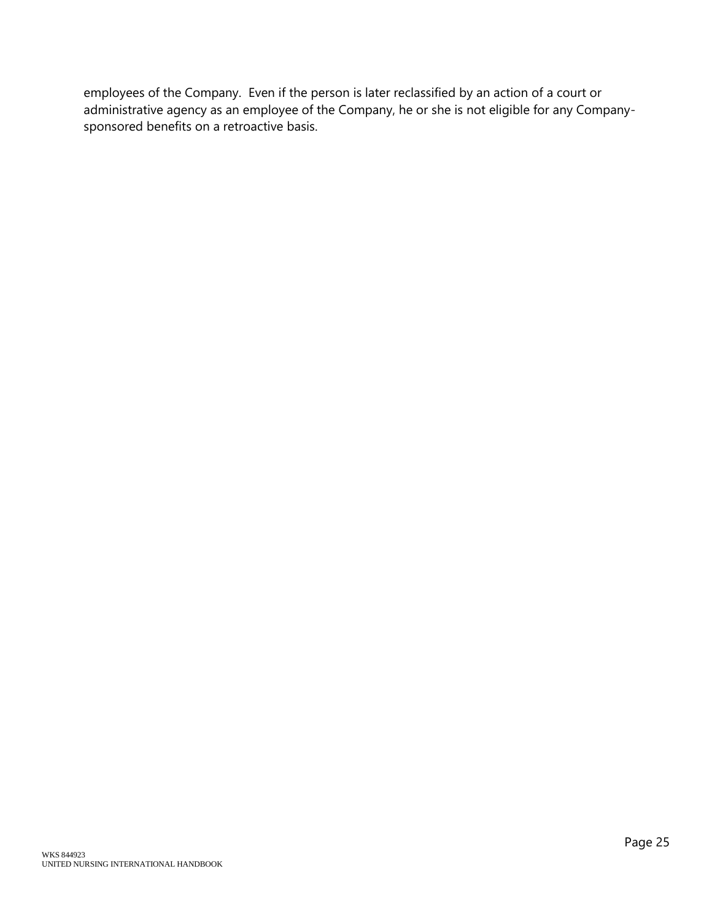employees of the Company. Even if the person is later reclassified by an action of a court or administrative agency as an employee of the Company, he or she is not eligible for any Company-sponsored benefits on a retroactive basis.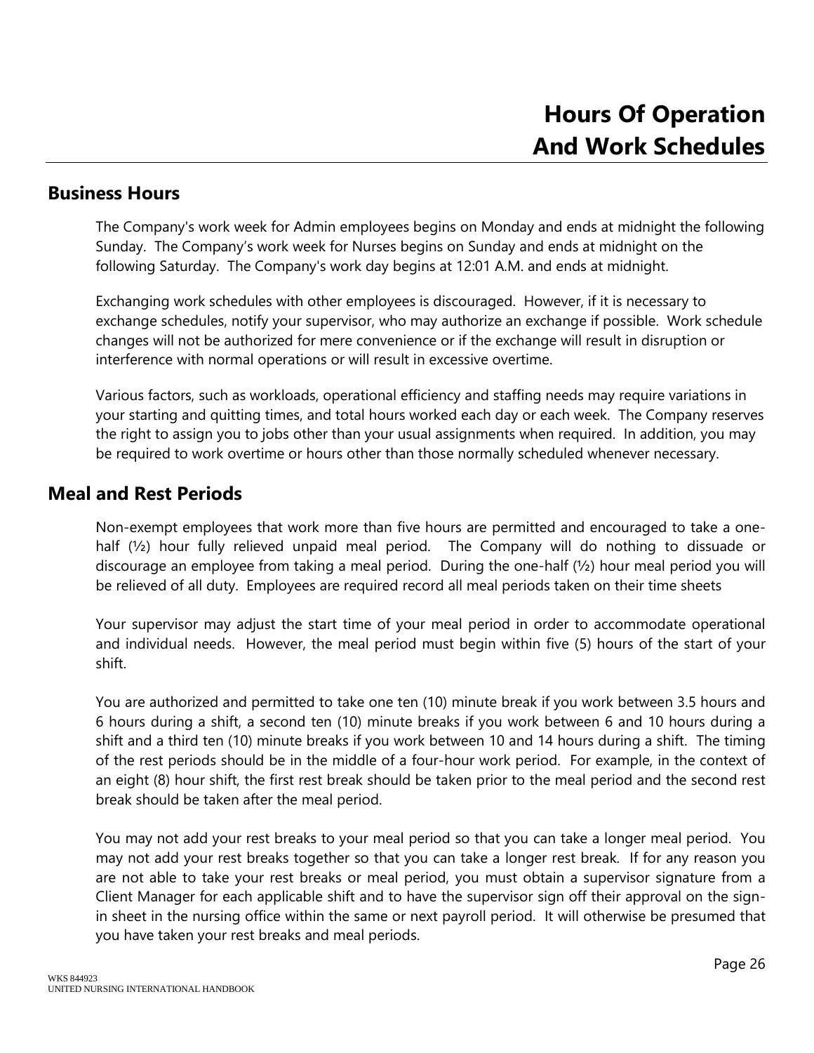# Hours Of Operation And Work Schedules

## Business Hours

The Company's work week for Admin employees begins on Monday and ends at midnight the following Sunday. The Company's work week for Nurses begins on Sunday and ends at midnight on the following Saturday. The Company's work day begins at 12:01 A.M. and ends at midnight.

Exchanging work schedules with other employees is discouraged. However, if it is necessary to exchange schedules, notify your supervisor, who may authorize an exchange if possible. Work schedule changes will not be authorized for mere convenience or if the exchange will result in disruption or interference with normal operations or will result in excessive overtime.

Various factors, such as workloads, operational efficiency and staffing needs may require variations in your starting and quitting times, and total hours worked each day or each week. The Company reserves the right to assign you to jobs other than your usual assignments when required. In addition, you may be required to work overtime or hours other than those normally scheduled whenever necessary.

## Meal and Rest Periods

Non-exempt employees that work more than five hours are permitted and encouraged to take a one-half (½) hour fully relieved unpaid meal period. The Company will do nothing to dissuade or discourage an employee from taking a meal period. During the one-half (½) hour meal period you will be relieved of all duty. Employees are required record all meal periods taken on their time sheets

Your supervisor may adjust the start time of your meal period in order to accommodate operational and individual needs. However, the meal period must begin within five (5) hours of the start of your shift.

You are authorized and permitted to take one ten (10) minute break if you work between 3.5 hours and 6 hours during a shift, a second ten (10) minute breaks if you work between 6 and 10 hours during a shift and a third ten (10) minute breaks if you work between 10 and 14 hours during a shift. The timing of the rest periods should be in the middle of a four-hour work period. For example, in the context of an eight (8) hour shift, the first rest break should be taken prior to the meal period and the second rest break should be taken after the meal period.

You may not add your rest breaks to your meal period so that you can take a longer meal period. You may not add your rest breaks together so that you can take a longer rest break. If for any reason you are not able to take your rest breaks or meal period, you must obtain a supervisor signature from a Client Manager for each applicable shift and to have the supervisor sign off their approval on the sign-in sheet in the nursing office within the same or next payroll period. It will otherwise be presumed that you have taken your rest breaks and meal periods.

WKS 844923
UNITED NURSING INTERNATIONAL HANDBOOK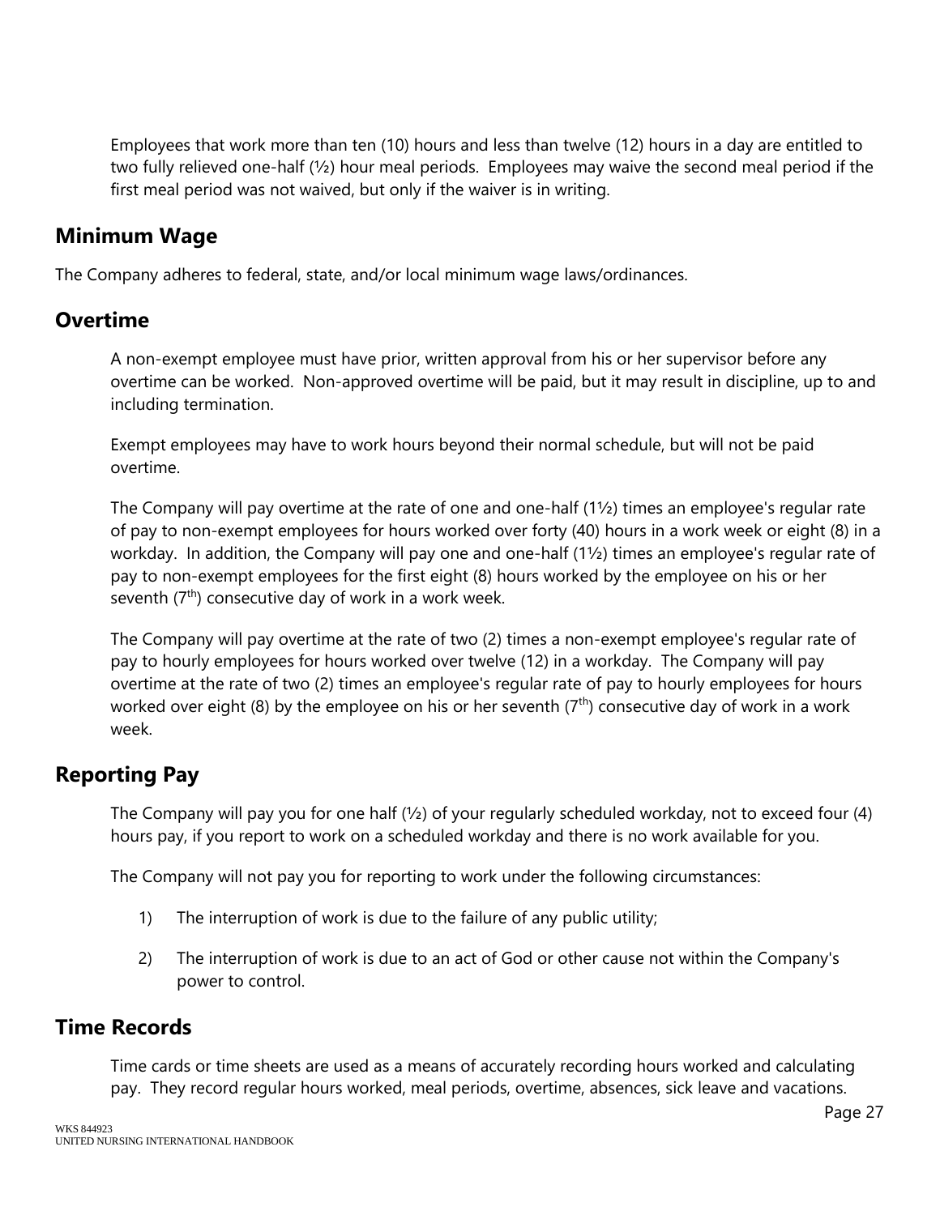Employees that work more than ten (10) hours and less than twelve (12) hours in a day are entitled to two fully relieved one-half (½) hour meal periods. Employees may waive the second meal period if the first meal period was not waived, but only if the waiver is in writing.

## Minimum Wage

The Company adheres to federal, state, and/or local minimum wage laws/ordinances.

## Overtime

A non-exempt employee must have prior, written approval from his or her supervisor before any overtime can be worked. Non-approved overtime will be paid, but it may result in discipline, up to and including termination.

Exempt employees may have to work hours beyond their normal schedule, but will not be paid overtime.

The Company will pay overtime at the rate of one and one-half (1½) times an employee's regular rate of pay to non-exempt employees for hours worked over forty (40) hours in a work week or eight (8) in a workday. In addition, the Company will pay one and one-half (1½) times an employee's regular rate of pay to non-exempt employees for the first eight (8) hours worked by the employee on his or her seventh ($7^{th}$) consecutive day of work in a work week.

The Company will pay overtime at the rate of two (2) times a non-exempt employee's regular rate of pay to hourly employees for hours worked over twelve (12) in a workday. The Company will pay overtime at the rate of two (2) times an employee's regular rate of pay to hourly employees for hours worked over eight (8) by the employee on his or her seventh ($7^{th}$) consecutive day of work in a work week.

## Reporting Pay

The Company will pay you for one half (½) of your regularly scheduled workday, not to exceed four (4) hours pay, if you report to work on a scheduled workday and there is no work available for you.

The Company will not pay you for reporting to work under the following circumstances:

1) The interruption of work is due to the failure of any public utility;

2) The interruption of work is due to an act of God or other cause not within the Company's power to control.

## Time Records

Time cards or time sheets are used as a means of accurately recording hours worked and calculating pay. They record regular hours worked, meal periods, overtime, absences, sick leave and vacations.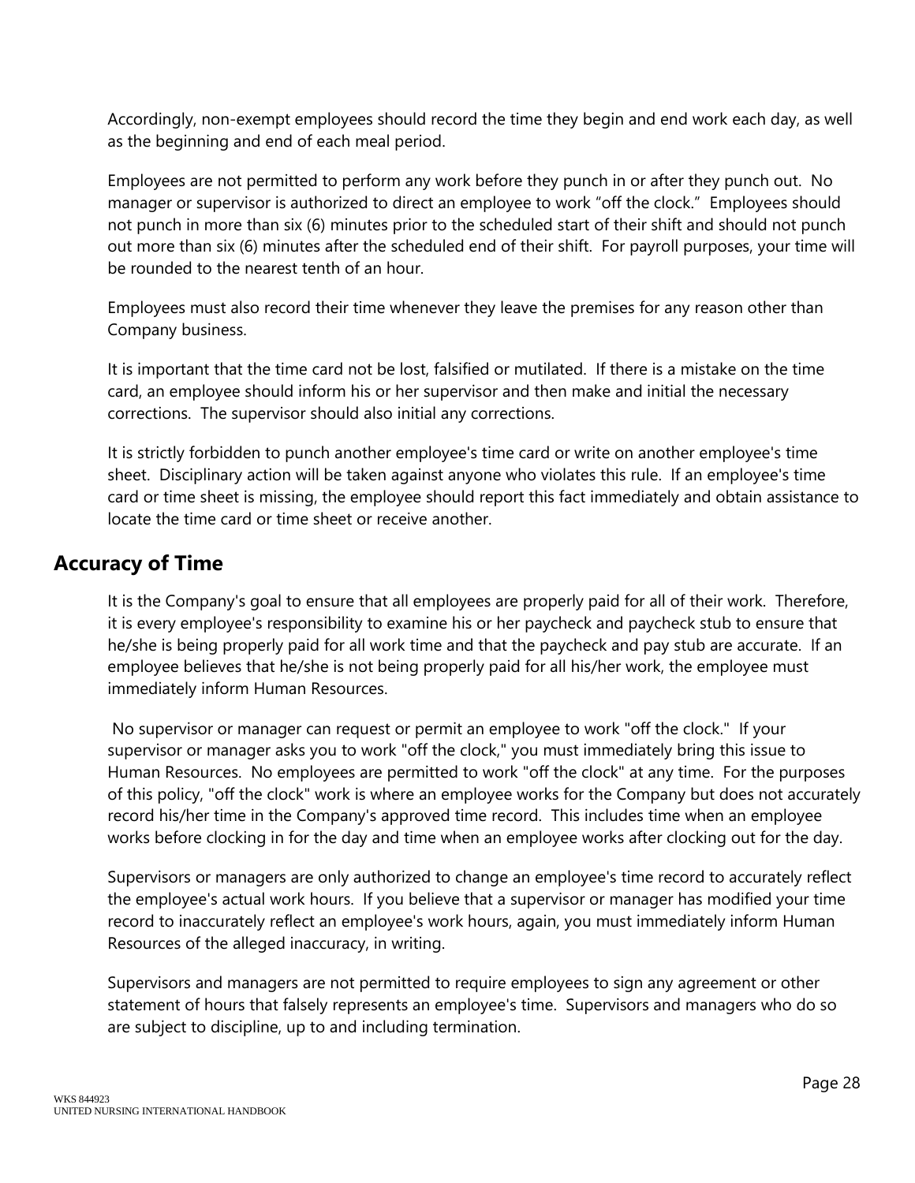Accordingly, non-exempt employees should record the time they begin and end work each day, as well as the beginning and end of each meal period.

Employees are not permitted to perform any work before they punch in or after they punch out. No manager or supervisor is authorized to direct an employee to work “off the clock.” Employees should not punch in more than six (6) minutes prior to the scheduled start of their shift and should not punch out more than six (6) minutes after the scheduled end of their shift. For payroll purposes, your time will be rounded to the nearest tenth of an hour.

Employees must also record their time whenever they leave the premises for any reason other than Company business.

It is important that the time card not be lost, falsified or mutilated. If there is a mistake on the time card, an employee should inform his or her supervisor and then make and initial the necessary corrections. The supervisor should also initial any corrections.

It is strictly forbidden to punch another employee's time card or write on another employee's time sheet. Disciplinary action will be taken against anyone who violates this rule. If an employee's time card or time sheet is missing, the employee should report this fact immediately and obtain assistance to locate the time card or time sheet or receive another.

## Accuracy of Time

It is the Company's goal to ensure that all employees are properly paid for all of their work. Therefore, it is every employee's responsibility to examine his or her paycheck and paycheck stub to ensure that he/she is being properly paid for all work time and that the paycheck and pay stub are accurate. If an employee believes that he/she is not being properly paid for all his/her work, the employee must immediately inform Human Resources.

No supervisor or manager can request or permit an employee to work "off the clock." If your supervisor or manager asks you to work "off the clock," you must immediately bring this issue to Human Resources. No employees are permitted to work "off the clock" at any time. For the purposes of this policy, "off the clock" work is where an employee works for the Company but does not accurately record his/her time in the Company's approved time record. This includes time when an employee works before clocking in for the day and time when an employee works after clocking out for the day.

Supervisors or managers are only authorized to change an employee's time record to accurately reflect the employee's actual work hours. If you believe that a supervisor or manager has modified your time record to inaccurately reflect an employee's work hours, again, you must immediately inform Human Resources of the alleged inaccuracy, in writing.

Supervisors and managers are not permitted to require employees to sign any agreement or other statement of hours that falsely represents an employee's time. Supervisors and managers who do so are subject to discipline, up to and including termination.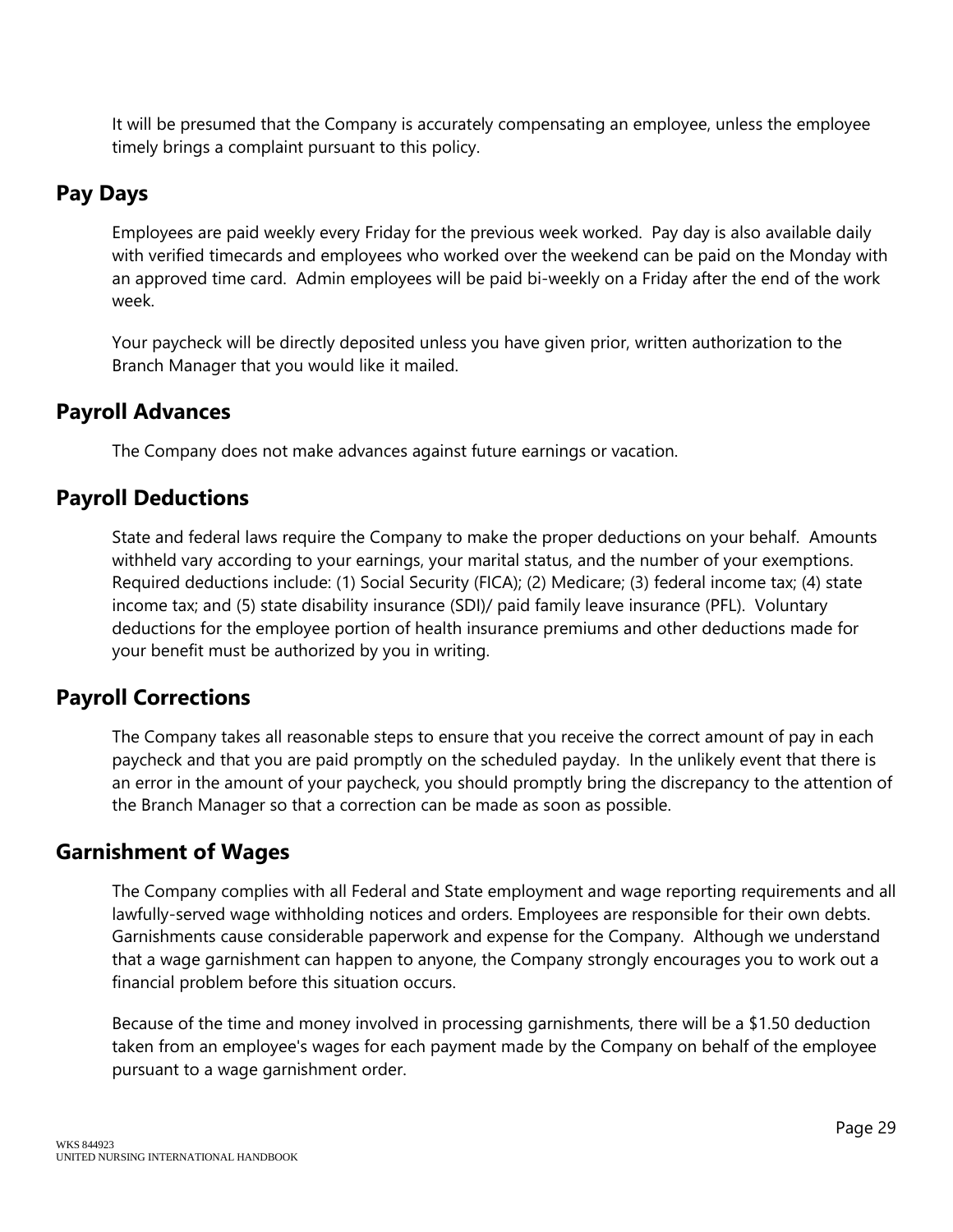It will be presumed that the Company is accurately compensating an employee, unless the employee timely brings a complaint pursuant to this policy.

## Pay Days

Employees are paid weekly every Friday for the previous week worked. Pay day is also available daily with verified timecards and employees who worked over the weekend can be paid on the Monday with an approved time card. Admin employees will be paid bi-weekly on a Friday after the end of the work week.

Your paycheck will be directly deposited unless you have given prior, written authorization to the Branch Manager that you would like it mailed.

## Payroll Advances

The Company does not make advances against future earnings or vacation.

## Payroll Deductions

State and federal laws require the Company to make the proper deductions on your behalf. Amounts withheld vary according to your earnings, your marital status, and the number of your exemptions. Required deductions include: (1) Social Security (FICA); (2) Medicare; (3) federal income tax; (4) state income tax; and (5) state disability insurance (SDI)/ paid family leave insurance (PFL). Voluntary deductions for the employee portion of health insurance premiums and other deductions made for your benefit must be authorized by you in writing.

## Payroll Corrections

The Company takes all reasonable steps to ensure that you receive the correct amount of pay in each paycheck and that you are paid promptly on the scheduled payday. In the unlikely event that there is an error in the amount of your paycheck, you should promptly bring the discrepancy to the attention of the Branch Manager so that a correction can be made as soon as possible.

## Garnishment of Wages

The Company complies with all Federal and State employment and wage reporting requirements and all lawfully-served wage withholding notices and orders. Employees are responsible for their own debts. Garnishments cause considerable paperwork and expense for the Company. Although we understand that a wage garnishment can happen to anyone, the Company strongly encourages you to work out a financial problem before this situation occurs.

Because of the time and money involved in processing garnishments, there will be a $1.50 deduction taken from an employee's wages for each payment made by the Company on behalf of the employee pursuant to a wage garnishment order.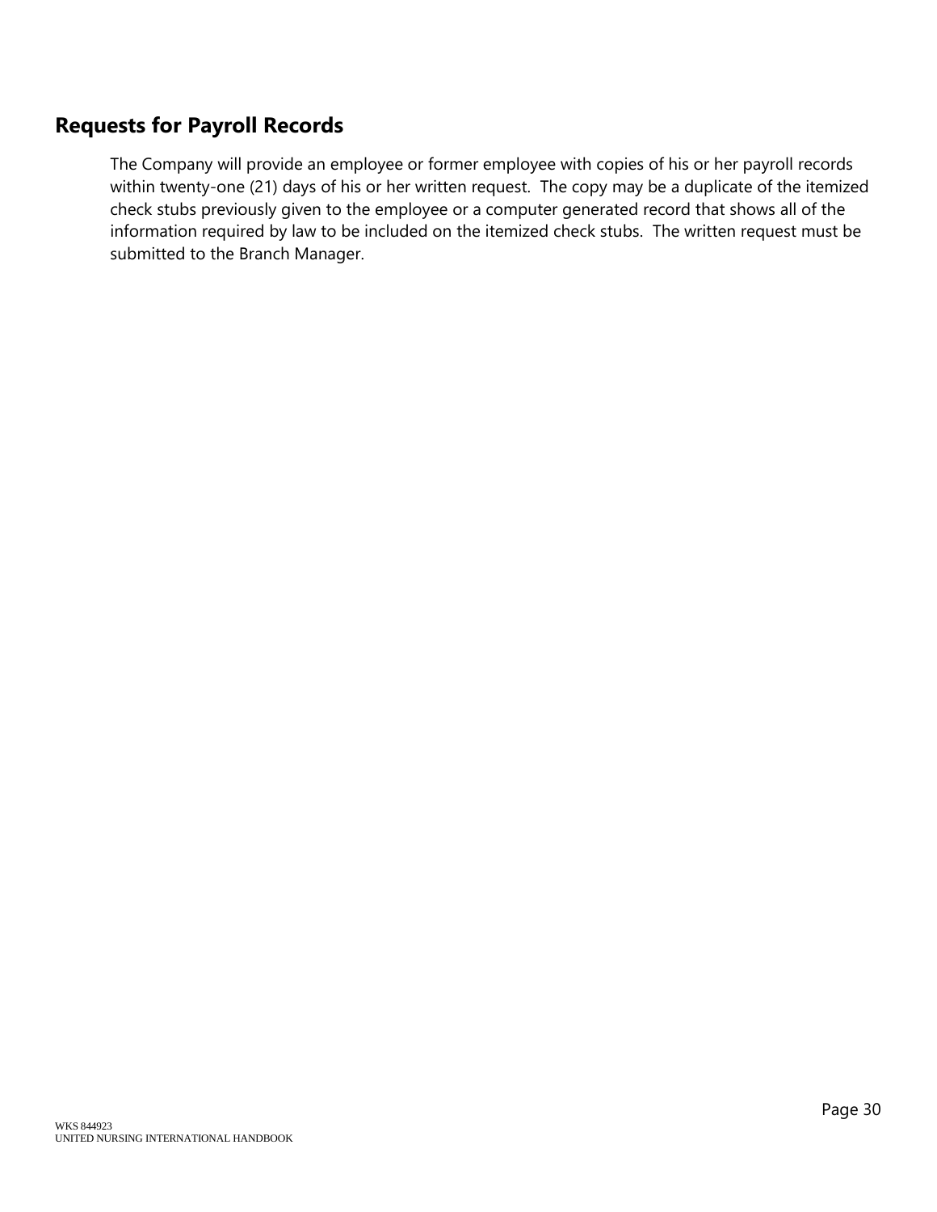## Requests for Payroll Records

The Company will provide an employee or former employee with copies of his or her payroll records within twenty-one (21) days of his or her written request. The copy may be a duplicate of the itemized check stubs previously given to the employee or a computer generated record that shows all of the information required by law to be included on the itemized check stubs. The written request must be submitted to the Branch Manager.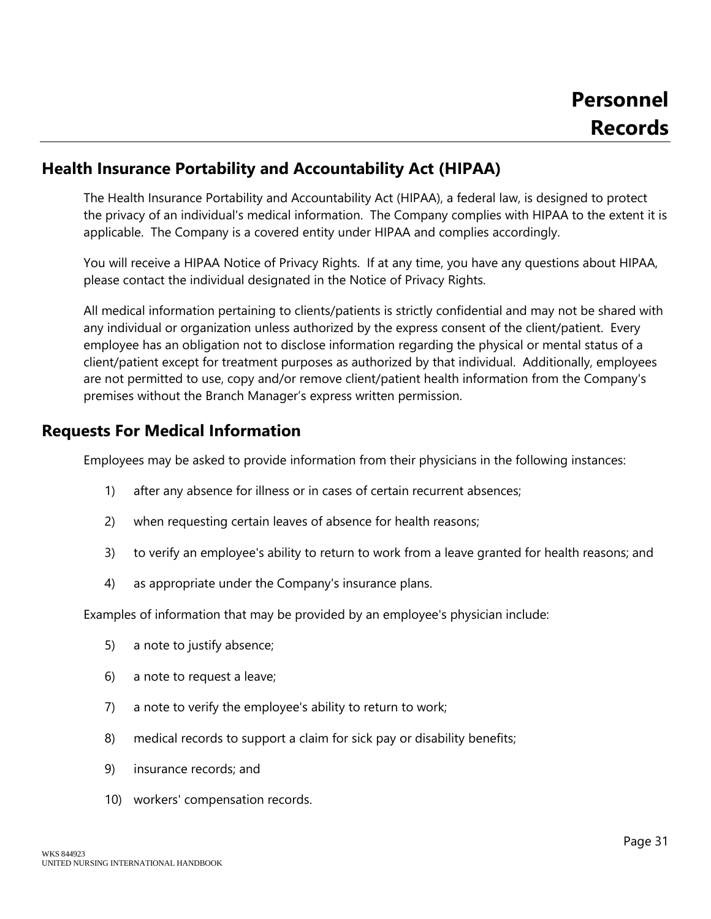# Personnel Records

## Health Insurance Portability and Accountability Act (HIPAA)

The Health Insurance Portability and Accountability Act (HIPAA), a federal law, is designed to protect the privacy of an individual's medical information. The Company complies with HIPAA to the extent it is applicable. The Company is a covered entity under HIPAA and complies accordingly.

You will receive a HIPAA Notice of Privacy Rights. If at any time, you have any questions about HIPAA, please contact the individual designated in the Notice of Privacy Rights.

All medical information pertaining to clients/patients is strictly confidential and may not be shared with any individual or organization unless authorized by the express consent of the client/patient. Every employee has an obligation not to disclose information regarding the physical or mental status of a client/patient except for treatment purposes as authorized by that individual. Additionally, employees are not permitted to use, copy and/or remove client/patient health information from the Company's premises without the Branch Manager's express written permission.

## Requests For Medical Information

Employees may be asked to provide information from their physicians in the following instances:

1) after any absence for illness or in cases of certain recurrent absences;

2) when requesting certain leaves of absence for health reasons;

3) to verify an employee's ability to return to work from a leave granted for health reasons; and

4) as appropriate under the Company's insurance plans.

Examples of information that may be provided by an employee's physician include:

5) a note to justify absence;

6) a note to request a leave;

7) a note to verify the employee's ability to return to work;

8) medical records to support a claim for sick pay or disability benefits;

9) insurance records; and

10) workers' compensation records.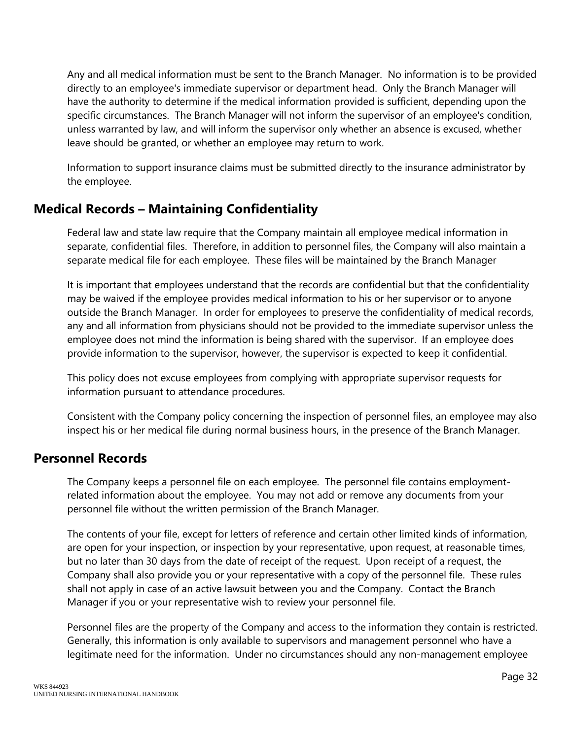Any and all medical information must be sent to the Branch Manager. No information is to be provided directly to an employee's immediate supervisor or department head. Only the Branch Manager will have the authority to determine if the medical information provided is sufficient, depending upon the specific circumstances. The Branch Manager will not inform the supervisor of an employee's condition, unless warranted by law, and will inform the supervisor only whether an absence is excused, whether leave should be granted, or whether an employee may return to work.

Information to support insurance claims must be submitted directly to the insurance administrator by the employee.

## Medical Records – Maintaining Confidentiality

Federal law and state law require that the Company maintain all employee medical information in separate, confidential files. Therefore, in addition to personnel files, the Company will also maintain a separate medical file for each employee. These files will be maintained by the Branch Manager

It is important that employees understand that the records are confidential but that the confidentiality may be waived if the employee provides medical information to his or her supervisor or to anyone outside the Branch Manager. In order for employees to preserve the confidentiality of medical records, any and all information from physicians should not be provided to the immediate supervisor unless the employee does not mind the information is being shared with the supervisor. If an employee does provide information to the supervisor, however, the supervisor is expected to keep it confidential.

This policy does not excuse employees from complying with appropriate supervisor requests for information pursuant to attendance procedures.

Consistent with the Company policy concerning the inspection of personnel files, an employee may also inspect his or her medical file during normal business hours, in the presence of the Branch Manager.

## Personnel Records

The Company keeps a personnel file on each employee. The personnel file contains employment-related information about the employee. You may not add or remove any documents from your personnel file without the written permission of the Branch Manager.

The contents of your file, except for letters of reference and certain other limited kinds of information, are open for your inspection, or inspection by your representative, upon request, at reasonable times, but no later than 30 days from the date of receipt of the request. Upon receipt of a request, the Company shall also provide you or your representative with a copy of the personnel file. These rules shall not apply in case of an active lawsuit between you and the Company. Contact the Branch Manager if you or your representative wish to review your personnel file.

Personnel files are the property of the Company and access to the information they contain is restricted. Generally, this information is only available to supervisors and management personnel who have a legitimate need for the information. Under no circumstances should any non-management employee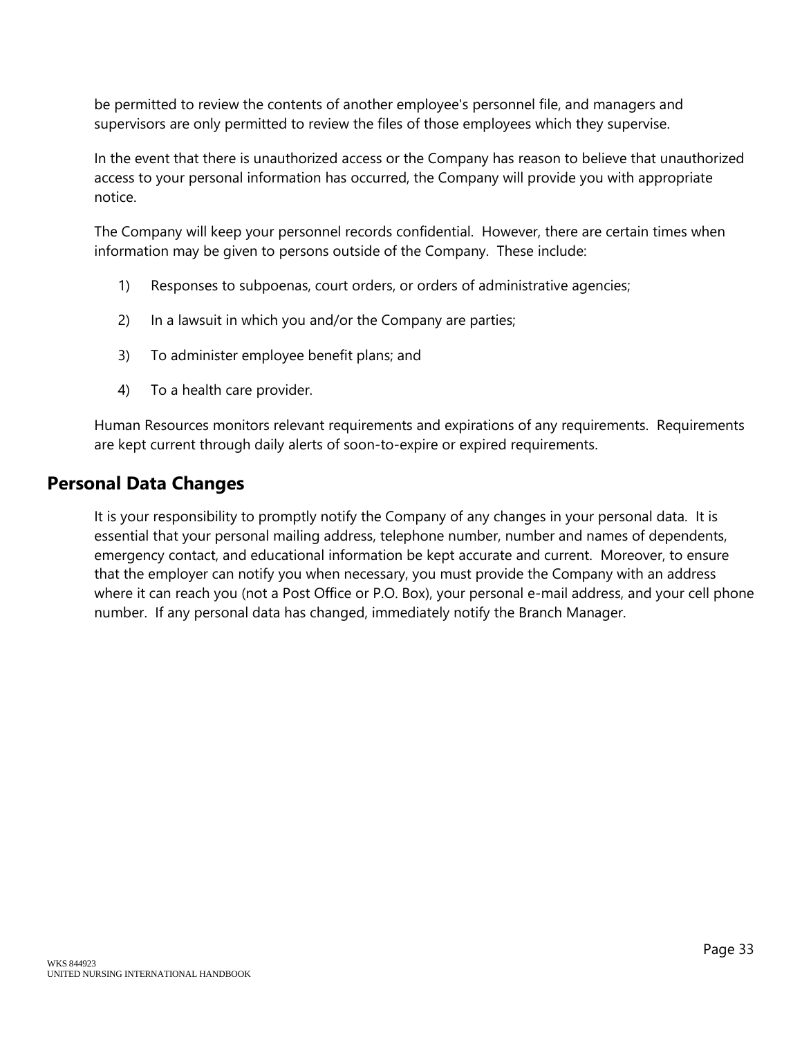be permitted to review the contents of another employee's personnel file, and managers and supervisors are only permitted to review the files of those employees which they supervise.

In the event that there is unauthorized access or the Company has reason to believe that unauthorized access to your personal information has occurred, the Company will provide you with appropriate notice.

The Company will keep your personnel records confidential. However, there are certain times when information may be given to persons outside of the Company. These include:

1) Responses to subpoenas, court orders, or orders of administrative agencies;
2) In a lawsuit in which you and/or the Company are parties;
3) To administer employee benefit plans; and
4) To a health care provider.

Human Resources monitors relevant requirements and expirations of any requirements. Requirements are kept current through daily alerts of soon-to-expire or expired requirements.

## Personal Data Changes

It is your responsibility to promptly notify the Company of any changes in your personal data. It is essential that your personal mailing address, telephone number, number and names of dependents, emergency contact, and educational information be kept accurate and current. Moreover, to ensure that the employer can notify you when necessary, you must provide the Company with an address where it can reach you (not a Post Office or P.O. Box), your personal e-mail address, and your cell phone number. If any personal data has changed, immediately notify the Branch Manager.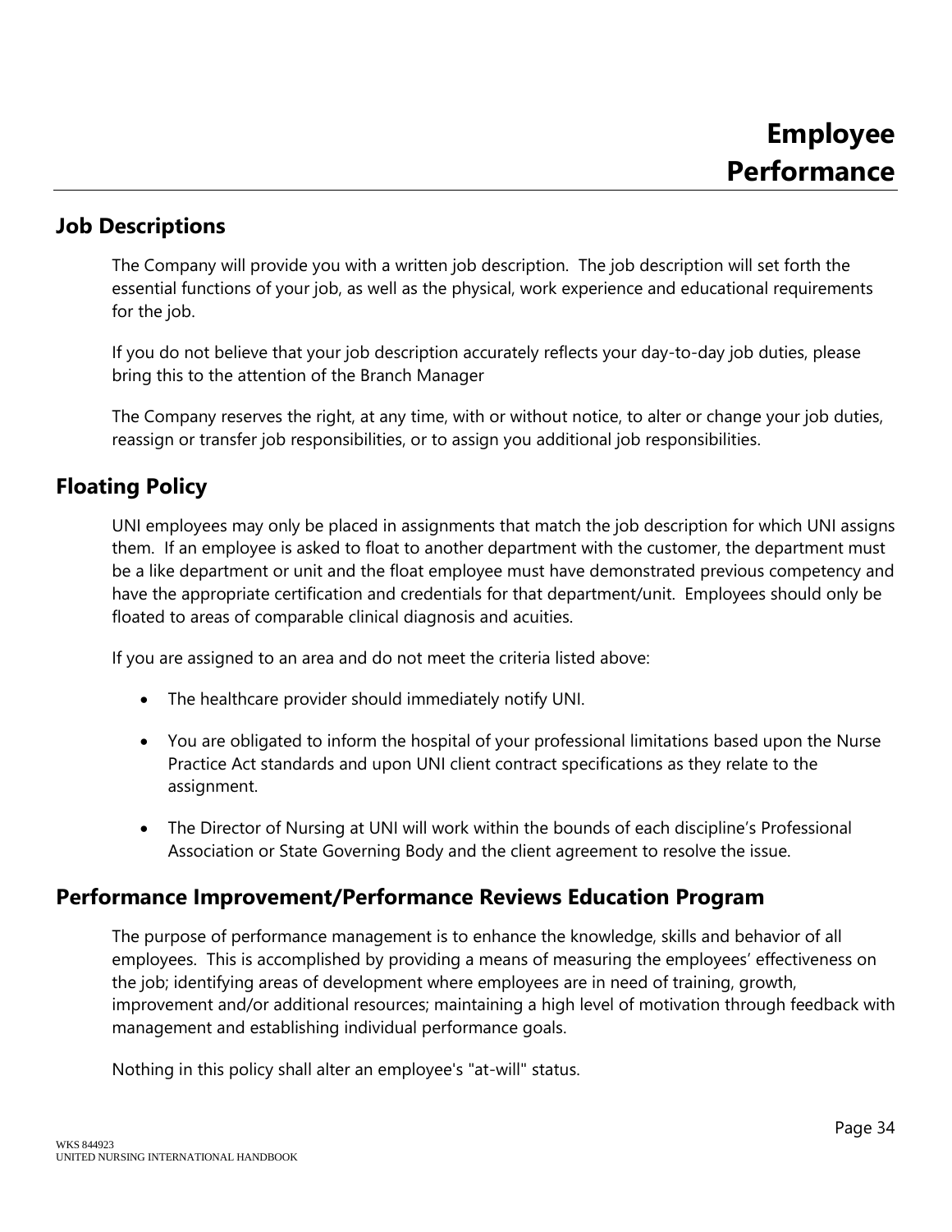# Employee Performance

## Job Descriptions

The Company will provide you with a written job description. The job description will set forth the essential functions of your job, as well as the physical, work experience and educational requirements for the job.

If you do not believe that your job description accurately reflects your day-to-day job duties, please bring this to the attention of the Branch Manager

The Company reserves the right, at any time, with or without notice, to alter or change your job duties, reassign or transfer job responsibilities, or to assign you additional job responsibilities.

## Floating Policy

UNI employees may only be placed in assignments that match the job description for which UNI assigns them. If an employee is asked to float to another department with the customer, the department must be a like department or unit and the float employee must have demonstrated previous competency and have the appropriate certification and credentials for that department/unit. Employees should only be floated to areas of comparable clinical diagnosis and acuities.

If you are assigned to an area and do not meet the criteria listed above:

- The healthcare provider should immediately notify UNI.
- You are obligated to inform the hospital of your professional limitations based upon the Nurse Practice Act standards and upon UNI client contract specifications as they relate to the assignment.
- The Director of Nursing at UNI will work within the bounds of each discipline's Professional Association or State Governing Body and the client agreement to resolve the issue.

## Performance Improvement/Performance Reviews Education Program

The purpose of performance management is to enhance the knowledge, skills and behavior of all employees. This is accomplished by providing a means of measuring the employees' effectiveness on the job; identifying areas of development where employees are in need of training, growth, improvement and/or additional resources; maintaining a high level of motivation through feedback with management and establishing individual performance goals.

Nothing in this policy shall alter an employee's "at-will" status.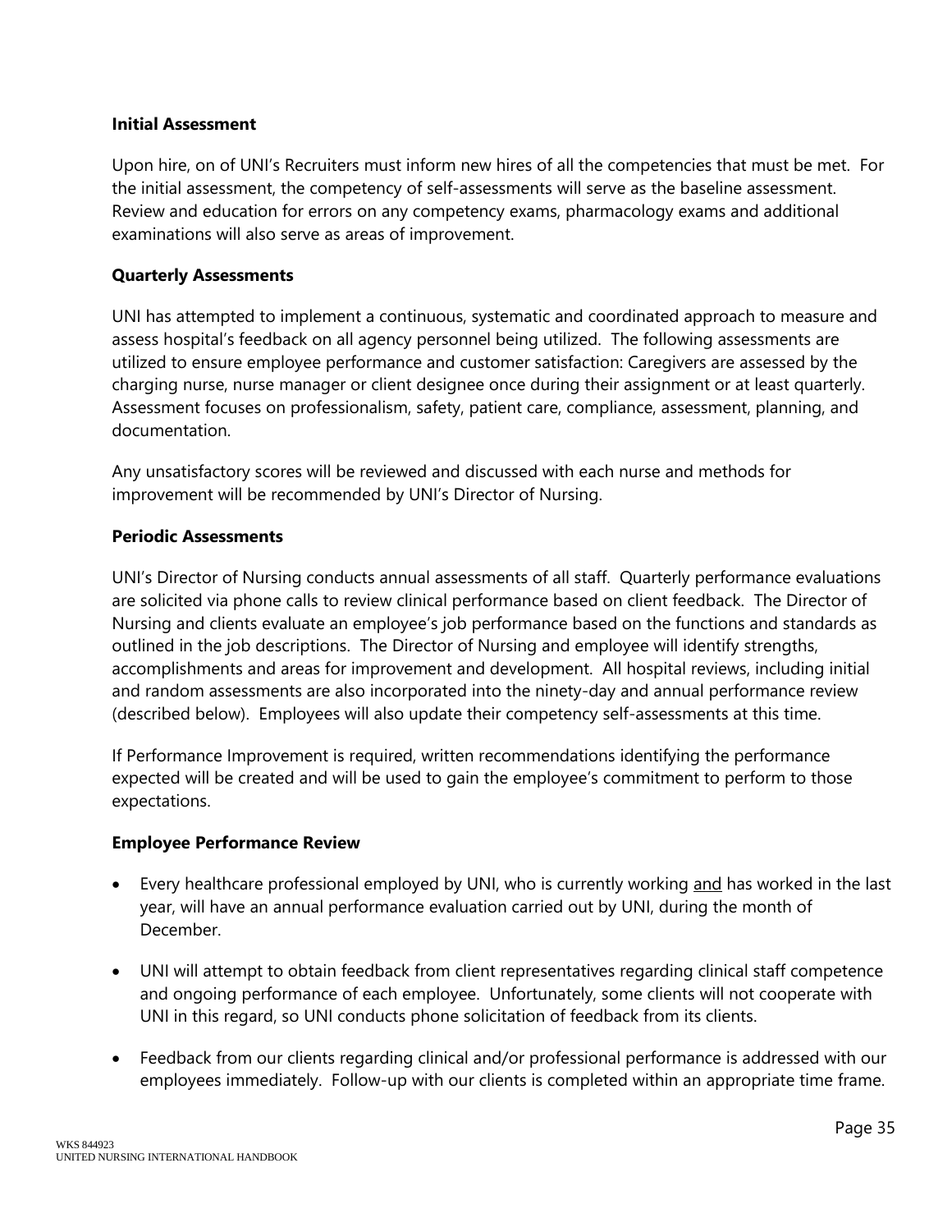**Initial Assessment**

Upon hire, on of UNI's Recruiters must inform new hires of all the competencies that must be met. For the initial assessment, the competency of self-assessments will serve as the baseline assessment. Review and education for errors on any competency exams, pharmacology exams and additional examinations will also serve as areas of improvement.

**Quarterly Assessments**

UNI has attempted to implement a continuous, systematic and coordinated approach to measure and assess hospital's feedback on all agency personnel being utilized. The following assessments are utilized to ensure employee performance and customer satisfaction: Caregivers are assessed by the charging nurse, nurse manager or client designee once during their assignment or at least quarterly. Assessment focuses on professionalism, safety, patient care, compliance, assessment, planning, and documentation.

Any unsatisfactory scores will be reviewed and discussed with each nurse and methods for improvement will be recommended by UNI's Director of Nursing.

**Periodic Assessments**

UNI's Director of Nursing conducts annual assessments of all staff. Quarterly performance evaluations are solicited via phone calls to review clinical performance based on client feedback. The Director of Nursing and clients evaluate an employee's job performance based on the functions and standards as outlined in the job descriptions. The Director of Nursing and employee will identify strengths, accomplishments and areas for improvement and development. All hospital reviews, including initial and random assessments are also incorporated into the ninety-day and annual performance review (described below). Employees will also update their competency self-assessments at this time.

If Performance Improvement is required, written recommendations identifying the performance expected will be created and will be used to gain the employee's commitment to perform to those expectations.

**Employee Performance Review**

- Every healthcare professional employed by UNI, who is currently working <u>and</u> has worked in the last year, will have an annual performance evaluation carried out by UNI, during the month of December.
- UNI will attempt to obtain feedback from client representatives regarding clinical staff competence and ongoing performance of each employee. Unfortunately, some clients will not cooperate with UNI in this regard, so UNI conducts phone solicitation of feedback from its clients.
- Feedback from our clients regarding clinical and/or professional performance is addressed with our employees immediately. Follow-up with our clients is completed within an appropriate time frame.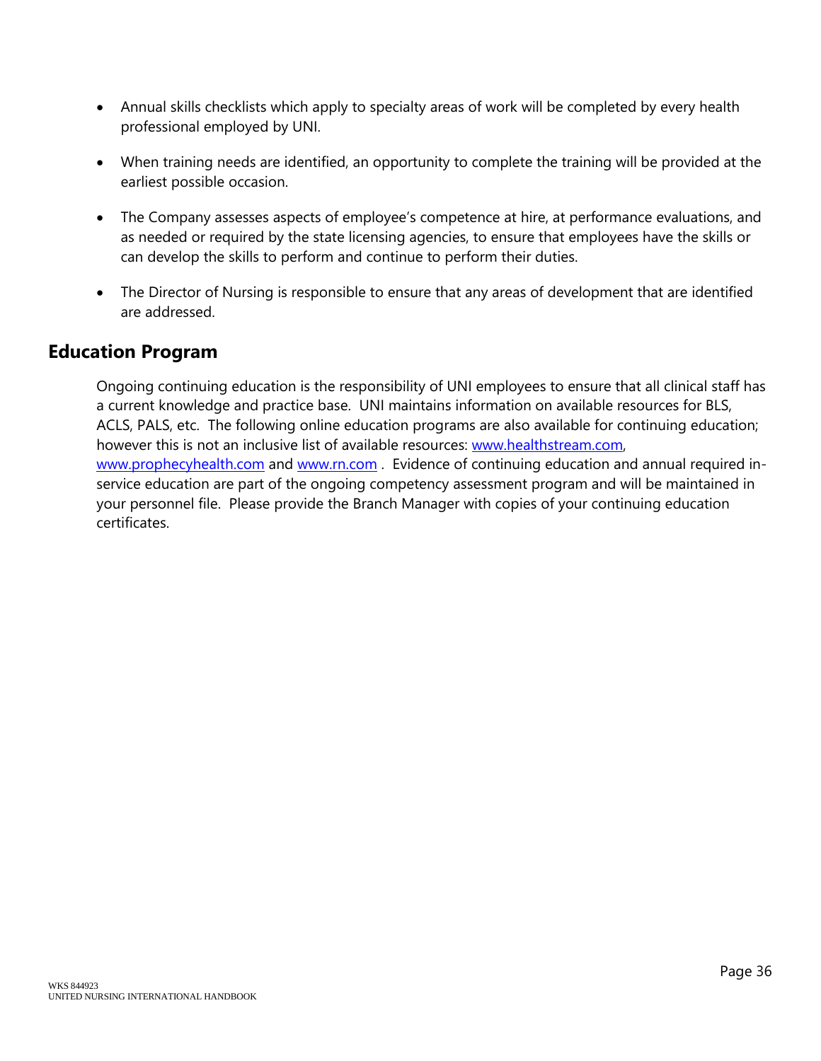- Annual skills checklists which apply to specialty areas of work will be completed by every health professional employed by UNI.

- When training needs are identified, an opportunity to complete the training will be provided at the earliest possible occasion.

- The Company assesses aspects of employee's competence at hire, at performance evaluations, and as needed or required by the state licensing agencies, to ensure that employees have the skills or can develop the skills to perform and continue to perform their duties.

- The Director of Nursing is responsible to ensure that any areas of development that are identified are addressed.

## Education Program

Ongoing continuing education is the responsibility of UNI employees to ensure that all clinical staff has a current knowledge and practice base. UNI maintains information on available resources for BLS, ACLS, PALS, etc. The following online education programs are also available for continuing education; however this is not an inclusive list of available resources: [www.healthstream.com](http://www.healthstream.com), [www.prophecyhealth.com](http://www.prophecyhealth.com) and [www.rn.com](http://www.rn.com) . Evidence of continuing education and annual required in-service education are part of the ongoing competency assessment program and will be maintained in your personnel file. Please provide the Branch Manager with copies of your continuing education certificates.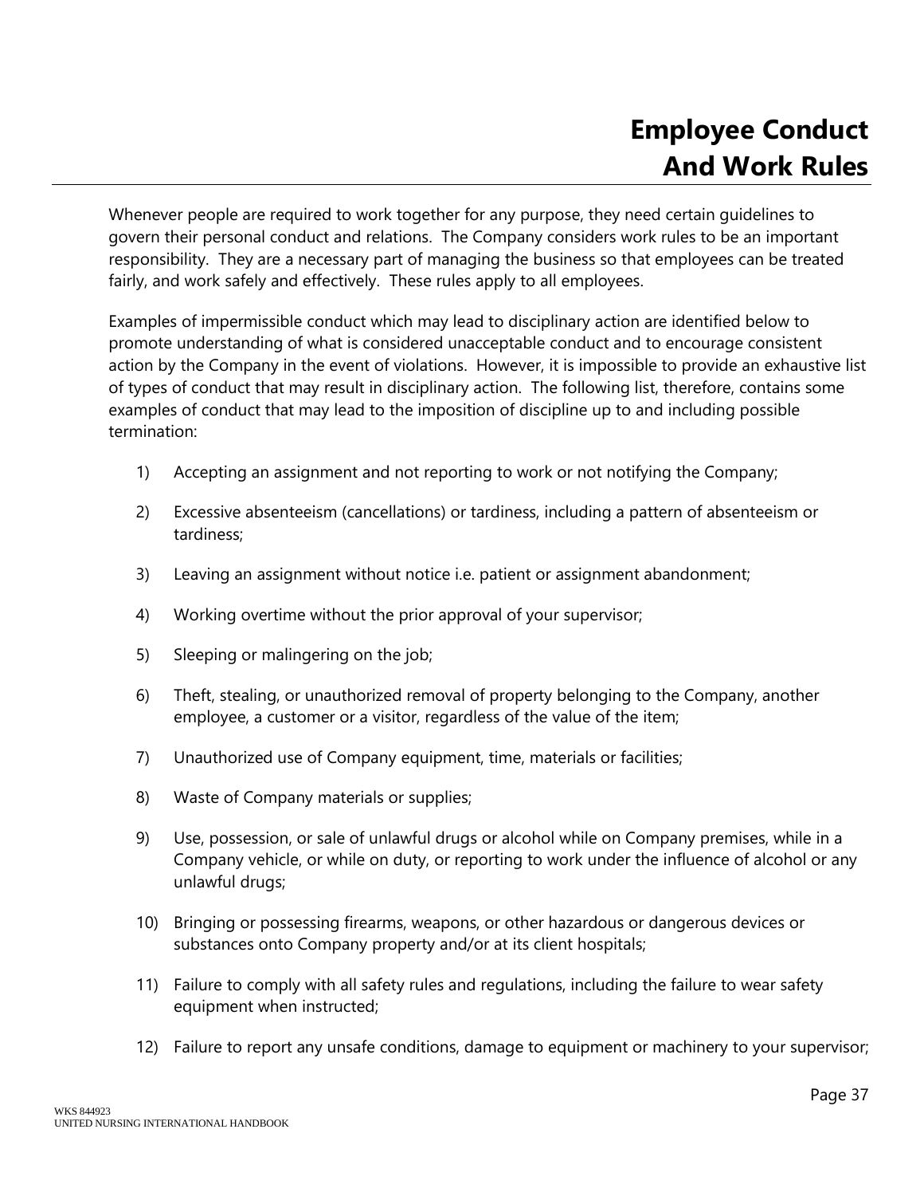# Employee Conduct And Work Rules

Whenever people are required to work together for any purpose, they need certain guidelines to govern their personal conduct and relations. The Company considers work rules to be an important responsibility. They are a necessary part of managing the business so that employees can be treated fairly, and work safely and effectively. These rules apply to all employees.

Examples of impermissible conduct which may lead to disciplinary action are identified below to promote understanding of what is considered unacceptable conduct and to encourage consistent action by the Company in the event of violations. However, it is impossible to provide an exhaustive list of types of conduct that may result in disciplinary action. The following list, therefore, contains some examples of conduct that may lead to the imposition of discipline up to and including possible termination:

1) Accepting an assignment and not reporting to work or not notifying the Company;
2) Excessive absenteeism (cancellations) or tardiness, including a pattern of absenteeism or tardiness;
3) Leaving an assignment without notice i.e. patient or assignment abandonment;
4) Working overtime without the prior approval of your supervisor;
5) Sleeping or malingering on the job;
6) Theft, stealing, or unauthorized removal of property belonging to the Company, another employee, a customer or a visitor, regardless of the value of the item;
7) Unauthorized use of Company equipment, time, materials or facilities;
8) Waste of Company materials or supplies;
9) Use, possession, or sale of unlawful drugs or alcohol while on Company premises, while in a Company vehicle, or while on duty, or reporting to work under the influence of alcohol or any unlawful drugs;
10) Bringing or possessing firearms, weapons, or other hazardous or dangerous devices or substances onto Company property and/or at its client hospitals;
11) Failure to comply with all safety rules and regulations, including the failure to wear safety equipment when instructed;
12) Failure to report any unsafe conditions, damage to equipment or machinery to your supervisor;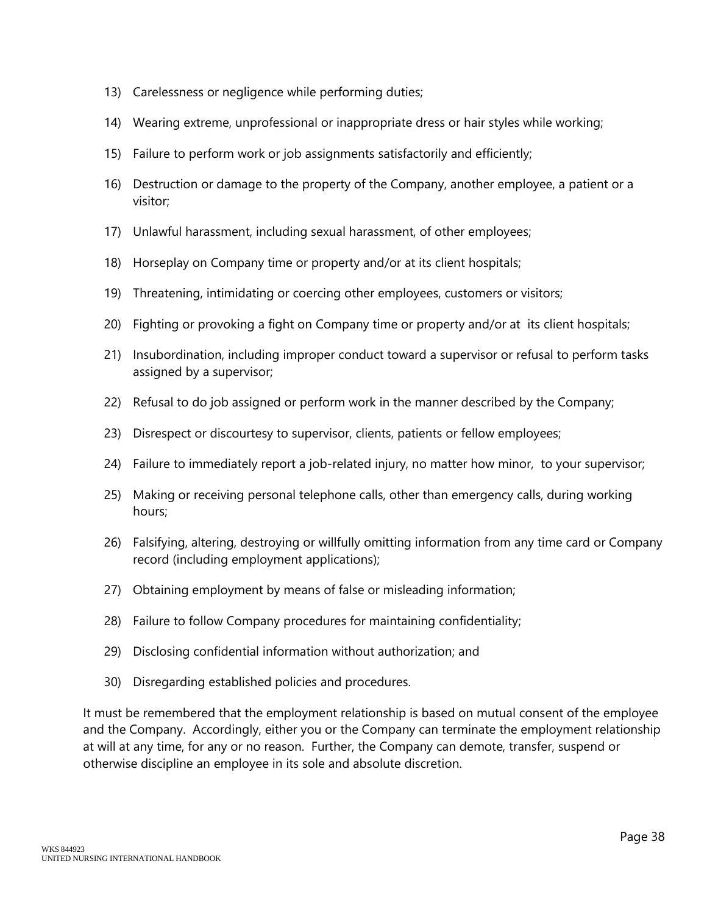13) Carelessness or negligence while performing duties;

14) Wearing extreme, unprofessional or inappropriate dress or hair styles while working;

15) Failure to perform work or job assignments satisfactorily and efficiently;

16) Destruction or damage to the property of the Company, another employee, a patient or a visitor;

17) Unlawful harassment, including sexual harassment, of other employees;

18) Horseplay on Company time or property and/or at its client hospitals;

19) Threatening, intimidating or coercing other employees, customers or visitors;

20) Fighting or provoking a fight on Company time or property and/or at its client hospitals;

21) Insubordination, including improper conduct toward a supervisor or refusal to perform tasks assigned by a supervisor;

22) Refusal to do job assigned or perform work in the manner described by the Company;

23) Disrespect or discourtesy to supervisor, clients, patients or fellow employees;

24) Failure to immediately report a job-related injury, no matter how minor, to your supervisor;

25) Making or receiving personal telephone calls, other than emergency calls, during working hours;

26) Falsifying, altering, destroying or willfully omitting information from any time card or Company record (including employment applications);

27) Obtaining employment by means of false or misleading information;

28) Failure to follow Company procedures for maintaining confidentiality;

29) Disclosing confidential information without authorization; and

30) Disregarding established policies and procedures.

It must be remembered that the employment relationship is based on mutual consent of the employee and the Company. Accordingly, either you or the Company can terminate the employment relationship at will at any time, for any or no reason. Further, the Company can demote, transfer, suspend or otherwise discipline an employee in its sole and absolute discretion.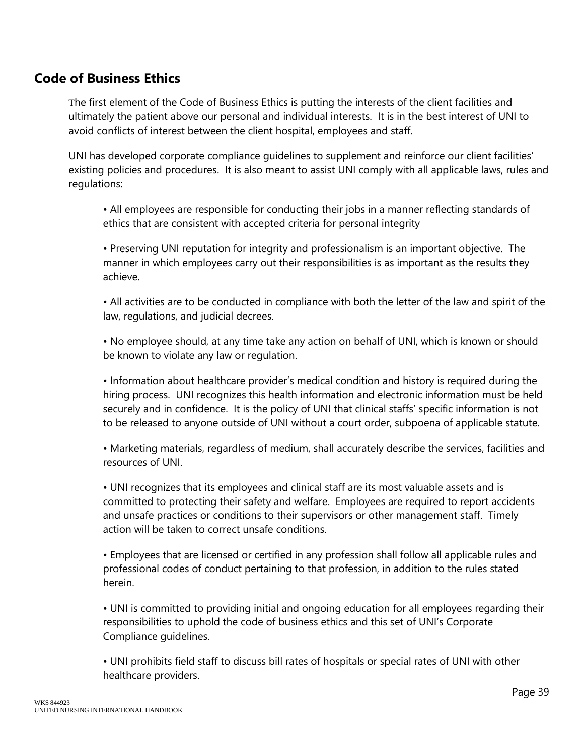## Code of Business Ethics

The first element of the Code of Business Ethics is putting the interests of the client facilities and ultimately the patient above our personal and individual interests. It is in the best interest of UNI to avoid conflicts of interest between the client hospital, employees and staff.

UNI has developed corporate compliance guidelines to supplement and reinforce our client facilities' existing policies and procedures. It is also meant to assist UNI comply with all applicable laws, rules and regulations:

- All employees are responsible for conducting their jobs in a manner reflecting standards of ethics that are consistent with accepted criteria for personal integrity

- Preserving UNI reputation for integrity and professionalism is an important objective. The manner in which employees carry out their responsibilities is as important as the results they achieve.

- All activities are to be conducted in compliance with both the letter of the law and spirit of the law, regulations, and judicial decrees.

- No employee should, at any time take any action on behalf of UNI, which is known or should be known to violate any law or regulation.

- Information about healthcare provider's medical condition and history is required during the hiring process. UNI recognizes this health information and electronic information must be held securely and in confidence. It is the policy of UNI that clinical staffs' specific information is not to be released to anyone outside of UNI without a court order, subpoena of applicable statute.

- Marketing materials, regardless of medium, shall accurately describe the services, facilities and resources of UNI.

- UNI recognizes that its employees and clinical staff are its most valuable assets and is committed to protecting their safety and welfare. Employees are required to report accidents and unsafe practices or conditions to their supervisors or other management staff. Timely action will be taken to correct unsafe conditions.

- Employees that are licensed or certified in any profession shall follow all applicable rules and professional codes of conduct pertaining to that profession, in addition to the rules stated herein.

- UNI is committed to providing initial and ongoing education for all employees regarding their responsibilities to uphold the code of business ethics and this set of UNI's Corporate Compliance guidelines.

- UNI prohibits field staff to discuss bill rates of hospitals or special rates of UNI with other healthcare providers.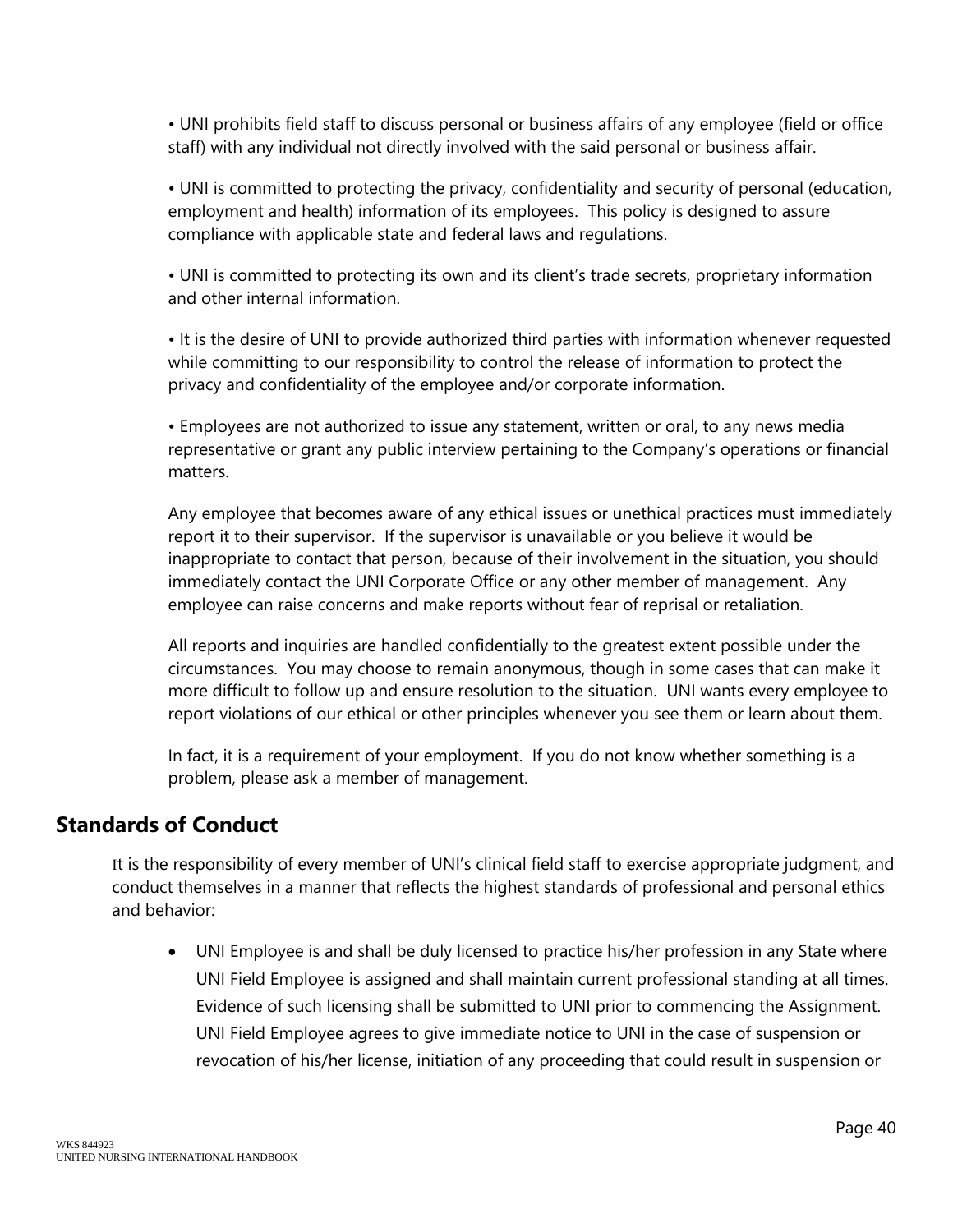• UNI prohibits field staff to discuss personal or business affairs of any employee (field or office staff) with any individual not directly involved with the said personal or business affair.

• UNI is committed to protecting the privacy, confidentiality and security of personal (education, employment and health) information of its employees. This policy is designed to assure compliance with applicable state and federal laws and regulations.

• UNI is committed to protecting its own and its client's trade secrets, proprietary information and other internal information.

• It is the desire of UNI to provide authorized third parties with information whenever requested while committing to our responsibility to control the release of information to protect the privacy and confidentiality of the employee and/or corporate information.

• Employees are not authorized to issue any statement, written or oral, to any news media representative or grant any public interview pertaining to the Company's operations or financial matters.

Any employee that becomes aware of any ethical issues or unethical practices must immediately report it to their supervisor. If the supervisor is unavailable or you believe it would be inappropriate to contact that person, because of their involvement in the situation, you should immediately contact the UNI Corporate Office or any other member of management. Any employee can raise concerns and make reports without fear of reprisal or retaliation.

All reports and inquiries are handled confidentially to the greatest extent possible under the circumstances. You may choose to remain anonymous, though in some cases that can make it more difficult to follow up and ensure resolution to the situation. UNI wants every employee to report violations of our ethical or other principles whenever you see them or learn about them.

In fact, it is a requirement of your employment. If you do not know whether something is a problem, please ask a member of management.

## Standards of Conduct

It is the responsibility of every member of UNI's clinical field staff to exercise appropriate judgment, and conduct themselves in a manner that reflects the highest standards of professional and personal ethics and behavior:

- UNI Employee is and shall be duly licensed to practice his/her profession in any State where UNI Field Employee is assigned and shall maintain current professional standing at all times. Evidence of such licensing shall be submitted to UNI prior to commencing the Assignment. UNI Field Employee agrees to give immediate notice to UNI in the case of suspension or revocation of his/her license, initiation of any proceeding that could result in suspension or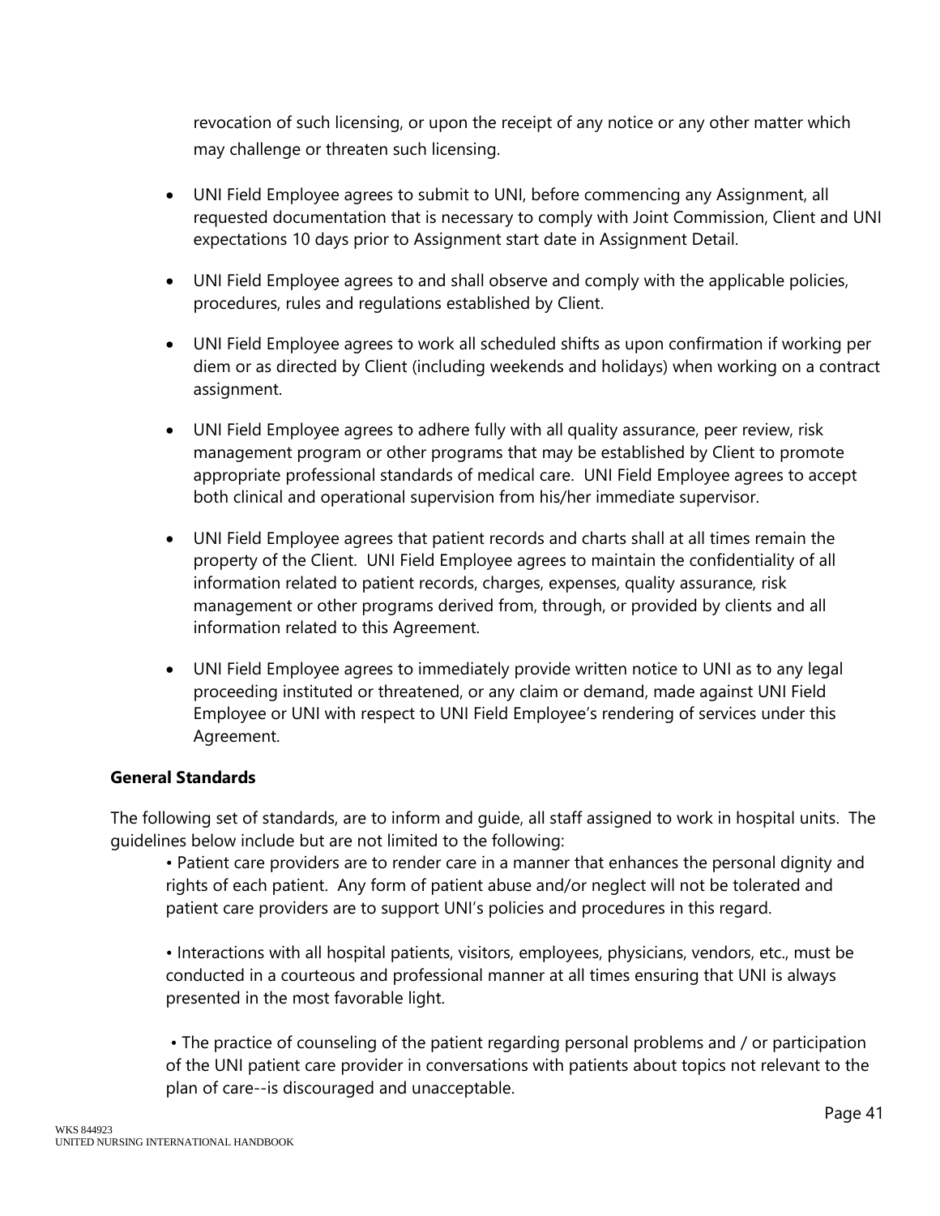revocation of such licensing, or upon the receipt of any notice or any other matter which may challenge or threaten such licensing.

- UNI Field Employee agrees to submit to UNI, before commencing any Assignment, all requested documentation that is necessary to comply with Joint Commission, Client and UNI expectations 10 days prior to Assignment start date in Assignment Detail.
- UNI Field Employee agrees to and shall observe and comply with the applicable policies, procedures, rules and regulations established by Client.
- UNI Field Employee agrees to work all scheduled shifts as upon confirmation if working per diem or as directed by Client (including weekends and holidays) when working on a contract assignment.
- UNI Field Employee agrees to adhere fully with all quality assurance, peer review, risk management program or other programs that may be established by Client to promote appropriate professional standards of medical care. UNI Field Employee agrees to accept both clinical and operational supervision from his/her immediate supervisor.
- UNI Field Employee agrees that patient records and charts shall at all times remain the property of the Client. UNI Field Employee agrees to maintain the confidentiality of all information related to patient records, charges, expenses, quality assurance, risk management or other programs derived from, through, or provided by clients and all information related to this Agreement.
- UNI Field Employee agrees to immediately provide written notice to UNI as to any legal proceeding instituted or threatened, or any claim or demand, made against UNI Field Employee or UNI with respect to UNI Field Employee's rendering of services under this Agreement.

**General Standards**

The following set of standards, are to inform and guide, all staff assigned to work in hospital units. The guidelines below include but are not limited to the following:

• Patient care providers are to render care in a manner that enhances the personal dignity and rights of each patient. Any form of patient abuse and/or neglect will not be tolerated and patient care providers are to support UNI's policies and procedures in this regard.

• Interactions with all hospital patients, visitors, employees, physicians, vendors, etc., must be conducted in a courteous and professional manner at all times ensuring that UNI is always presented in the most favorable light.

• The practice of counseling of the patient regarding personal problems and / or participation of the UNI patient care provider in conversations with patients about topics not relevant to the plan of care--is discouraged and unacceptable.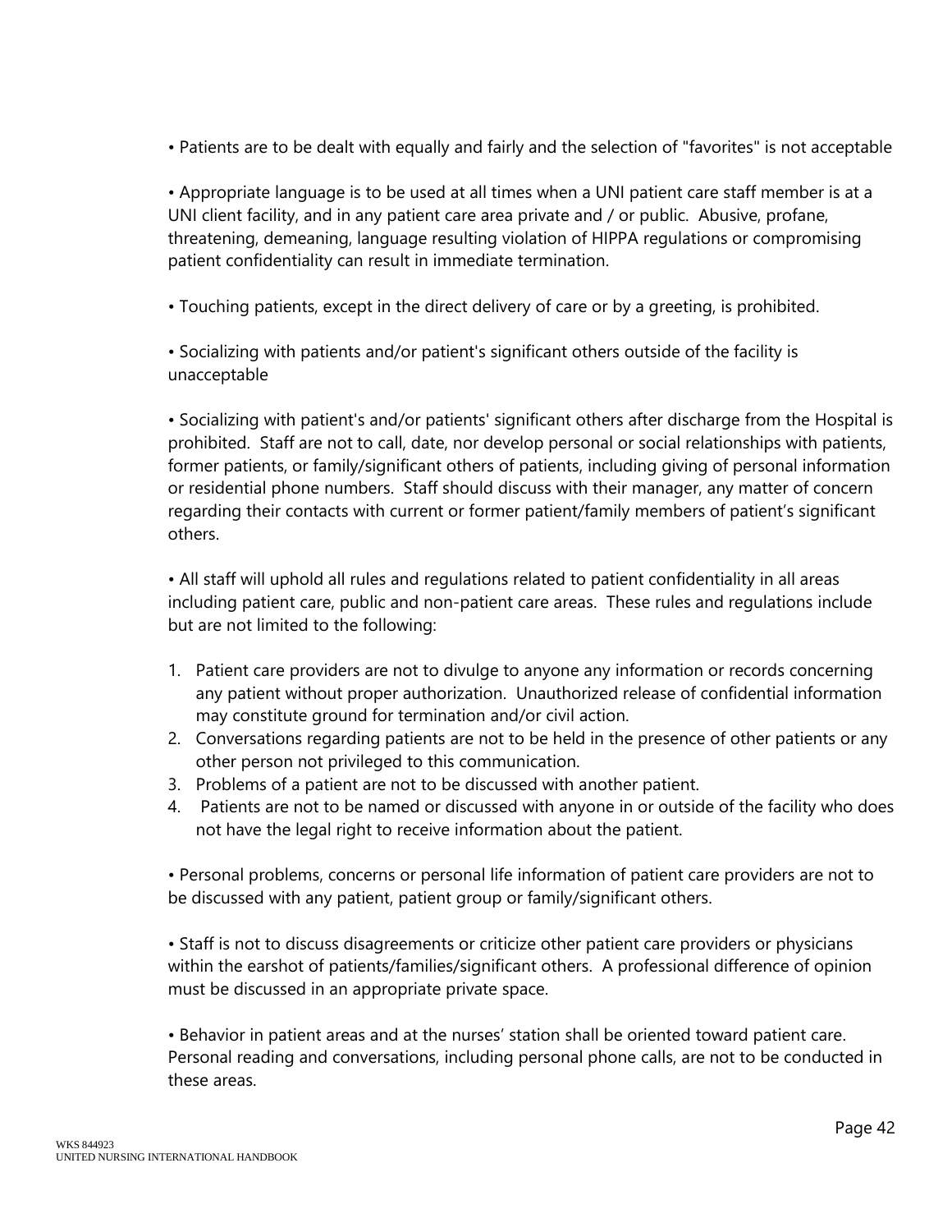• Patients are to be dealt with equally and fairly and the selection of "favorites" is not acceptable

• Appropriate language is to be used at all times when a UNI patient care staff member is at a UNI client facility, and in any patient care area private and / or public. Abusive, profane, threatening, demeaning, language resulting violation of HIPPA regulations or compromising patient confidentiality can result in immediate termination.

• Touching patients, except in the direct delivery of care or by a greeting, is prohibited.

• Socializing with patients and/or patient's significant others outside of the facility is unacceptable

• Socializing with patient's and/or patients' significant others after discharge from the Hospital is prohibited. Staff are not to call, date, nor develop personal or social relationships with patients, former patients, or family/significant others of patients, including giving of personal information or residential phone numbers. Staff should discuss with their manager, any matter of concern regarding their contacts with current or former patient/family members of patient's significant others.

• All staff will uphold all rules and regulations related to patient confidentiality in all areas including patient care, public and non-patient care areas. These rules and regulations include but are not limited to the following:

1. Patient care providers are not to divulge to anyone any information or records concerning any patient without proper authorization. Unauthorized release of confidential information may constitute ground for termination and/or civil action.
2. Conversations regarding patients are not to be held in the presence of other patients or any other person not privileged to this communication.
3. Problems of a patient are not to be discussed with another patient.
4. Patients are not to be named or discussed with anyone in or outside of the facility who does not have the legal right to receive information about the patient.

• Personal problems, concerns or personal life information of patient care providers are not to be discussed with any patient, patient group or family/significant others.

• Staff is not to discuss disagreements or criticize other patient care providers or physicians within the earshot of patients/families/significant others. A professional difference of opinion must be discussed in an appropriate private space.

• Behavior in patient areas and at the nurses' station shall be oriented toward patient care. Personal reading and conversations, including personal phone calls, are not to be conducted in these areas.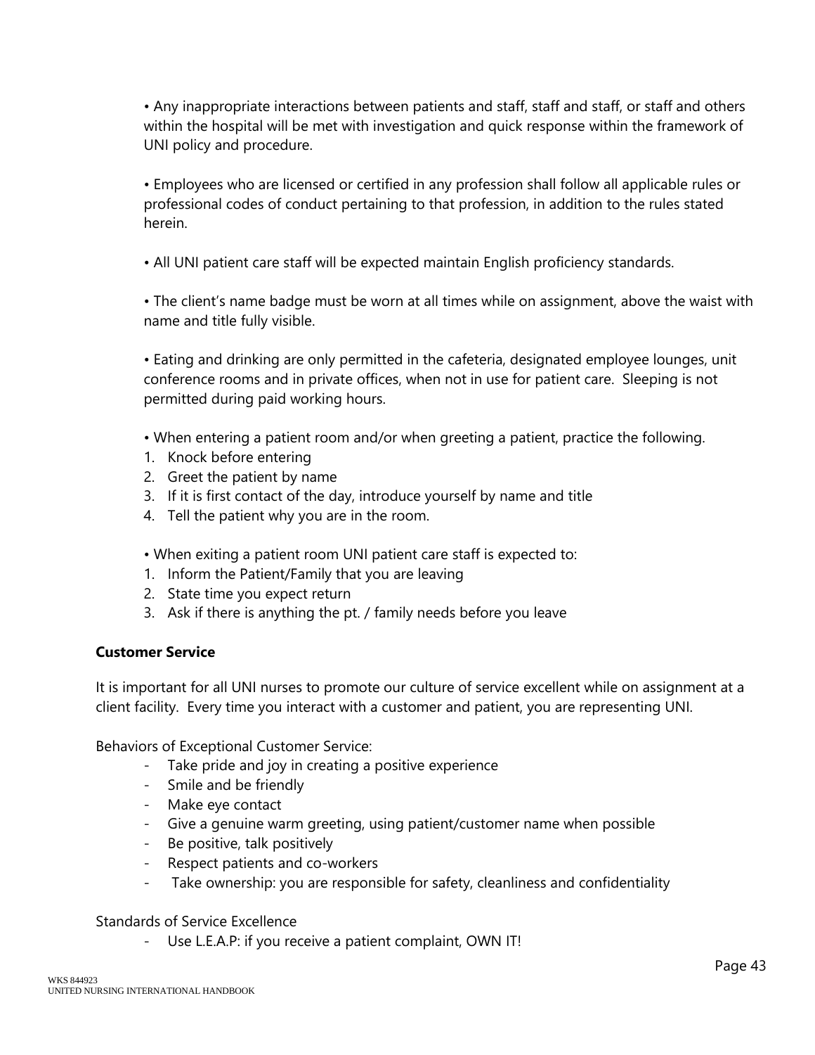• Any inappropriate interactions between patients and staff, staff and staff, or staff and others within the hospital will be met with investigation and quick response within the framework of UNI policy and procedure.

• Employees who are licensed or certified in any profession shall follow all applicable rules or professional codes of conduct pertaining to that profession, in addition to the rules stated herein.

• All UNI patient care staff will be expected maintain English proficiency standards.

• The client's name badge must be worn at all times while on assignment, above the waist with name and title fully visible.

• Eating and drinking are only permitted in the cafeteria, designated employee lounges, unit conference rooms and in private offices, when not in use for patient care. Sleeping is not permitted during paid working hours.

• When entering a patient room and/or when greeting a patient, practice the following.

1. Knock before entering
2. Greet the patient by name
3. If it is first contact of the day, introduce yourself by name and title
4. Tell the patient why you are in the room.

• When exiting a patient room UNI patient care staff is expected to:

1. Inform the Patient/Family that you are leaving
2. State time you expect return
3. Ask if there is anything the pt. / family needs before you leave

**Customer Service**

It is important for all UNI nurses to promote our culture of service excellent while on assignment at a client facility. Every time you interact with a customer and patient, you are representing UNI.

Behaviors of Exceptional Customer Service:

- Take pride and joy in creating a positive experience
- Smile and be friendly
- Make eye contact
- Give a genuine warm greeting, using patient/customer name when possible
- Be positive, talk positively
- Respect patients and co-workers
- Take ownership: you are responsible for safety, cleanliness and confidentiality

Standards of Service Excellence

- Use L.E.A.P: if you receive a patient complaint, OWN IT!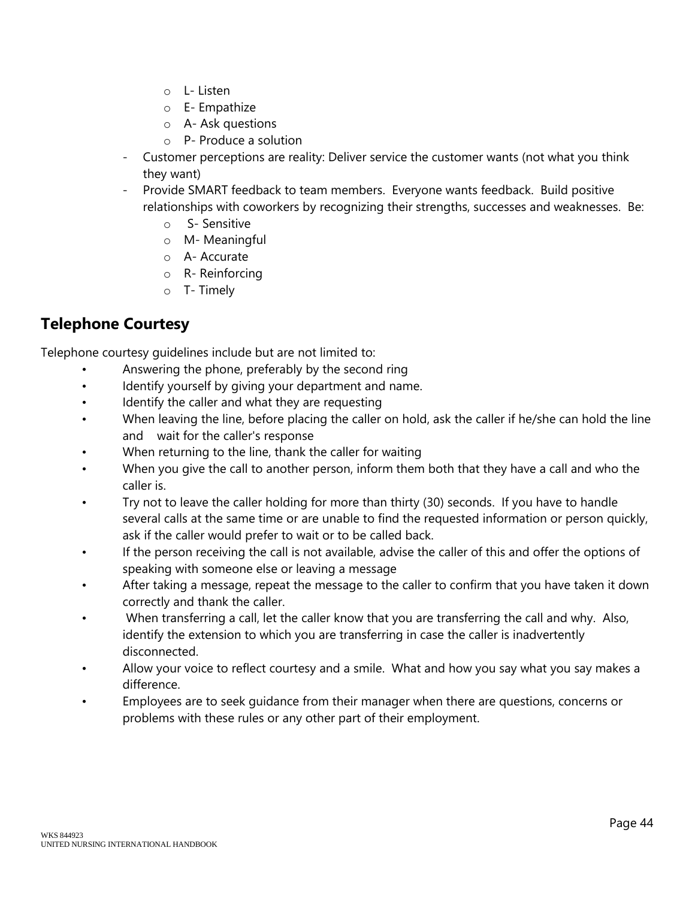- L- Listen
    - E- Empathize
    - A- Ask questions
    - P- Produce a solution
- Customer perceptions are reality: Deliver service the customer wants (not what you think they want)
- Provide SMART feedback to team members. Everyone wants feedback. Build positive relationships with coworkers by recognizing their strengths, successes and weaknesses. Be:
    - S- Sensitive
    - M- Meaningful
    - A- Accurate
    - R- Reinforcing
    - T- Timely

## Telephone Courtesy

Telephone courtesy guidelines include but are not limited to:

- Answering the phone, preferably by the second ring
- Identify yourself by giving your department and name.
- Identify the caller and what they are requesting
- When leaving the line, before placing the caller on hold, ask the caller if he/she can hold the line and wait for the caller's response
- When returning to the line, thank the caller for waiting
- When you give the call to another person, inform them both that they have a call and who the caller is.
- Try not to leave the caller holding for more than thirty (30) seconds. If you have to handle several calls at the same time or are unable to find the requested information or person quickly, ask if the caller would prefer to wait or to be called back.
- If the person receiving the call is not available, advise the caller of this and offer the options of speaking with someone else or leaving a message
- After taking a message, repeat the message to the caller to confirm that you have taken it down correctly and thank the caller.
- When transferring a call, let the caller know that you are transferring the call and why. Also, identify the extension to which you are transferring in case the caller is inadvertently disconnected.
- Allow your voice to reflect courtesy and a smile. What and how you say what you say makes a difference.
- Employees are to seek guidance from their manager when there are questions, concerns or problems with these rules or any other part of their employment.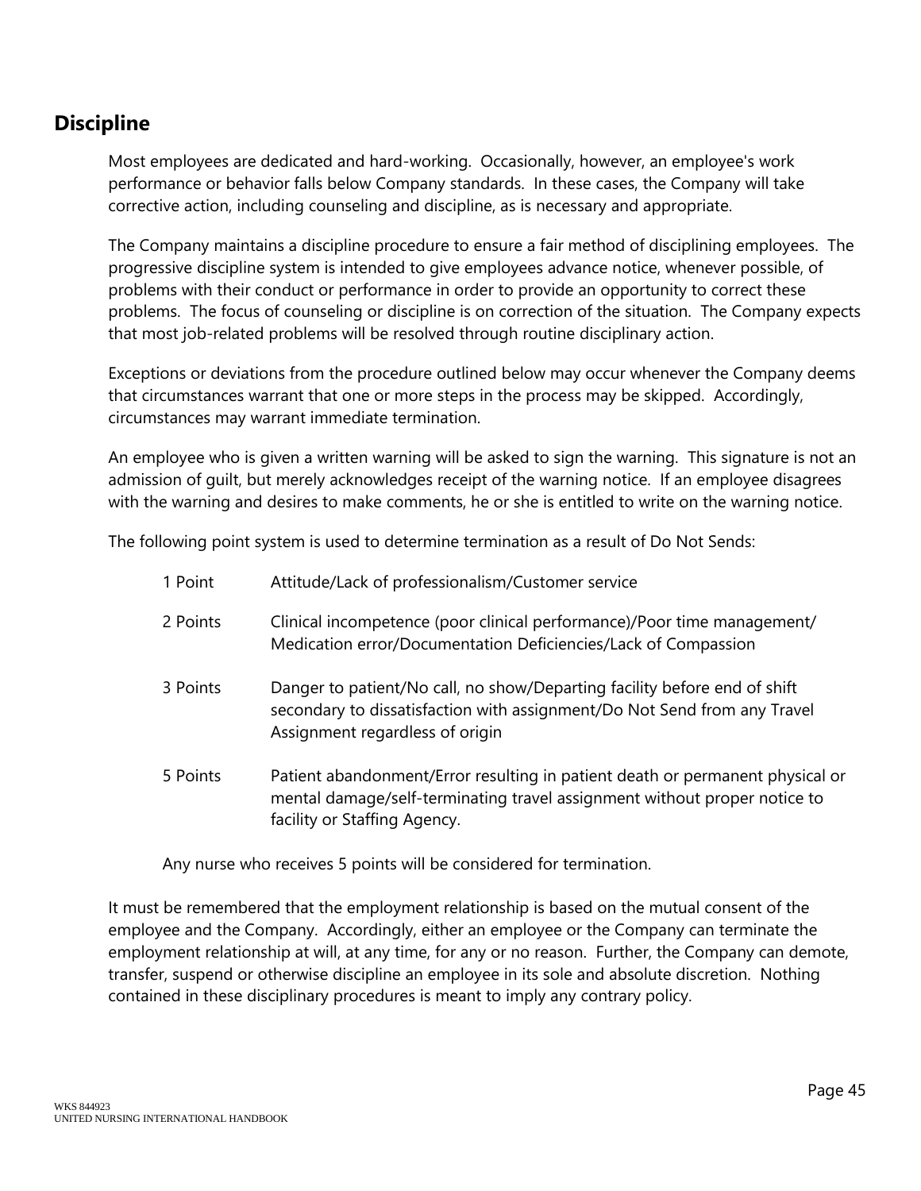## Discipline

Most employees are dedicated and hard-working. Occasionally, however, an employee's work performance or behavior falls below Company standards. In these cases, the Company will take corrective action, including counseling and discipline, as is necessary and appropriate.

The Company maintains a discipline procedure to ensure a fair method of disciplining employees. The progressive discipline system is intended to give employees advance notice, whenever possible, of problems with their conduct or performance in order to provide an opportunity to correct these problems. The focus of counseling or discipline is on correction of the situation. The Company expects that most job-related problems will be resolved through routine disciplinary action.

Exceptions or deviations from the procedure outlined below may occur whenever the Company deems that circumstances warrant that one or more steps in the process may be skipped. Accordingly, circumstances may warrant immediate termination.

An employee who is given a written warning will be asked to sign the warning. This signature is not an admission of guilt, but merely acknowledges receipt of the warning notice. If an employee disagrees with the warning and desires to make comments, he or she is entitled to write on the warning notice.

The following point system is used to determine termination as a result of Do Not Sends:

| | |
|---|---|
| 1 Point | Attitude/Lack of professionalism/Customer service |
| 2 Points | Clinical incompetence (poor clinical performance)/Poor time management/ Medication error/Documentation Deficiencies/Lack of Compassion |
| 3 Points | Danger to patient/No call, no show/Departing facility before end of shift secondary to dissatisfaction with assignment/Do Not Send from any Travel Assignment regardless of origin |
| 5 Points | Patient abandonment/Error resulting in patient death or permanent physical or mental damage/self-terminating travel assignment without proper notice to facility or Staffing Agency. |

Any nurse who receives 5 points will be considered for termination.

It must be remembered that the employment relationship is based on the mutual consent of the employee and the Company. Accordingly, either an employee or the Company can terminate the employment relationship at will, at any time, for any or no reason. Further, the Company can demote, transfer, suspend or otherwise discipline an employee in its sole and absolute discretion. Nothing contained in these disciplinary procedures is meant to imply any contrary policy.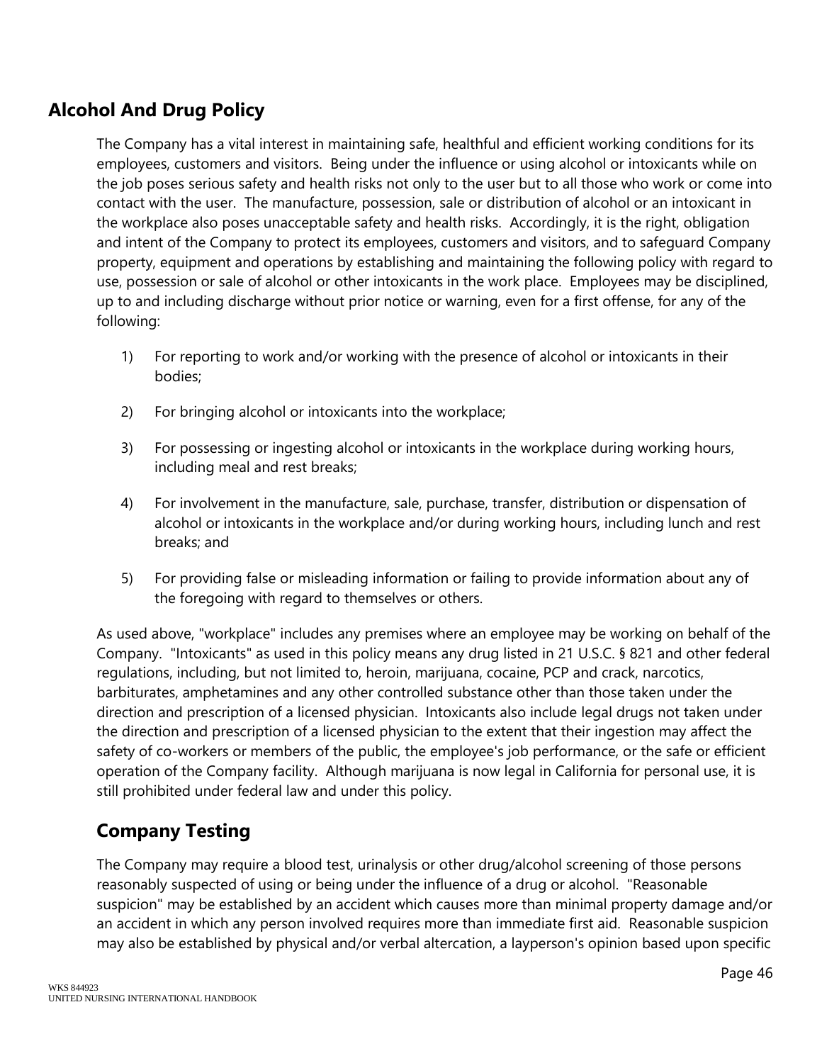## Alcohol And Drug Policy

The Company has a vital interest in maintaining safe, healthful and efficient working conditions for its employees, customers and visitors. Being under the influence or using alcohol or intoxicants while on the job poses serious safety and health risks not only to the user but to all those who work or come into contact with the user. The manufacture, possession, sale or distribution of alcohol or an intoxicant in the workplace also poses unacceptable safety and health risks. Accordingly, it is the right, obligation and intent of the Company to protect its employees, customers and visitors, and to safeguard Company property, equipment and operations by establishing and maintaining the following policy with regard to use, possession or sale of alcohol or other intoxicants in the work place. Employees may be disciplined, up to and including discharge without prior notice or warning, even for a first offense, for any of the following:

1) For reporting to work and/or working with the presence of alcohol or intoxicants in their bodies;

2) For bringing alcohol or intoxicants into the workplace;

3) For possessing or ingesting alcohol or intoxicants in the workplace during working hours, including meal and rest breaks;

4) For involvement in the manufacture, sale, purchase, transfer, distribution or dispensation of alcohol or intoxicants in the workplace and/or during working hours, including lunch and rest breaks; and

5) For providing false or misleading information or failing to provide information about any of the foregoing with regard to themselves or others.

As used above, "workplace" includes any premises where an employee may be working on behalf of the Company. "Intoxicants" as used in this policy means any drug listed in 21 U.S.C. § 821 and other federal regulations, including, but not limited to, heroin, marijuana, cocaine, PCP and crack, narcotics, barbiturates, amphetamines and any other controlled substance other than those taken under the direction and prescription of a licensed physician. Intoxicants also include legal drugs not taken under the direction and prescription of a licensed physician to the extent that their ingestion may affect the safety of co-workers or members of the public, the employee's job performance, or the safe or efficient operation of the Company facility. Although marijuana is now legal in California for personal use, it is still prohibited under federal law and under this policy.

### Company Testing

The Company may require a blood test, urinalysis or other drug/alcohol screening of those persons reasonably suspected of using or being under the influence of a drug or alcohol. "Reasonable suspicion" may be established by an accident which causes more than minimal property damage and/or an accident in which any person involved requires more than immediate first aid. Reasonable suspicion may also be established by physical and/or verbal altercation, a layperson's opinion based upon specific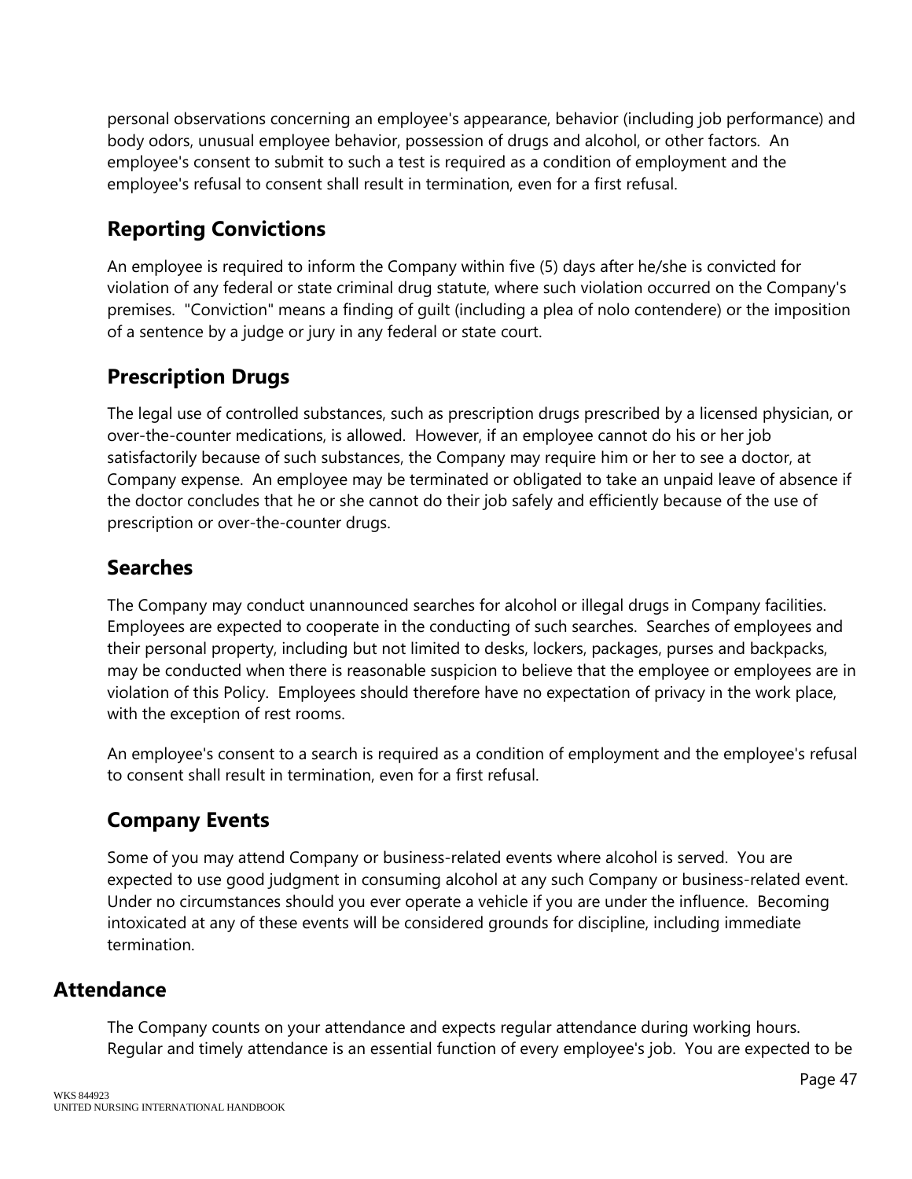personal observations concerning an employee's appearance, behavior (including job performance) and body odors, unusual employee behavior, possession of drugs and alcohol, or other factors. An employee's consent to submit to such a test is required as a condition of employment and the employee's refusal to consent shall result in termination, even for a first refusal.

### Reporting Convictions

An employee is required to inform the Company within five (5) days after he/she is convicted for violation of any federal or state criminal drug statute, where such violation occurred on the Company's premises. "Conviction" means a finding of guilt (including a plea of nolo contendere) or the imposition of a sentence by a judge or jury in any federal or state court.

### Prescription Drugs

The legal use of controlled substances, such as prescription drugs prescribed by a licensed physician, or over-the-counter medications, is allowed. However, if an employee cannot do his or her job satisfactorily because of such substances, the Company may require him or her to see a doctor, at Company expense. An employee may be terminated or obligated to take an unpaid leave of absence if the doctor concludes that he or she cannot do their job safely and efficiently because of the use of prescription or over-the-counter drugs.

### Searches

The Company may conduct unannounced searches for alcohol or illegal drugs in Company facilities. Employees are expected to cooperate in the conducting of such searches. Searches of employees and their personal property, including but not limited to desks, lockers, packages, purses and backpacks, may be conducted when there is reasonable suspicion to believe that the employee or employees are in violation of this Policy. Employees should therefore have no expectation of privacy in the work place, with the exception of rest rooms.

An employee's consent to a search is required as a condition of employment and the employee's refusal to consent shall result in termination, even for a first refusal.

### Company Events

Some of you may attend Company or business-related events where alcohol is served. You are expected to use good judgment in consuming alcohol at any such Company or business-related event. Under no circumstances should you ever operate a vehicle if you are under the influence. Becoming intoxicated at any of these events will be considered grounds for discipline, including immediate termination.

## Attendance

The Company counts on your attendance and expects regular attendance during working hours. Regular and timely attendance is an essential function of every employee's job. You are expected to be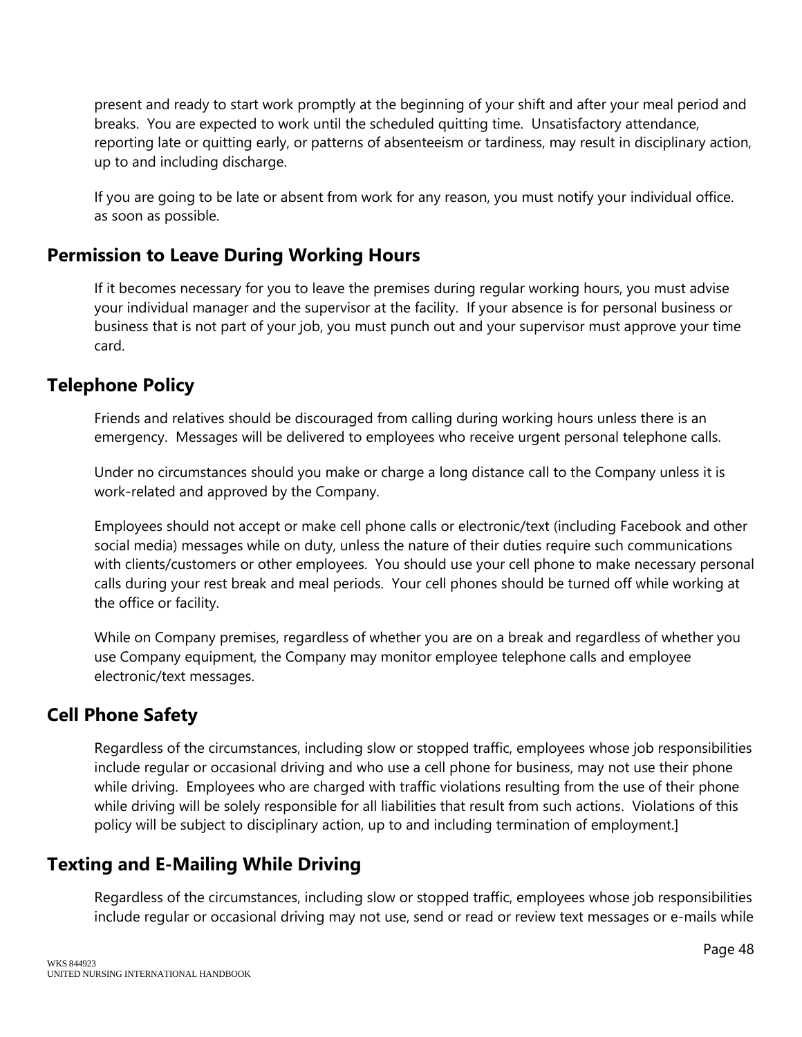present and ready to start work promptly at the beginning of your shift and after your meal period and breaks. You are expected to work until the scheduled quitting time. Unsatisfactory attendance, reporting late or quitting early, or patterns of absenteeism or tardiness, may result in disciplinary action, up to and including discharge.

If you are going to be late or absent from work for any reason, you must notify your individual office. as soon as possible.

## Permission to Leave During Working Hours

If it becomes necessary for you to leave the premises during regular working hours, you must advise your individual manager and the supervisor at the facility. If your absence is for personal business or business that is not part of your job, you must punch out and your supervisor must approve your time card.

## Telephone Policy

Friends and relatives should be discouraged from calling during working hours unless there is an emergency. Messages will be delivered to employees who receive urgent personal telephone calls.

Under no circumstances should you make or charge a long distance call to the Company unless it is work-related and approved by the Company.

Employees should not accept or make cell phone calls or electronic/text (including Facebook and other social media) messages while on duty, unless the nature of their duties require such communications with clients/customers or other employees. You should use your cell phone to make necessary personal calls during your rest break and meal periods. Your cell phones should be turned off while working at the office or facility.

While on Company premises, regardless of whether you are on a break and regardless of whether you use Company equipment, the Company may monitor employee telephone calls and employee electronic/text messages.

## Cell Phone Safety

Regardless of the circumstances, including slow or stopped traffic, employees whose job responsibilities include regular or occasional driving and who use a cell phone for business, may not use their phone while driving. Employees who are charged with traffic violations resulting from the use of their phone while driving will be solely responsible for all liabilities that result from such actions. Violations of this policy will be subject to disciplinary action, up to and including termination of employment.]

## Texting and E-Mailing While Driving

Regardless of the circumstances, including slow or stopped traffic, employees whose job responsibilities include regular or occasional driving may not use, send or read or review text messages or e-mails while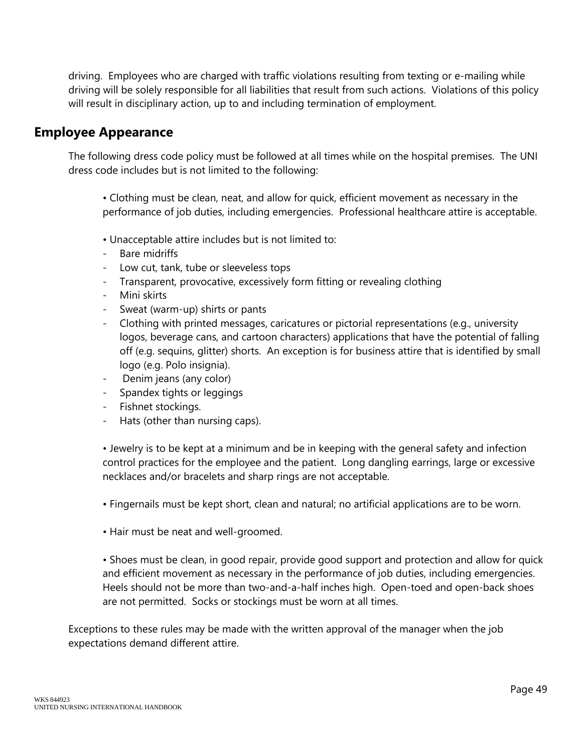driving.  Employees who are charged with traffic violations resulting from texting or e-mailing while driving will be solely responsible for all liabilities that result from such actions.  Violations of this policy will result in disciplinary action, up to and including termination of employment.

## Employee Appearance

The following dress code policy must be followed at all times while on the hospital premises.  The UNI dress code includes but is not limited to the following:

• Clothing must be clean, neat, and allow for quick, efficient movement as necessary in the performance of job duties, including emergencies.  Professional healthcare attire is acceptable.

• Unacceptable attire includes but is not limited to:

- Bare midriffs
- Low cut, tank, tube or sleeveless tops
- Transparent, provocative, excessively form fitting or revealing clothing
- Mini skirts
- Sweat (warm-up) shirts or pants
- Clothing with printed messages, caricatures or pictorial representations (e.g., university logos, beverage cans, and cartoon characters) applications that have the potential of falling off (e.g. sequins, glitter) shorts.  An exception is for business attire that is identified by small logo (e.g. Polo insignia).
- Denim jeans (any color)
- Spandex tights or leggings
- Fishnet stockings.
- Hats (other than nursing caps).

• Jewelry is to be kept at a minimum and be in keeping with the general safety and infection control practices for the employee and the patient.  Long dangling earrings, large or excessive necklaces and/or bracelets and sharp rings are not acceptable.

• Fingernails must be kept short, clean and natural; no artificial applications are to be worn.

• Hair must be neat and well-groomed.

• Shoes must be clean, in good repair, provide good support and protection and allow for quick and efficient movement as necessary in the performance of job duties, including emergencies.  Heels should not be more than two-and-a-half inches high.  Open-toed and open-back shoes are not permitted.  Socks or stockings must be worn at all times.

Exceptions to these rules may be made with the written approval of the manager when the job expectations demand different attire.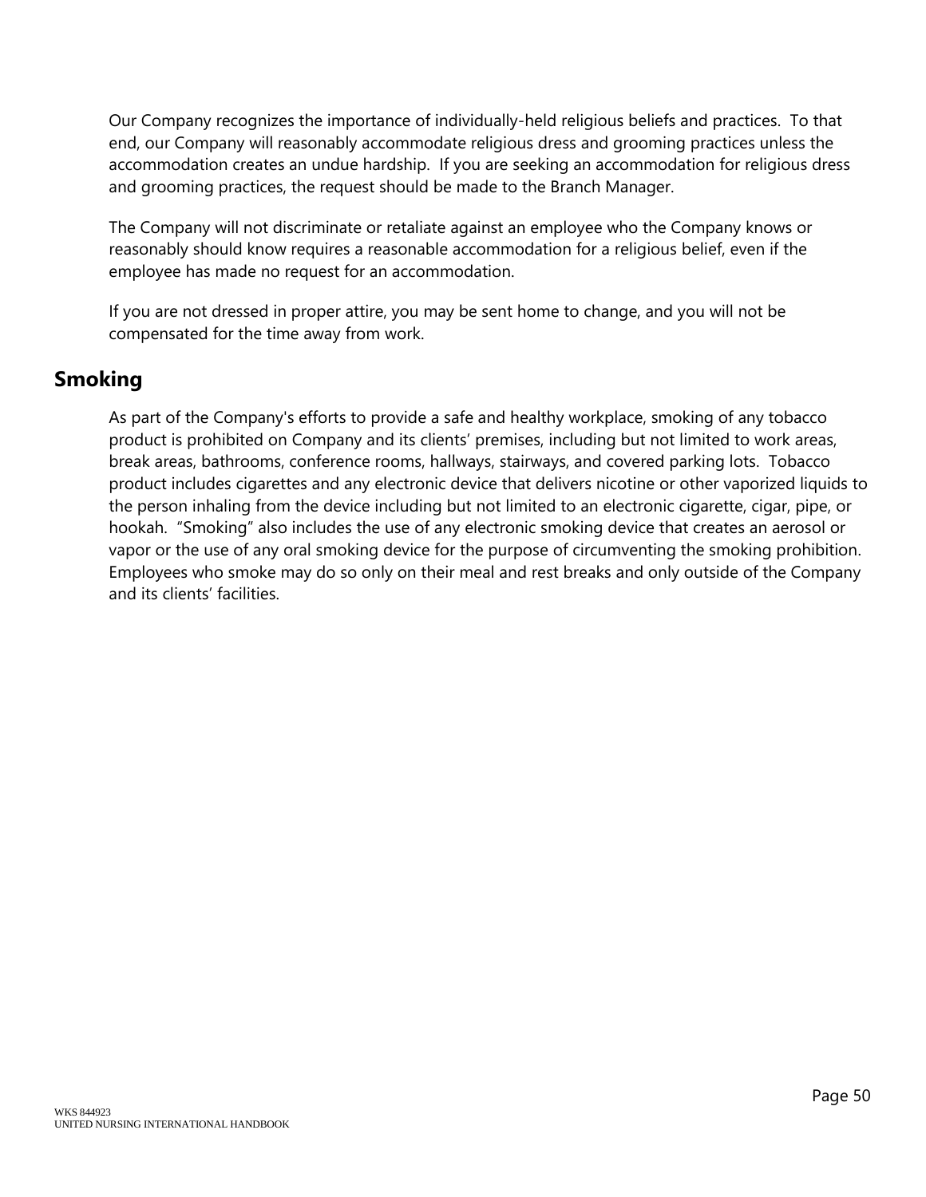Our Company recognizes the importance of individually-held religious beliefs and practices.  To that end, our Company will reasonably accommodate religious dress and grooming practices unless the accommodation creates an undue hardship.  If you are seeking an accommodation for religious dress and grooming practices, the request should be made to the Branch Manager.

The Company will not discriminate or retaliate against an employee who the Company knows or reasonably should know requires a reasonable accommodation for a religious belief, even if the employee has made no request for an accommodation.

If you are not dressed in proper attire, you may be sent home to change, and you will not be compensated for the time away from work.

## Smoking

As part of the Company's efforts to provide a safe and healthy workplace, smoking of any tobacco product is prohibited on Company and its clients' premises, including but not limited to work areas, break areas, bathrooms, conference rooms, hallways, stairways, and covered parking lots.  Tobacco product includes cigarettes and any electronic device that delivers nicotine or other vaporized liquids to the person inhaling from the device including but not limited to an electronic cigarette, cigar, pipe, or hookah.  "Smoking" also includes the use of any electronic smoking device that creates an aerosol or vapor or the use of any oral smoking device for the purpose of circumventing the smoking prohibition. Employees who smoke may do so only on their meal and rest breaks and only outside of the Company and its clients' facilities.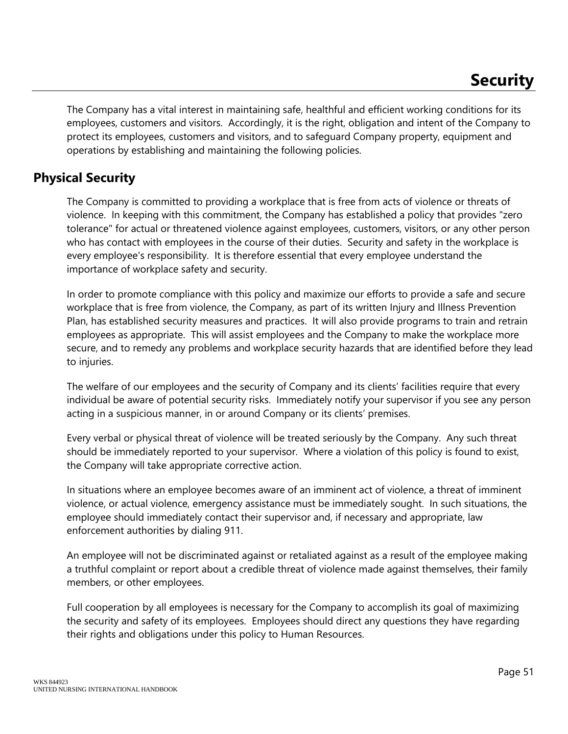# Security

The Company has a vital interest in maintaining safe, healthful and efficient working conditions for its employees, customers and visitors. Accordingly, it is the right, obligation and intent of the Company to protect its employees, customers and visitors, and to safeguard Company property, equipment and operations by establishing and maintaining the following policies.

## Physical Security

The Company is committed to providing a workplace that is free from acts of violence or threats of violence. In keeping with this commitment, the Company has established a policy that provides "zero tolerance" for actual or threatened violence against employees, customers, visitors, or any other person who has contact with employees in the course of their duties. Security and safety in the workplace is every employee's responsibility. It is therefore essential that every employee understand the importance of workplace safety and security.

In order to promote compliance with this policy and maximize our efforts to provide a safe and secure workplace that is free from violence, the Company, as part of its written Injury and Illness Prevention Plan, has established security measures and practices. It will also provide programs to train and retrain employees as appropriate. This will assist employees and the Company to make the workplace more secure, and to remedy any problems and workplace security hazards that are identified before they lead to injuries.

The welfare of our employees and the security of Company and its clients' facilities require that every individual be aware of potential security risks. Immediately notify your supervisor if you see any person acting in a suspicious manner, in or around Company or its clients' premises.

Every verbal or physical threat of violence will be treated seriously by the Company. Any such threat should be immediately reported to your supervisor. Where a violation of this policy is found to exist, the Company will take appropriate corrective action.

In situations where an employee becomes aware of an imminent act of violence, a threat of imminent violence, or actual violence, emergency assistance must be immediately sought. In such situations, the employee should immediately contact their supervisor and, if necessary and appropriate, law enforcement authorities by dialing 911.

An employee will not be discriminated against or retaliated against as a result of the employee making a truthful complaint or report about a credible threat of violence made against themselves, their family members, or other employees.

Full cooperation by all employees is necessary for the Company to accomplish its goal of maximizing the security and safety of its employees. Employees should direct any questions they have regarding their rights and obligations under this policy to Human Resources.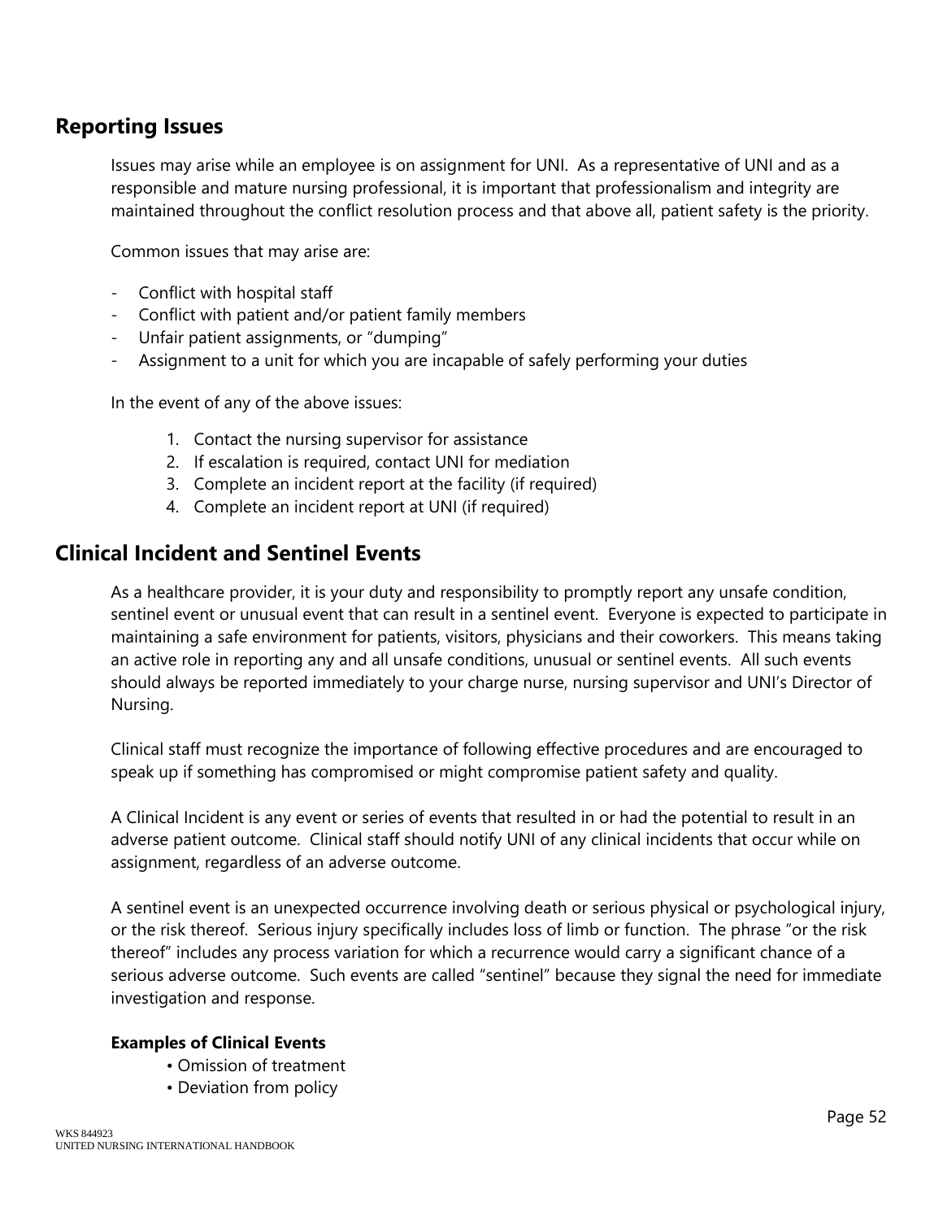## Reporting Issues

Issues may arise while an employee is on assignment for UNI. As a representative of UNI and as a responsible and mature nursing professional, it is important that professionalism and integrity are maintained throughout the conflict resolution process and that above all, patient safety is the priority.

Common issues that may arise are:

- Conflict with hospital staff
- Conflict with patient and/or patient family members
- Unfair patient assignments, or "dumping"
- Assignment to a unit for which you are incapable of safely performing your duties

In the event of any of the above issues:

1. Contact the nursing supervisor for assistance
2. If escalation is required, contact UNI for mediation
3. Complete an incident report at the facility (if required)
4. Complete an incident report at UNI (if required)

## Clinical Incident and Sentinel Events

As a healthcare provider, it is your duty and responsibility to promptly report any unsafe condition, sentinel event or unusual event that can result in a sentinel event. Everyone is expected to participate in maintaining a safe environment for patients, visitors, physicians and their coworkers. This means taking an active role in reporting any and all unsafe conditions, unusual or sentinel events. All such events should always be reported immediately to your charge nurse, nursing supervisor and UNI's Director of Nursing.

Clinical staff must recognize the importance of following effective procedures and are encouraged to speak up if something has compromised or might compromise patient safety and quality.

A Clinical Incident is any event or series of events that resulted in or had the potential to result in an adverse patient outcome. Clinical staff should notify UNI of any clinical incidents that occur while on assignment, regardless of an adverse outcome.

A sentinel event is an unexpected occurrence involving death or serious physical or psychological injury, or the risk thereof. Serious injury specifically includes loss of limb or function. The phrase "or the risk thereof" includes any process variation for which a recurrence would carry a significant chance of a serious adverse outcome. Such events are called "sentinel" because they signal the need for immediate investigation and response.

**Examples of Clinical Events**

- Omission of treatment
- Deviation from policy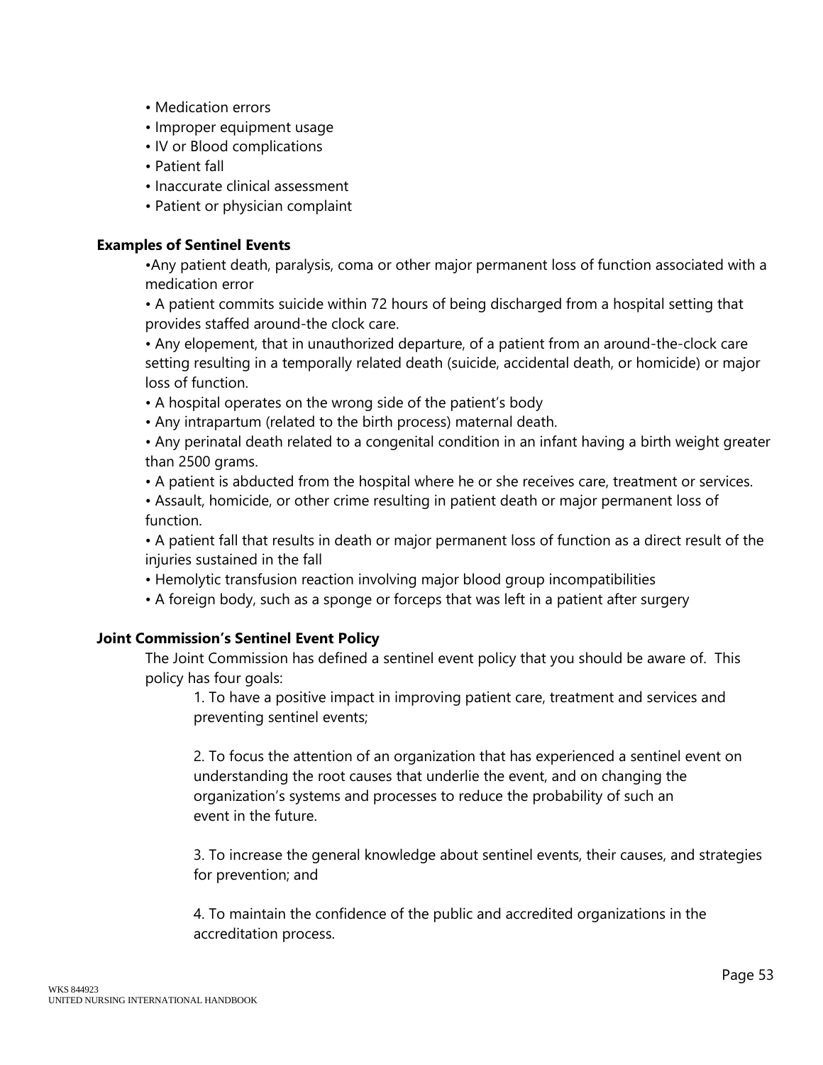- Medication errors
- Improper equipment usage
- IV or Blood complications
- Patient fall
- Inaccurate clinical assessment
- Patient or physician complaint

**Examples of Sentinel Events**

- Any patient death, paralysis, coma or other major permanent loss of function associated with a medication error
- A patient commits suicide within 72 hours of being discharged from a hospital setting that provides staffed around-the clock care.
- Any elopement, that in unauthorized departure, of a patient from an around-the-clock care setting resulting in a temporally related death (suicide, accidental death, or homicide) or major loss of function.
- A hospital operates on the wrong side of the patient's body
- Any intrapartum (related to the birth process) maternal death.
- Any perinatal death related to a congenital condition in an infant having a birth weight greater than 2500 grams.
- A patient is abducted from the hospital where he or she receives care, treatment or services.
- Assault, homicide, or other crime resulting in patient death or major permanent loss of function.
- A patient fall that results in death or major permanent loss of function as a direct result of the injuries sustained in the fall
- Hemolytic transfusion reaction involving major blood group incompatibilities
- A foreign body, such as a sponge or forceps that was left in a patient after surgery

**Joint Commission's Sentinel Event Policy**

The Joint Commission has defined a sentinel event policy that you should be aware of. This policy has four goals:

1. To have a positive impact in improving patient care, treatment and services and preventing sentinel events;

2. To focus the attention of an organization that has experienced a sentinel event on understanding the root causes that underlie the event, and on changing the organization's systems and processes to reduce the probability of such an event in the future.

3. To increase the general knowledge about sentinel events, their causes, and strategies for prevention; and

4. To maintain the confidence of the public and accredited organizations in the accreditation process.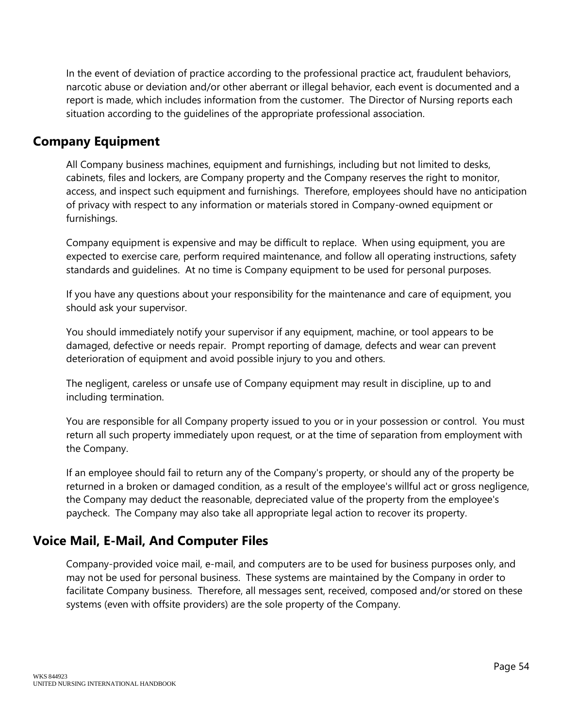In the event of deviation of practice according to the professional practice act, fraudulent behaviors, narcotic abuse or deviation and/or other aberrant or illegal behavior, each event is documented and a report is made, which includes information from the customer. The Director of Nursing reports each situation according to the guidelines of the appropriate professional association.

## Company Equipment

All Company business machines, equipment and furnishings, including but not limited to desks, cabinets, files and lockers, are Company property and the Company reserves the right to monitor, access, and inspect such equipment and furnishings. Therefore, employees should have no anticipation of privacy with respect to any information or materials stored in Company-owned equipment or furnishings.

Company equipment is expensive and may be difficult to replace. When using equipment, you are expected to exercise care, perform required maintenance, and follow all operating instructions, safety standards and guidelines. At no time is Company equipment to be used for personal purposes.

If you have any questions about your responsibility for the maintenance and care of equipment, you should ask your supervisor.

You should immediately notify your supervisor if any equipment, machine, or tool appears to be damaged, defective or needs repair. Prompt reporting of damage, defects and wear can prevent deterioration of equipment and avoid possible injury to you and others.

The negligent, careless or unsafe use of Company equipment may result in discipline, up to and including termination.

You are responsible for all Company property issued to you or in your possession or control. You must return all such property immediately upon request, or at the time of separation from employment with the Company.

If an employee should fail to return any of the Company's property, or should any of the property be returned in a broken or damaged condition, as a result of the employee's willful act or gross negligence, the Company may deduct the reasonable, depreciated value of the property from the employee's paycheck. The Company may also take all appropriate legal action to recover its property.

## Voice Mail, E-Mail, And Computer Files

Company-provided voice mail, e-mail, and computers are to be used for business purposes only, and may not be used for personal business. These systems are maintained by the Company in order to facilitate Company business. Therefore, all messages sent, received, composed and/or stored on these systems (even with offsite providers) are the sole property of the Company.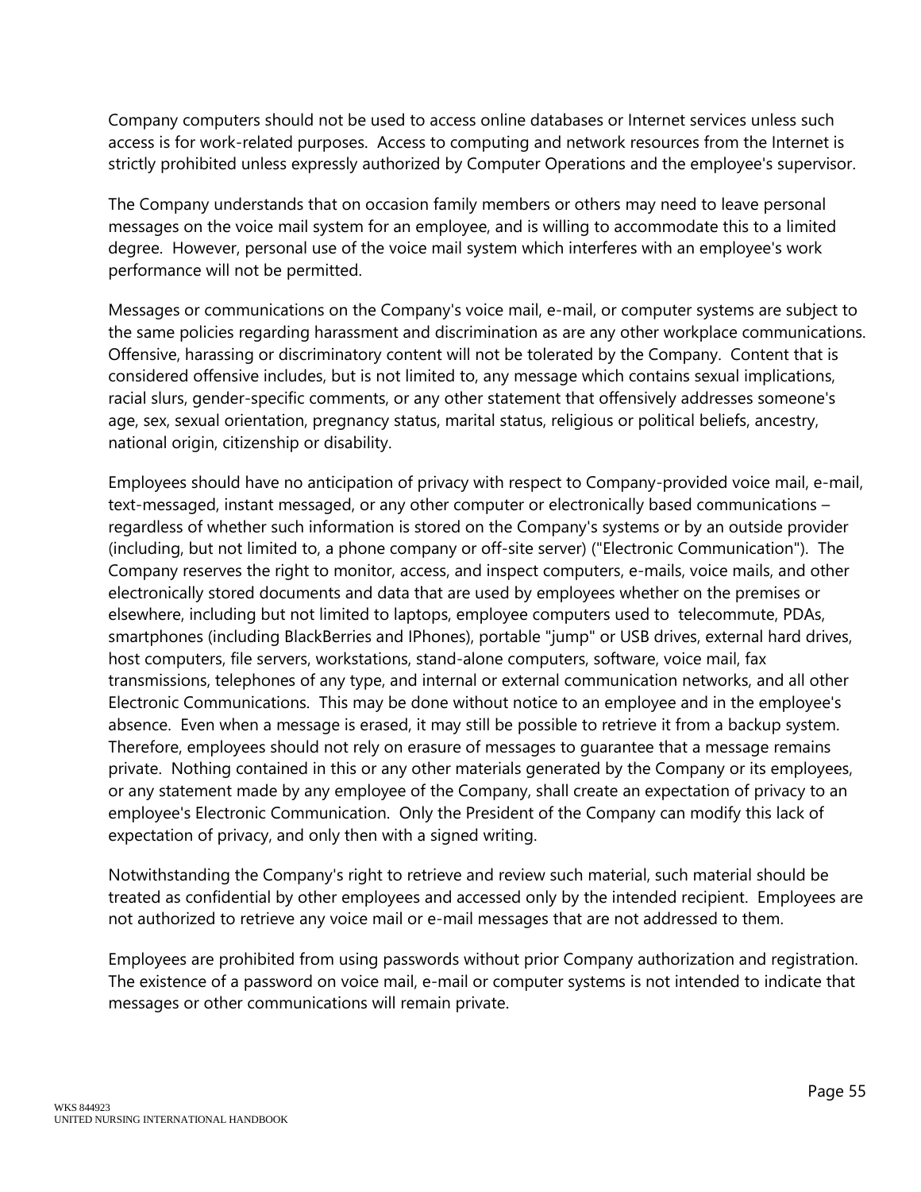Company computers should not be used to access online databases or Internet services unless such access is for work-related purposes. Access to computing and network resources from the Internet is strictly prohibited unless expressly authorized by Computer Operations and the employee's supervisor.

The Company understands that on occasion family members or others may need to leave personal messages on the voice mail system for an employee, and is willing to accommodate this to a limited degree. However, personal use of the voice mail system which interferes with an employee's work performance will not be permitted.

Messages or communications on the Company's voice mail, e-mail, or computer systems are subject to the same policies regarding harassment and discrimination as are any other workplace communications. Offensive, harassing or discriminatory content will not be tolerated by the Company. Content that is considered offensive includes, but is not limited to, any message which contains sexual implications, racial slurs, gender-specific comments, or any other statement that offensively addresses someone's age, sex, sexual orientation, pregnancy status, marital status, religious or political beliefs, ancestry, national origin, citizenship or disability.

Employees should have no anticipation of privacy with respect to Company-provided voice mail, e-mail, text-messaged, instant messaged, or any other computer or electronically based communications – regardless of whether such information is stored on the Company's systems or by an outside provider (including, but not limited to, a phone company or off-site server) ("Electronic Communication"). The Company reserves the right to monitor, access, and inspect computers, e-mails, voice mails, and other electronically stored documents and data that are used by employees whether on the premises or elsewhere, including but not limited to laptops, employee computers used to telecommute, PDAs, smartphones (including BlackBerries and IPhones), portable "jump" or USB drives, external hard drives, host computers, file servers, workstations, stand-alone computers, software, voice mail, fax transmissions, telephones of any type, and internal or external communication networks, and all other Electronic Communications. This may be done without notice to an employee and in the employee's absence. Even when a message is erased, it may still be possible to retrieve it from a backup system. Therefore, employees should not rely on erasure of messages to guarantee that a message remains private. Nothing contained in this or any other materials generated by the Company or its employees, or any statement made by any employee of the Company, shall create an expectation of privacy to an employee's Electronic Communication. Only the President of the Company can modify this lack of expectation of privacy, and only then with a signed writing.

Notwithstanding the Company's right to retrieve and review such material, such material should be treated as confidential by other employees and accessed only by the intended recipient. Employees are not authorized to retrieve any voice mail or e-mail messages that are not addressed to them.

Employees are prohibited from using passwords without prior Company authorization and registration. The existence of a password on voice mail, e-mail or computer systems is not intended to indicate that messages or other communications will remain private.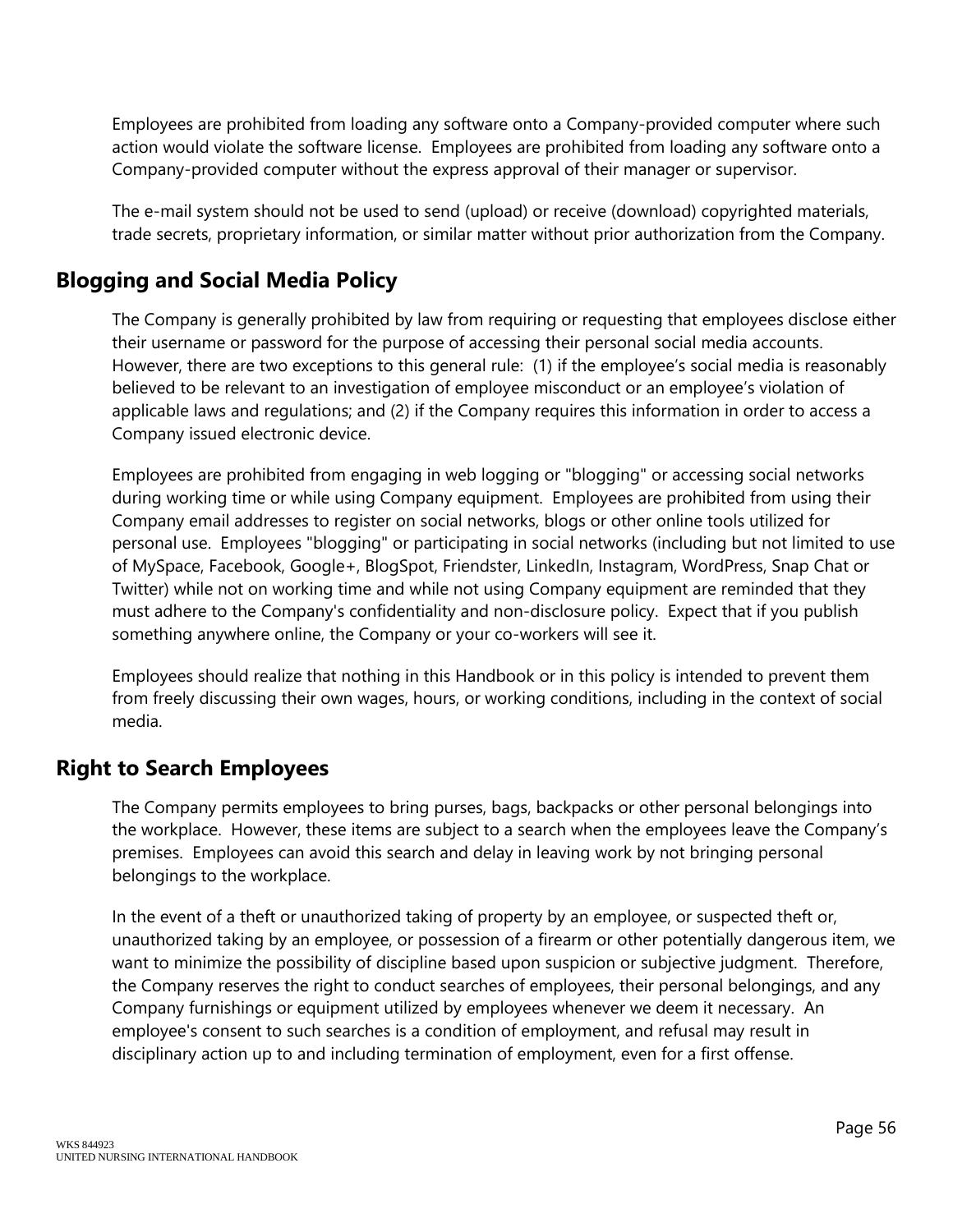Employees are prohibited from loading any software onto a Company-provided computer where such action would violate the software license. Employees are prohibited from loading any software onto a Company-provided computer without the express approval of their manager or supervisor.

The e-mail system should not be used to send (upload) or receive (download) copyrighted materials, trade secrets, proprietary information, or similar matter without prior authorization from the Company.

## Blogging and Social Media Policy

The Company is generally prohibited by law from requiring or requesting that employees disclose either their username or password for the purpose of accessing their personal social media accounts. However, there are two exceptions to this general rule: (1) if the employee's social media is reasonably believed to be relevant to an investigation of employee misconduct or an employee's violation of applicable laws and regulations; and (2) if the Company requires this information in order to access a Company issued electronic device.

Employees are prohibited from engaging in web logging or "blogging" or accessing social networks during working time or while using Company equipment. Employees are prohibited from using their Company email addresses to register on social networks, blogs or other online tools utilized for personal use. Employees "blogging" or participating in social networks (including but not limited to use of MySpace, Facebook, Google+, BlogSpot, Friendster, LinkedIn, Instagram, WordPress, Snap Chat or Twitter) while not on working time and while not using Company equipment are reminded that they must adhere to the Company's confidentiality and non-disclosure policy. Expect that if you publish something anywhere online, the Company or your co-workers will see it.

Employees should realize that nothing in this Handbook or in this policy is intended to prevent them from freely discussing their own wages, hours, or working conditions, including in the context of social media.

## Right to Search Employees

The Company permits employees to bring purses, bags, backpacks or other personal belongings into the workplace. However, these items are subject to a search when the employees leave the Company's premises. Employees can avoid this search and delay in leaving work by not bringing personal belongings to the workplace.

In the event of a theft or unauthorized taking of property by an employee, or suspected theft or, unauthorized taking by an employee, or possession of a firearm or other potentially dangerous item, we want to minimize the possibility of discipline based upon suspicion or subjective judgment. Therefore, the Company reserves the right to conduct searches of employees, their personal belongings, and any Company furnishings or equipment utilized by employees whenever we deem it necessary. An employee's consent to such searches is a condition of employment, and refusal may result in disciplinary action up to and including termination of employment, even for a first offense.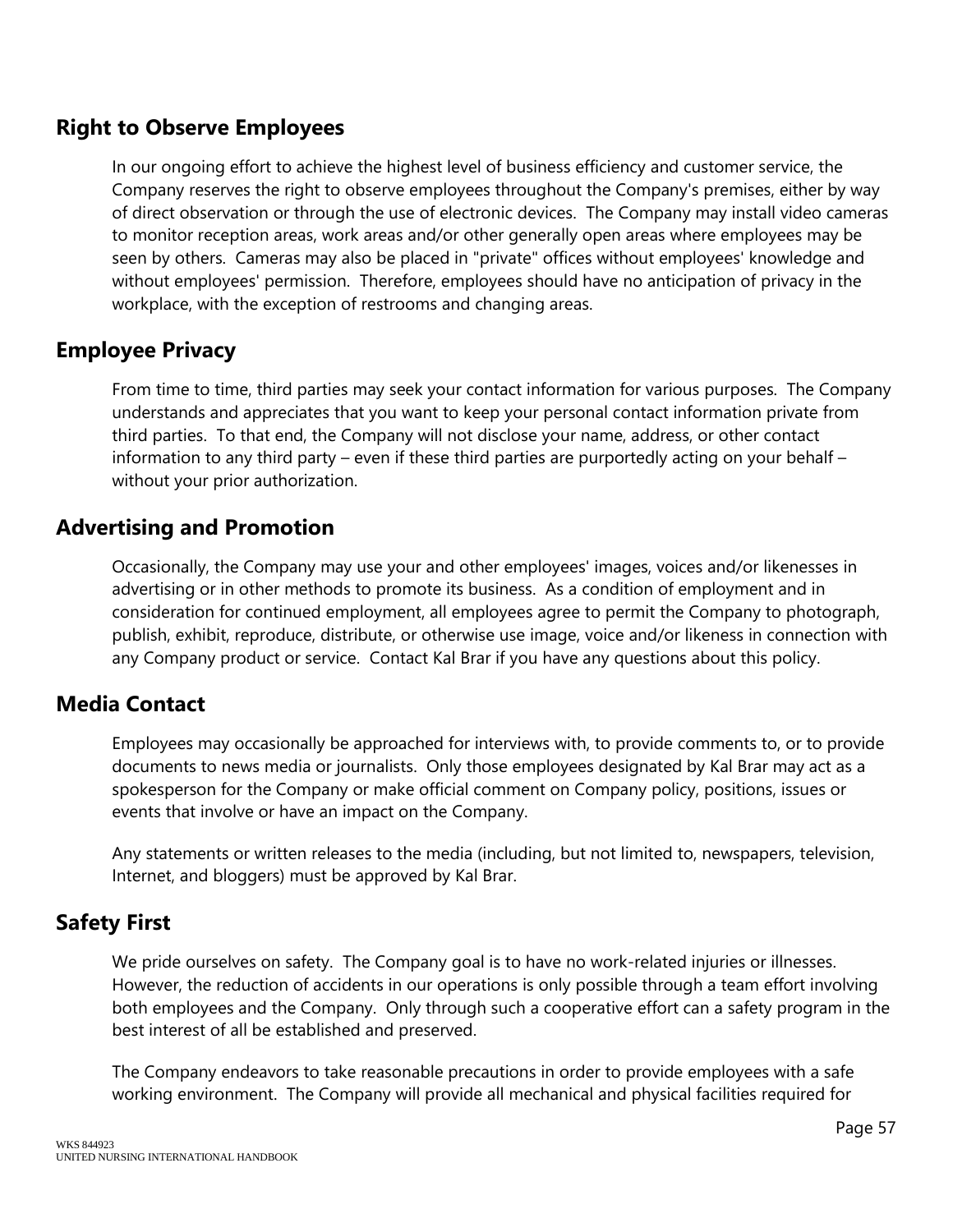## Right to Observe Employees

In our ongoing effort to achieve the highest level of business efficiency and customer service, the Company reserves the right to observe employees throughout the Company's premises, either by way of direct observation or through the use of electronic devices. The Company may install video cameras to monitor reception areas, work areas and/or other generally open areas where employees may be seen by others. Cameras may also be placed in "private" offices without employees' knowledge and without employees' permission. Therefore, employees should have no anticipation of privacy in the workplace, with the exception of restrooms and changing areas.

## Employee Privacy

From time to time, third parties may seek your contact information for various purposes. The Company understands and appreciates that you want to keep your personal contact information private from third parties. To that end, the Company will not disclose your name, address, or other contact information to any third party – even if these third parties are purportedly acting on your behalf – without your prior authorization.

## Advertising and Promotion

Occasionally, the Company may use your and other employees' images, voices and/or likenesses in advertising or in other methods to promote its business. As a condition of employment and in consideration for continued employment, all employees agree to permit the Company to photograph, publish, exhibit, reproduce, distribute, or otherwise use image, voice and/or likeness in connection with any Company product or service. Contact Kal Brar if you have any questions about this policy.

## Media Contact

Employees may occasionally be approached for interviews with, to provide comments to, or to provide documents to news media or journalists. Only those employees designated by Kal Brar may act as a spokesperson for the Company or make official comment on Company policy, positions, issues or events that involve or have an impact on the Company.

Any statements or written releases to the media (including, but not limited to, newspapers, television, Internet, and bloggers) must be approved by Kal Brar.

## Safety First

We pride ourselves on safety. The Company goal is to have no work-related injuries or illnesses. However, the reduction of accidents in our operations is only possible through a team effort involving both employees and the Company. Only through such a cooperative effort can a safety program in the best interest of all be established and preserved.

The Company endeavors to take reasonable precautions in order to provide employees with a safe working environment. The Company will provide all mechanical and physical facilities required for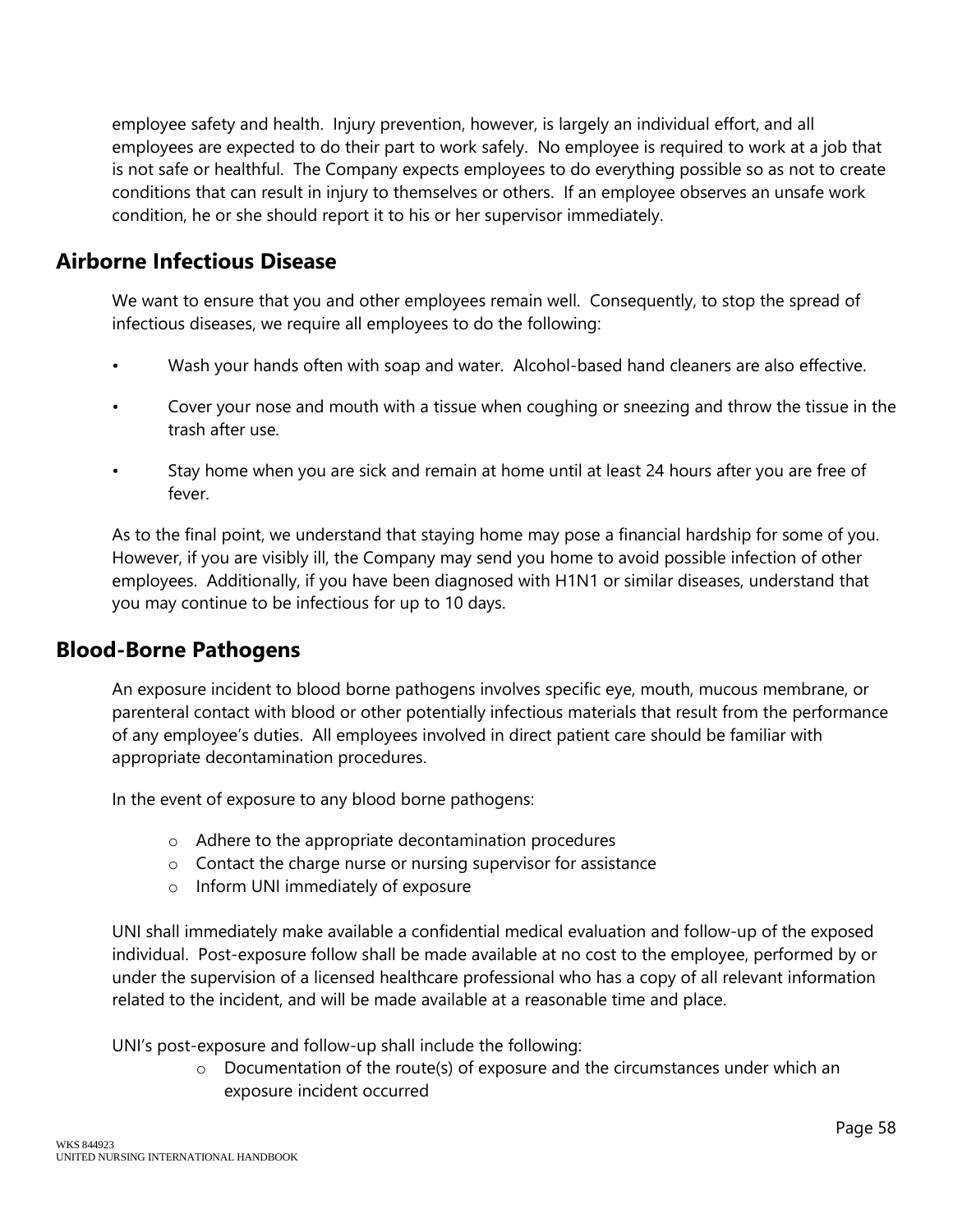employee safety and health. Injury prevention, however, is largely an individual effort, and all employees are expected to do their part to work safely. No employee is required to work at a job that is not safe or healthful. The Company expects employees to do everything possible so as not to create conditions that can result in injury to themselves or others. If an employee observes an unsafe work condition, he or she should report it to his or her supervisor immediately.

## Airborne Infectious Disease

We want to ensure that you and other employees remain well. Consequently, to stop the spread of infectious diseases, we require all employees to do the following:

- Wash your hands often with soap and water. Alcohol-based hand cleaners are also effective.
- Cover your nose and mouth with a tissue when coughing or sneezing and throw the tissue in the trash after use.
- Stay home when you are sick and remain at home until at least 24 hours after you are free of fever.

As to the final point, we understand that staying home may pose a financial hardship for some of you. However, if you are visibly ill, the Company may send you home to avoid possible infection of other employees. Additionally, if you have been diagnosed with H1N1 or similar diseases, understand that you may continue to be infectious for up to 10 days.

## Blood-Borne Pathogens

An exposure incident to blood borne pathogens involves specific eye, mouth, mucous membrane, or parenteral contact with blood or other potentially infectious materials that result from the performance of any employee's duties. All employees involved in direct patient care should be familiar with appropriate decontamination procedures.

In the event of exposure to any blood borne pathogens:

- Adhere to the appropriate decontamination procedures
- Contact the charge nurse or nursing supervisor for assistance
- Inform UNI immediately of exposure

UNI shall immediately make available a confidential medical evaluation and follow-up of the exposed individual. Post-exposure follow shall be made available at no cost to the employee, performed by or under the supervision of a licensed healthcare professional who has a copy of all relevant information related to the incident, and will be made available at a reasonable time and place.

UNI's post-exposure and follow-up shall include the following:

- Documentation of the route(s) of exposure and the circumstances under which an exposure incident occurred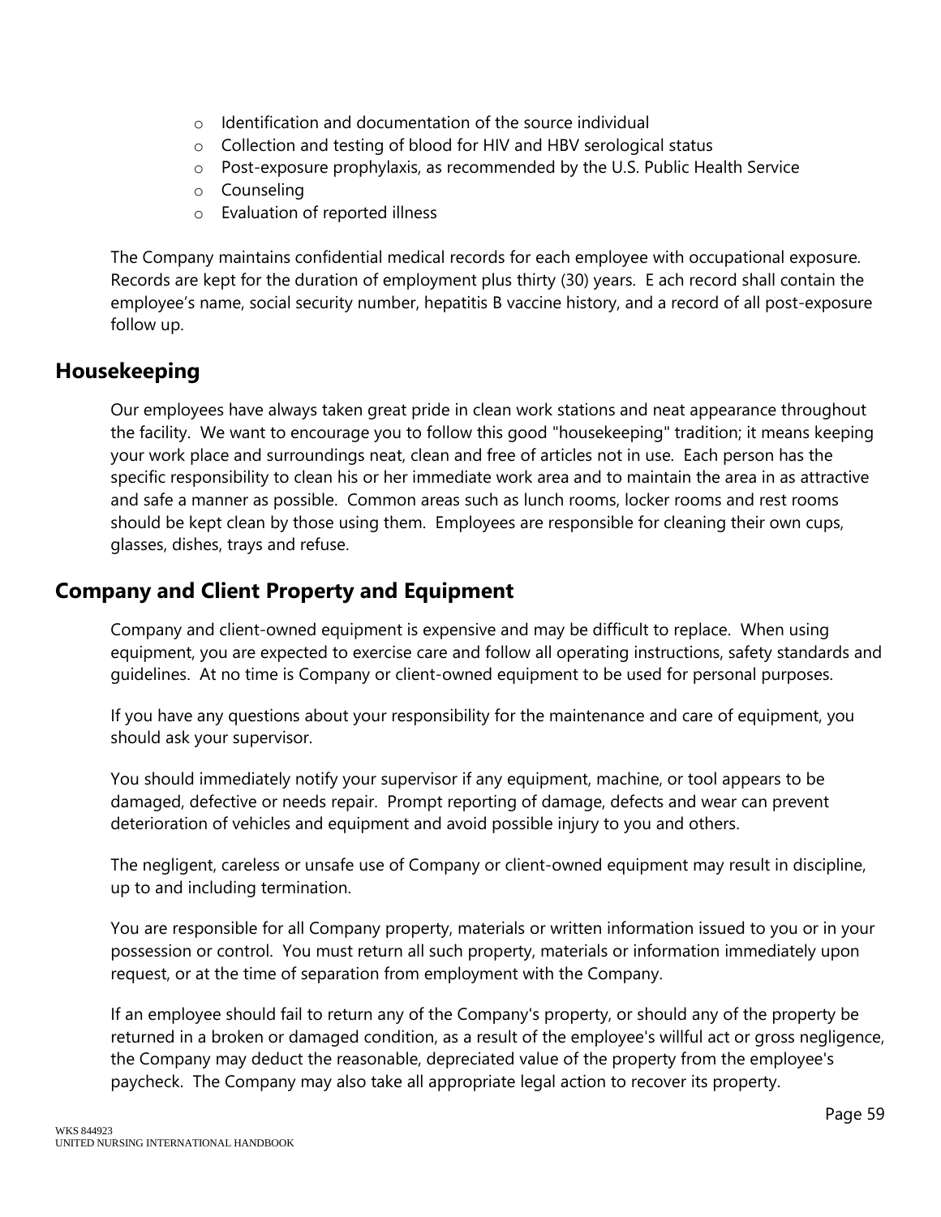- Identification and documentation of the source individual
- Collection and testing of blood for HIV and HBV serological status
- Post-exposure prophylaxis, as recommended by the U.S. Public Health Service
- Counseling
- Evaluation of reported illness

The Company maintains confidential medical records for each employee with occupational exposure. Records are kept for the duration of employment plus thirty (30) years. E ach record shall contain the employee's name, social security number, hepatitis B vaccine history, and a record of all post-exposure follow up.

## Housekeeping

Our employees have always taken great pride in clean work stations and neat appearance throughout the facility. We want to encourage you to follow this good "housekeeping" tradition; it means keeping your work place and surroundings neat, clean and free of articles not in use. Each person has the specific responsibility to clean his or her immediate work area and to maintain the area in as attractive and safe a manner as possible. Common areas such as lunch rooms, locker rooms and rest rooms should be kept clean by those using them. Employees are responsible for cleaning their own cups, glasses, dishes, trays and refuse.

## Company and Client Property and Equipment

Company and client-owned equipment is expensive and may be difficult to replace. When using equipment, you are expected to exercise care and follow all operating instructions, safety standards and guidelines. At no time is Company or client-owned equipment to be used for personal purposes.

If you have any questions about your responsibility for the maintenance and care of equipment, you should ask your supervisor.

You should immediately notify your supervisor if any equipment, machine, or tool appears to be damaged, defective or needs repair. Prompt reporting of damage, defects and wear can prevent deterioration of vehicles and equipment and avoid possible injury to you and others.

The negligent, careless or unsafe use of Company or client-owned equipment may result in discipline, up to and including termination.

You are responsible for all Company property, materials or written information issued to you or in your possession or control. You must return all such property, materials or information immediately upon request, or at the time of separation from employment with the Company.

If an employee should fail to return any of the Company's property, or should any of the property be returned in a broken or damaged condition, as a result of the employee's willful act or gross negligence, the Company may deduct the reasonable, depreciated value of the property from the employee's paycheck. The Company may also take all appropriate legal action to recover its property.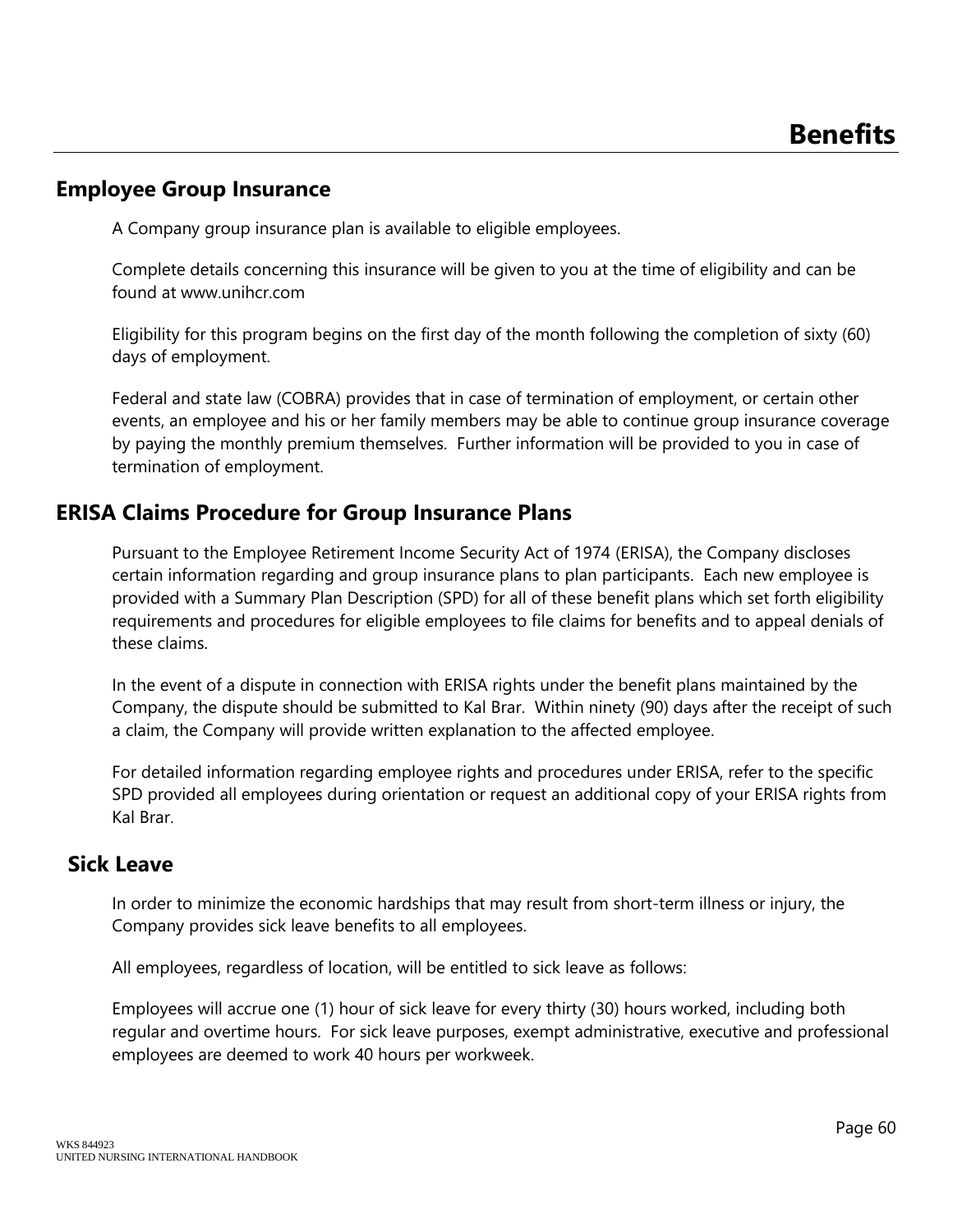# Benefits

## Employee Group Insurance

A Company group insurance plan is available to eligible employees.

Complete details concerning this insurance will be given to you at the time of eligibility and can be found at www.unihcr.com

Eligibility for this program begins on the first day of the month following the completion of sixty (60) days of employment.

Federal and state law (COBRA) provides that in case of termination of employment, or certain other events, an employee and his or her family members may be able to continue group insurance coverage by paying the monthly premium themselves. Further information will be provided to you in case of termination of employment.

## ERISA Claims Procedure for Group Insurance Plans

Pursuant to the Employee Retirement Income Security Act of 1974 (ERISA), the Company discloses certain information regarding and group insurance plans to plan participants. Each new employee is provided with a Summary Plan Description (SPD) for all of these benefit plans which set forth eligibility requirements and procedures for eligible employees to file claims for benefits and to appeal denials of these claims.

In the event of a dispute in connection with ERISA rights under the benefit plans maintained by the Company, the dispute should be submitted to Kal Brar. Within ninety (90) days after the receipt of such a claim, the Company will provide written explanation to the affected employee.

For detailed information regarding employee rights and procedures under ERISA, refer to the specific SPD provided all employees during orientation or request an additional copy of your ERISA rights from Kal Brar.

## Sick Leave

In order to minimize the economic hardships that may result from short-term illness or injury, the Company provides sick leave benefits to all employees.

All employees, regardless of location, will be entitled to sick leave as follows:

Employees will accrue one (1) hour of sick leave for every thirty (30) hours worked, including both regular and overtime hours. For sick leave purposes, exempt administrative, executive and professional employees are deemed to work 40 hours per workweek.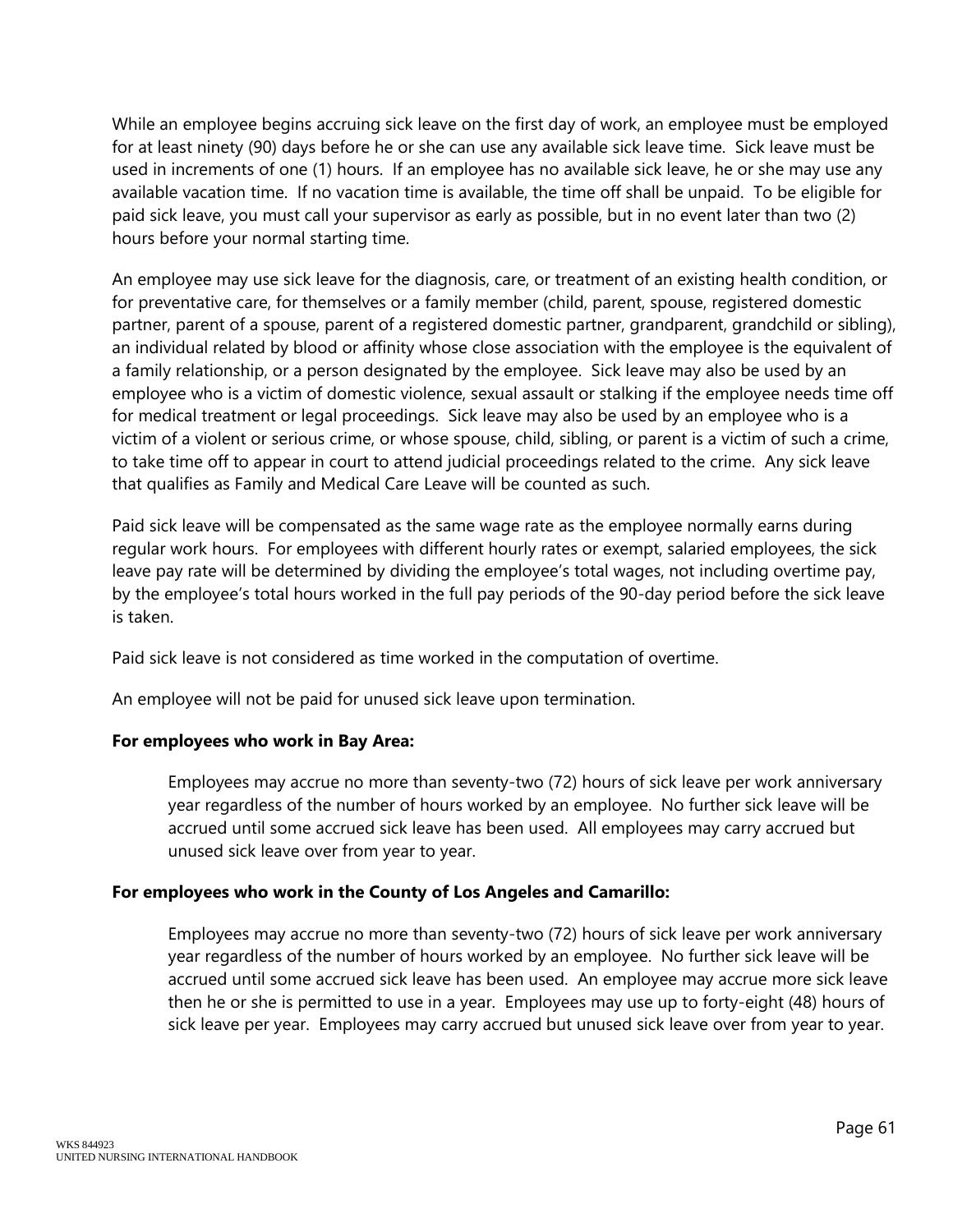While an employee begins accruing sick leave on the first day of work, an employee must be employed for at least ninety (90) days before he or she can use any available sick leave time. Sick leave must be used in increments of one (1) hours. If an employee has no available sick leave, he or she may use any available vacation time. If no vacation time is available, the time off shall be unpaid. To be eligible for paid sick leave, you must call your supervisor as early as possible, but in no event later than two (2) hours before your normal starting time.

An employee may use sick leave for the diagnosis, care, or treatment of an existing health condition, or for preventative care, for themselves or a family member (child, parent, spouse, registered domestic partner, parent of a spouse, parent of a registered domestic partner, grandparent, grandchild or sibling), an individual related by blood or affinity whose close association with the employee is the equivalent of a family relationship, or a person designated by the employee. Sick leave may also be used by an employee who is a victim of domestic violence, sexual assault or stalking if the employee needs time off for medical treatment or legal proceedings. Sick leave may also be used by an employee who is a victim of a violent or serious crime, or whose spouse, child, sibling, or parent is a victim of such a crime, to take time off to appear in court to attend judicial proceedings related to the crime. Any sick leave that qualifies as Family and Medical Care Leave will be counted as such.

Paid sick leave will be compensated as the same wage rate as the employee normally earns during regular work hours. For employees with different hourly rates or exempt, salaried employees, the sick leave pay rate will be determined by dividing the employee's total wages, not including overtime pay, by the employee's total hours worked in the full pay periods of the 90-day period before the sick leave is taken.

Paid sick leave is not considered as time worked in the computation of overtime.

An employee will not be paid for unused sick leave upon termination.

**For employees who work in Bay Area:**

Employees may accrue no more than seventy-two (72) hours of sick leave per work anniversary year regardless of the number of hours worked by an employee. No further sick leave will be accrued until some accrued sick leave has been used. All employees may carry accrued but unused sick leave over from year to year.

**For employees who work in the County of Los Angeles and Camarillo:**

Employees may accrue no more than seventy-two (72) hours of sick leave per work anniversary year regardless of the number of hours worked by an employee. No further sick leave will be accrued until some accrued sick leave has been used. An employee may accrue more sick leave then he or she is permitted to use in a year. Employees may use up to forty-eight (48) hours of sick leave per year. Employees may carry accrued but unused sick leave over from year to year.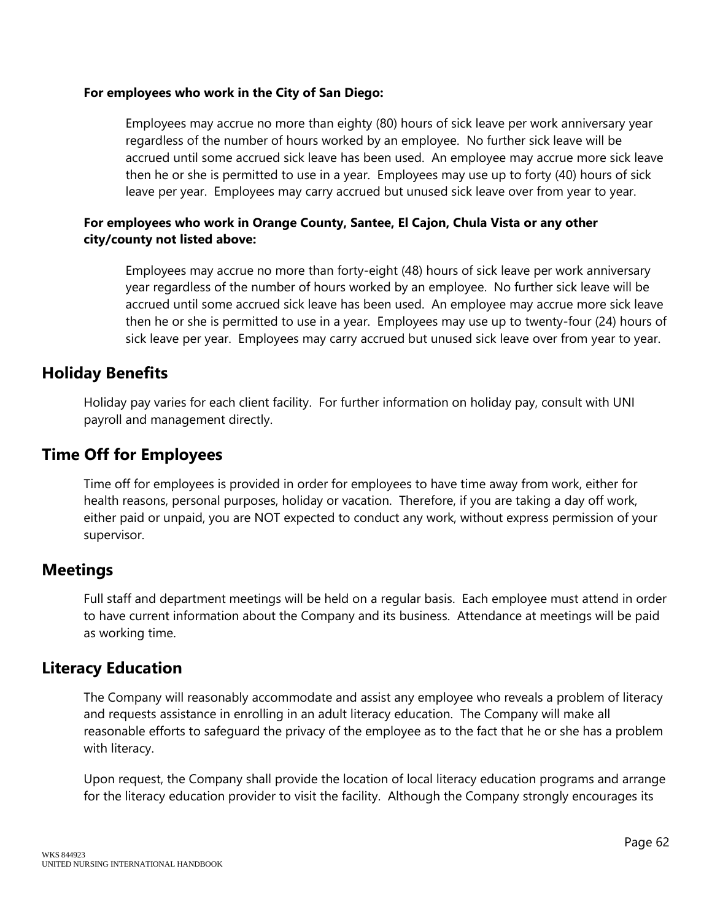**For employees who work in the City of San Diego:**

Employees may accrue no more than eighty (80) hours of sick leave per work anniversary year regardless of the number of hours worked by an employee. No further sick leave will be accrued until some accrued sick leave has been used. An employee may accrue more sick leave then he or she is permitted to use in a year. Employees may use up to forty (40) hours of sick leave per year. Employees may carry accrued but unused sick leave over from year to year.

**For employees who work in Orange County, Santee, El Cajon, Chula Vista or any other city/county not listed above:**

Employees may accrue no more than forty-eight (48) hours of sick leave per work anniversary year regardless of the number of hours worked by an employee. No further sick leave will be accrued until some accrued sick leave has been used. An employee may accrue more sick leave then he or she is permitted to use in a year. Employees may use up to twenty-four (24) hours of sick leave per year. Employees may carry accrued but unused sick leave over from year to year.

## Holiday Benefits

Holiday pay varies for each client facility. For further information on holiday pay, consult with UNI payroll and management directly.

## Time Off for Employees

Time off for employees is provided in order for employees to have time away from work, either for health reasons, personal purposes, holiday or vacation. Therefore, if you are taking a day off work, either paid or unpaid, you are NOT expected to conduct any work, without express permission of your supervisor.

## Meetings

Full staff and department meetings will be held on a regular basis. Each employee must attend in order to have current information about the Company and its business. Attendance at meetings will be paid as working time.

## Literacy Education

The Company will reasonably accommodate and assist any employee who reveals a problem of literacy and requests assistance in enrolling in an adult literacy education. The Company will make all reasonable efforts to safeguard the privacy of the employee as to the fact that he or she has a problem with literacy.

Upon request, the Company shall provide the location of local literacy education programs and arrange for the literacy education provider to visit the facility. Although the Company strongly encourages its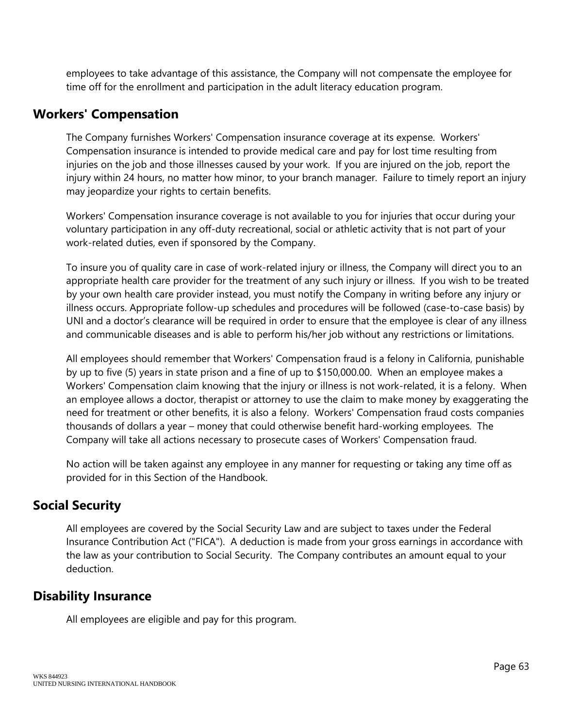employees to take advantage of this assistance, the Company will not compensate the employee for time off for the enrollment and participation in the adult literacy education program.

## Workers' Compensation

The Company furnishes Workers' Compensation insurance coverage at its expense. Workers' Compensation insurance is intended to provide medical care and pay for lost time resulting from injuries on the job and those illnesses caused by your work. If you are injured on the job, report the injury within 24 hours, no matter how minor, to your branch manager. Failure to timely report an injury may jeopardize your rights to certain benefits.

Workers' Compensation insurance coverage is not available to you for injuries that occur during your voluntary participation in any off-duty recreational, social or athletic activity that is not part of your work-related duties, even if sponsored by the Company.

To insure you of quality care in case of work-related injury or illness, the Company will direct you to an appropriate health care provider for the treatment of any such injury or illness. If you wish to be treated by your own health care provider instead, you must notify the Company in writing before any injury or illness occurs. Appropriate follow-up schedules and procedures will be followed (case-to-case basis) by UNI and a doctor's clearance will be required in order to ensure that the employee is clear of any illness and communicable diseases and is able to perform his/her job without any restrictions or limitations.

All employees should remember that Workers' Compensation fraud is a felony in California, punishable by up to five (5) years in state prison and a fine of up to $150,000.00. When an employee makes a Workers' Compensation claim knowing that the injury or illness is not work-related, it is a felony. When an employee allows a doctor, therapist or attorney to use the claim to make money by exaggerating the need for treatment or other benefits, it is also a felony. Workers' Compensation fraud costs companies thousands of dollars a year – money that could otherwise benefit hard-working employees. The Company will take all actions necessary to prosecute cases of Workers' Compensation fraud.

No action will be taken against any employee in any manner for requesting or taking any time off as provided for in this Section of the Handbook.

## Social Security

All employees are covered by the Social Security Law and are subject to taxes under the Federal Insurance Contribution Act ("FICA"). A deduction is made from your gross earnings in accordance with the law as your contribution to Social Security. The Company contributes an amount equal to your deduction.

## Disability Insurance

All employees are eligible and pay for this program.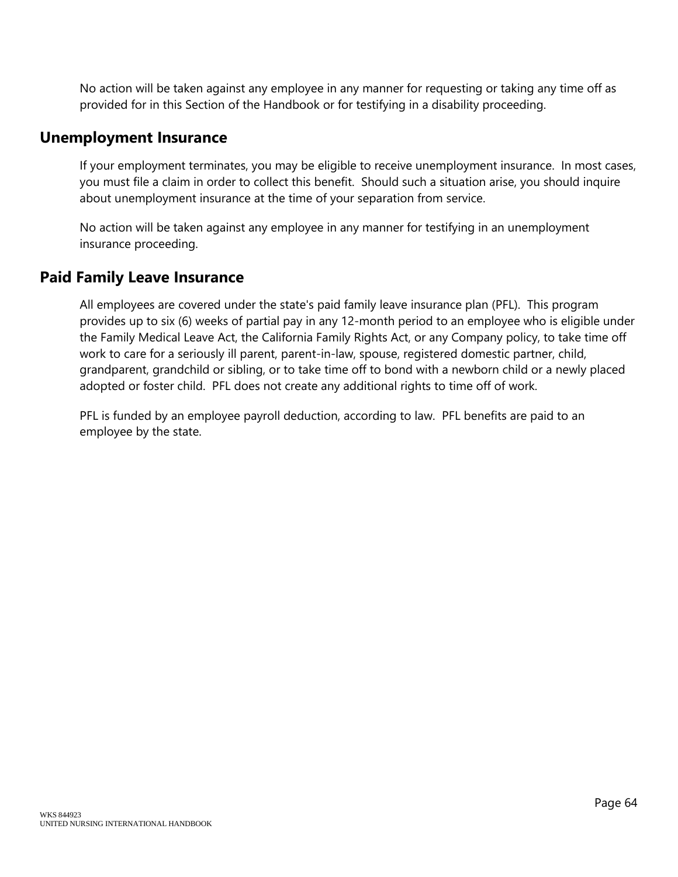No action will be taken against any employee in any manner for requesting or taking any time off as provided for in this Section of the Handbook or for testifying in a disability proceeding.

## Unemployment Insurance

If your employment terminates, you may be eligible to receive unemployment insurance. In most cases, you must file a claim in order to collect this benefit. Should such a situation arise, you should inquire about unemployment insurance at the time of your separation from service.

No action will be taken against any employee in any manner for testifying in an unemployment insurance proceeding.

## Paid Family Leave Insurance

All employees are covered under the state's paid family leave insurance plan (PFL). This program provides up to six (6) weeks of partial pay in any 12-month period to an employee who is eligible under the Family Medical Leave Act, the California Family Rights Act, or any Company policy, to take time off work to care for a seriously ill parent, parent-in-law, spouse, registered domestic partner, child, grandparent, grandchild or sibling, or to take time off to bond with a newborn child or a newly placed adopted or foster child. PFL does not create any additional rights to time off of work.

PFL is funded by an employee payroll deduction, according to law. PFL benefits are paid to an employee by the state.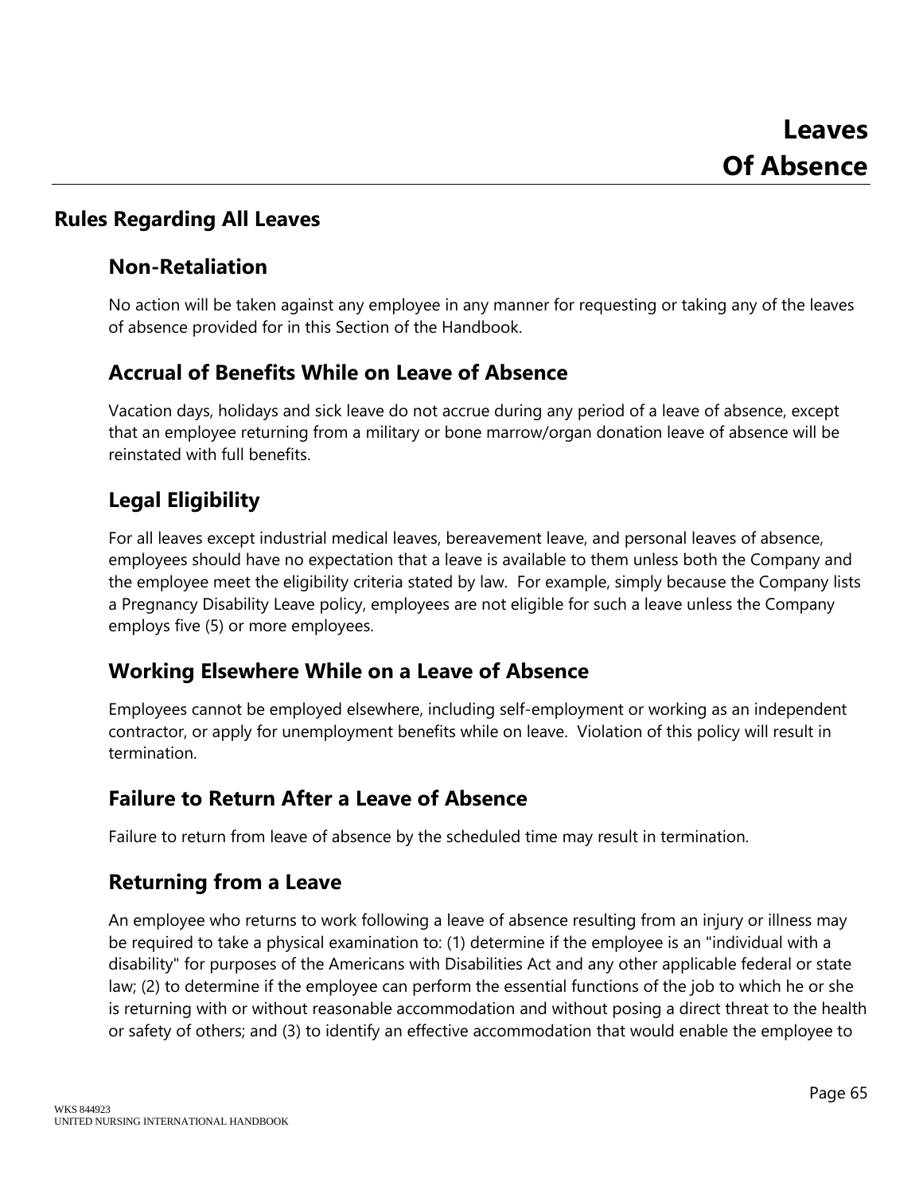# Leaves Of Absence

## Rules Regarding All Leaves

### Non-Retaliation

No action will be taken against any employee in any manner for requesting or taking any of the leaves of absence provided for in this Section of the Handbook.

### Accrual of Benefits While on Leave of Absence

Vacation days, holidays and sick leave do not accrue during any period of a leave of absence, except that an employee returning from a military or bone marrow/organ donation leave of absence will be reinstated with full benefits.

### Legal Eligibility

For all leaves except industrial medical leaves, bereavement leave, and personal leaves of absence, employees should have no expectation that a leave is available to them unless both the Company and the employee meet the eligibility criteria stated by law. For example, simply because the Company lists a Pregnancy Disability Leave policy, employees are not eligible for such a leave unless the Company employs five (5) or more employees.

### Working Elsewhere While on a Leave of Absence

Employees cannot be employed elsewhere, including self-employment or working as an independent contractor, or apply for unemployment benefits while on leave. Violation of this policy will result in termination.

### Failure to Return After a Leave of Absence

Failure to return from leave of absence by the scheduled time may result in termination.

### Returning from a Leave

An employee who returns to work following a leave of absence resulting from an injury or illness may be required to take a physical examination to: (1) determine if the employee is an "individual with a disability" for purposes of the Americans with Disabilities Act and any other applicable federal or state law; (2) to determine if the employee can perform the essential functions of the job to which he or she is returning with or without reasonable accommodation and without posing a direct threat to the health or safety of others; and (3) to identify an effective accommodation that would enable the employee to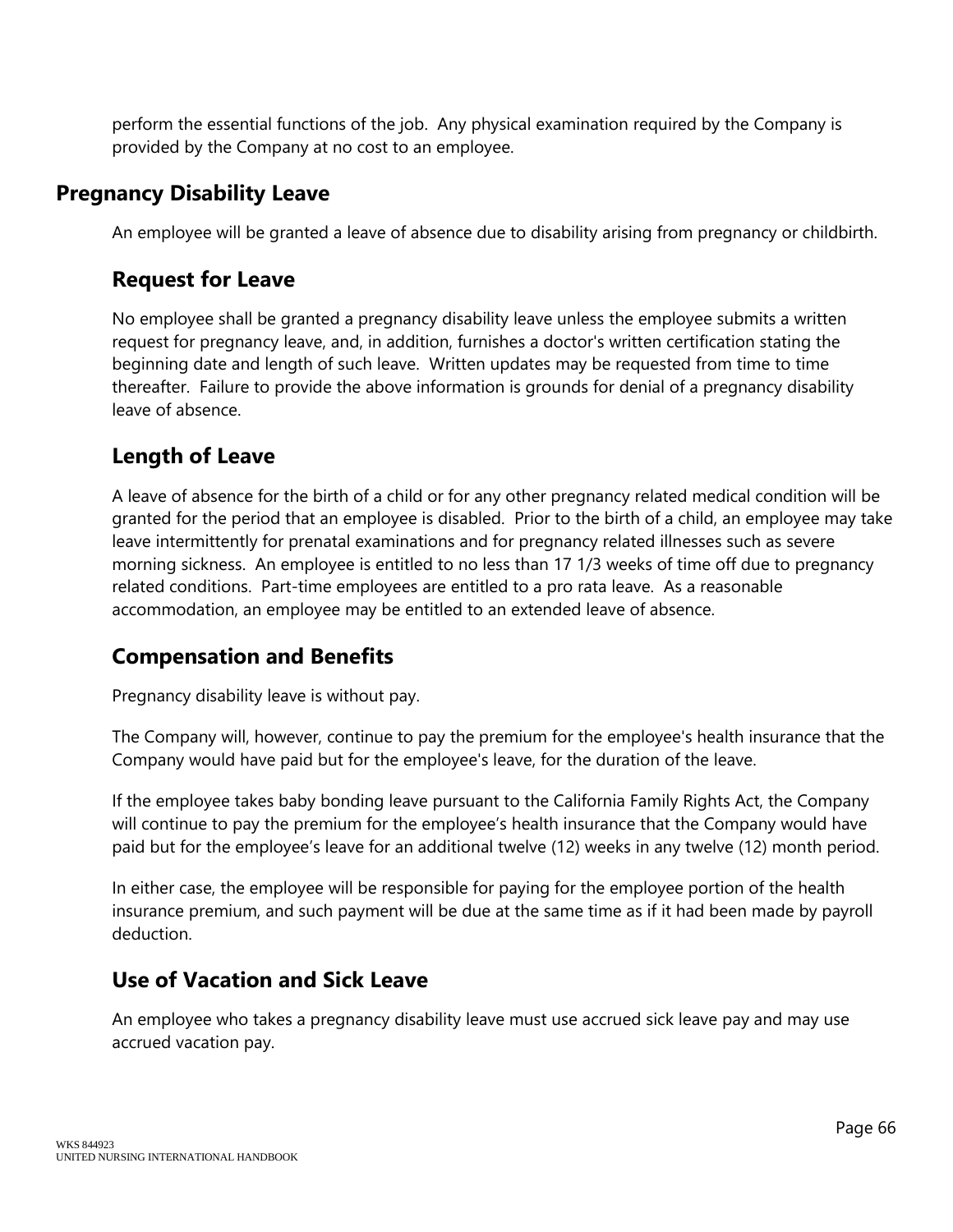perform the essential functions of the job. Any physical examination required by the Company is provided by the Company at no cost to an employee.

## Pregnancy Disability Leave

An employee will be granted a leave of absence due to disability arising from pregnancy or childbirth.

### Request for Leave

No employee shall be granted a pregnancy disability leave unless the employee submits a written request for pregnancy leave, and, in addition, furnishes a doctor's written certification stating the beginning date and length of such leave. Written updates may be requested from time to time thereafter. Failure to provide the above information is grounds for denial of a pregnancy disability leave of absence.

### Length of Leave

A leave of absence for the birth of a child or for any other pregnancy related medical condition will be granted for the period that an employee is disabled. Prior to the birth of a child, an employee may take leave intermittently for prenatal examinations and for pregnancy related illnesses such as severe morning sickness. An employee is entitled to no less than 17 1/3 weeks of time off due to pregnancy related conditions. Part-time employees are entitled to a pro rata leave. As a reasonable accommodation, an employee may be entitled to an extended leave of absence.

### Compensation and Benefits

Pregnancy disability leave is without pay.

The Company will, however, continue to pay the premium for the employee's health insurance that the Company would have paid but for the employee's leave, for the duration of the leave.

If the employee takes baby bonding leave pursuant to the California Family Rights Act, the Company will continue to pay the premium for the employee's health insurance that the Company would have paid but for the employee's leave for an additional twelve (12) weeks in any twelve (12) month period.

In either case, the employee will be responsible for paying for the employee portion of the health insurance premium, and such payment will be due at the same time as if it had been made by payroll deduction.

### Use of Vacation and Sick Leave

An employee who takes a pregnancy disability leave must use accrued sick leave pay and may use accrued vacation pay.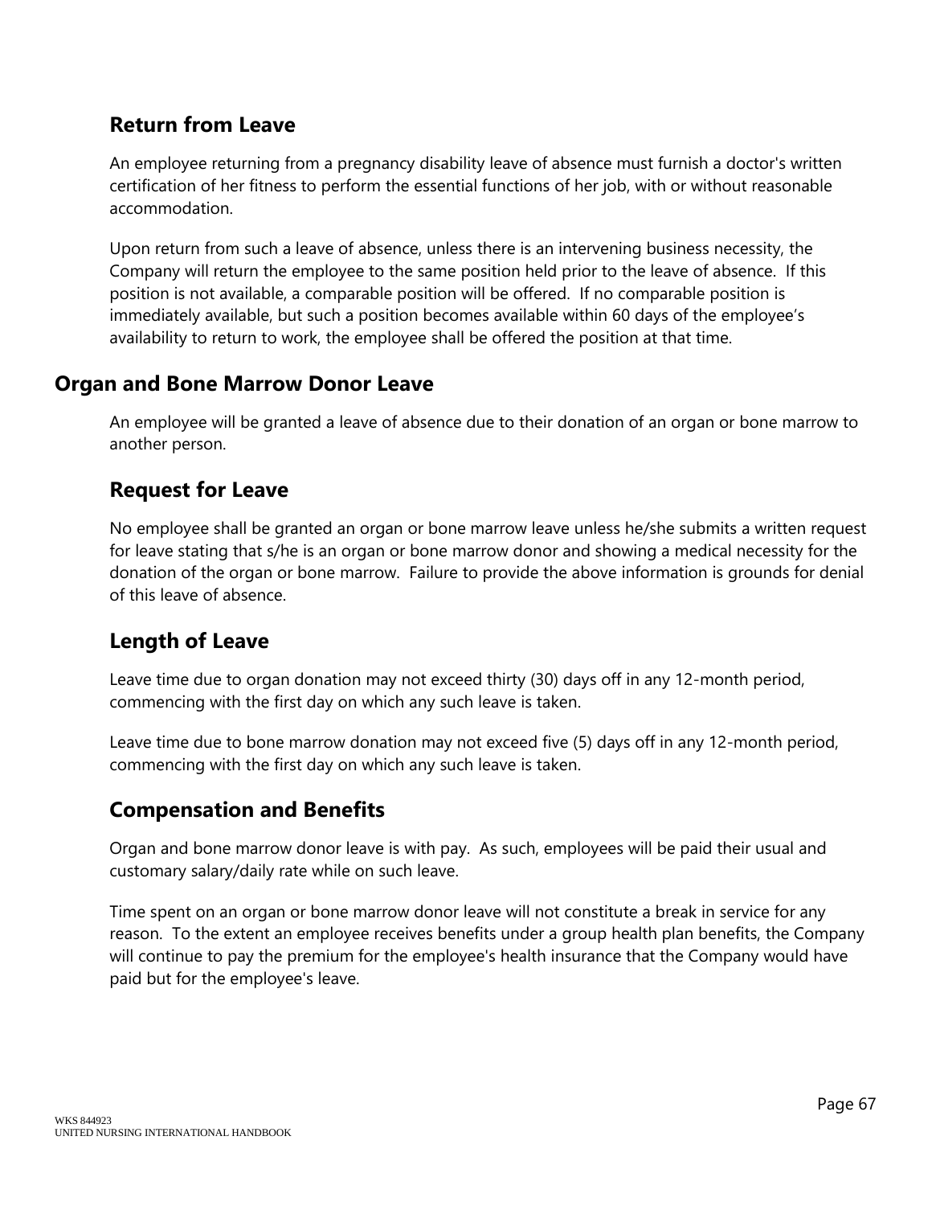### Return from Leave

An employee returning from a pregnancy disability leave of absence must furnish a doctor's written certification of her fitness to perform the essential functions of her job, with or without reasonable accommodation.

Upon return from such a leave of absence, unless there is an intervening business necessity, the Company will return the employee to the same position held prior to the leave of absence. If this position is not available, a comparable position will be offered. If no comparable position is immediately available, but such a position becomes available within 60 days of the employee's availability to return to work, the employee shall be offered the position at that time.

## Organ and Bone Marrow Donor Leave

An employee will be granted a leave of absence due to their donation of an organ or bone marrow to another person.

### Request for Leave

No employee shall be granted an organ or bone marrow leave unless he/she submits a written request for leave stating that s/he is an organ or bone marrow donor and showing a medical necessity for the donation of the organ or bone marrow. Failure to provide the above information is grounds for denial of this leave of absence.

### Length of Leave

Leave time due to organ donation may not exceed thirty (30) days off in any 12-month period, commencing with the first day on which any such leave is taken.

Leave time due to bone marrow donation may not exceed five (5) days off in any 12-month period, commencing with the first day on which any such leave is taken.

### Compensation and Benefits

Organ and bone marrow donor leave is with pay. As such, employees will be paid their usual and customary salary/daily rate while on such leave.

Time spent on an organ or bone marrow donor leave will not constitute a break in service for any reason. To the extent an employee receives benefits under a group health plan benefits, the Company will continue to pay the premium for the employee's health insurance that the Company would have paid but for the employee's leave.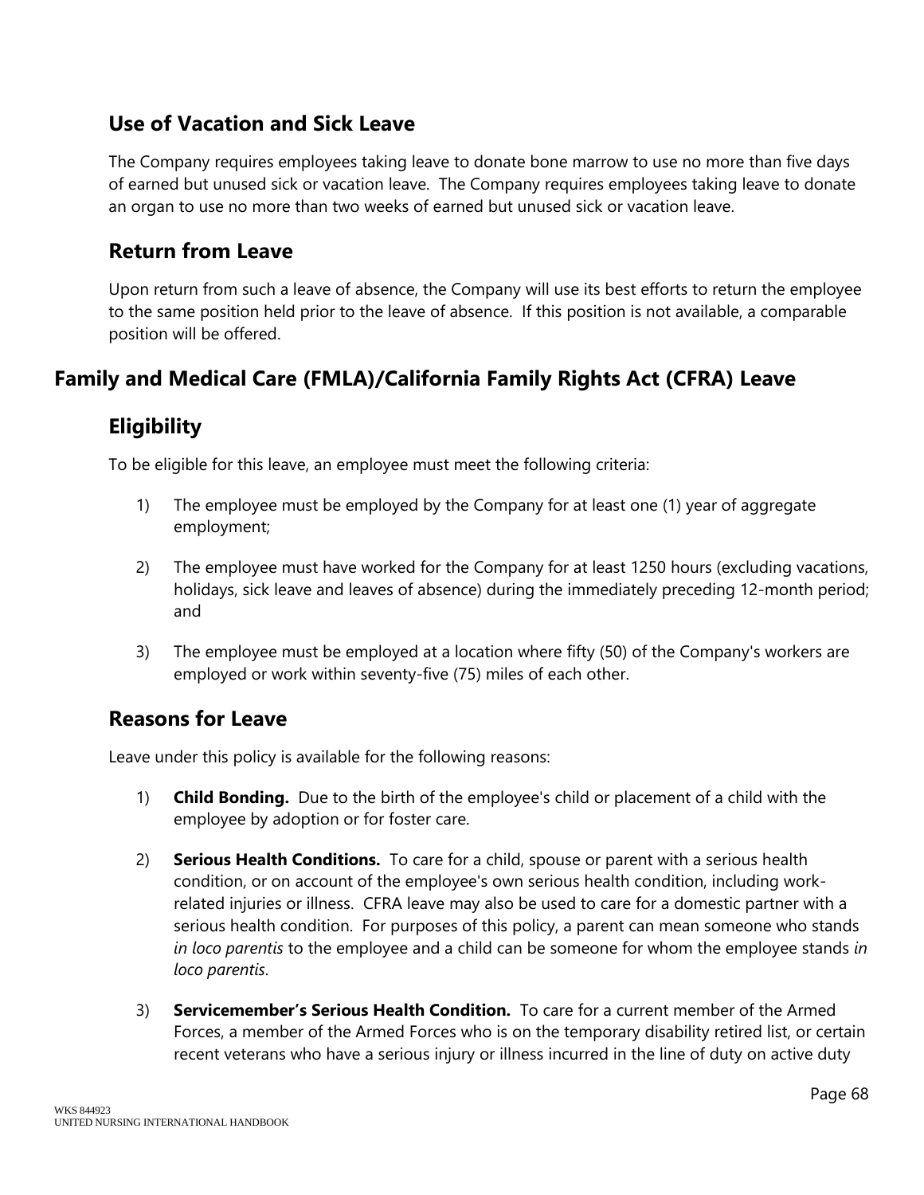### Use of Vacation and Sick Leave

The Company requires employees taking leave to donate bone marrow to use no more than five days of earned but unused sick or vacation leave. The Company requires employees taking leave to donate an organ to use no more than two weeks of earned but unused sick or vacation leave.

### Return from Leave

Upon return from such a leave of absence, the Company will use its best efforts to return the employee to the same position held prior to the leave of absence. If this position is not available, a comparable position will be offered.

## Family and Medical Care (FMLA)/California Family Rights Act (CFRA) Leave

### Eligibility

To be eligible for this leave, an employee must meet the following criteria:

1) The employee must be employed by the Company for at least one (1) year of aggregate employment;

2) The employee must have worked for the Company for at least 1250 hours (excluding vacations, holidays, sick leave and leaves of absence) during the immediately preceding 12-month period; and

3) The employee must be employed at a location where fifty (50) of the Company's workers are employed or work within seventy-five (75) miles of each other.

### Reasons for Leave

Leave under this policy is available for the following reasons:

1) **Child Bonding.** Due to the birth of the employee's child or placement of a child with the employee by adoption or for foster care.

2) **Serious Health Conditions.** To care for a child, spouse or parent with a serious health condition, or on account of the employee's own serious health condition, including work-related injuries or illness. CFRA leave may also be used to care for a domestic partner with a serious health condition. For purposes of this policy, a parent can mean someone who stands *in loco parentis* to the employee and a child can be someone for whom the employee stands *in loco parentis*.

3) **Servicemember's Serious Health Condition.** To care for a current member of the Armed Forces, a member of the Armed Forces who is on the temporary disability retired list, or certain recent veterans who have a serious injury or illness incurred in the line of duty on active duty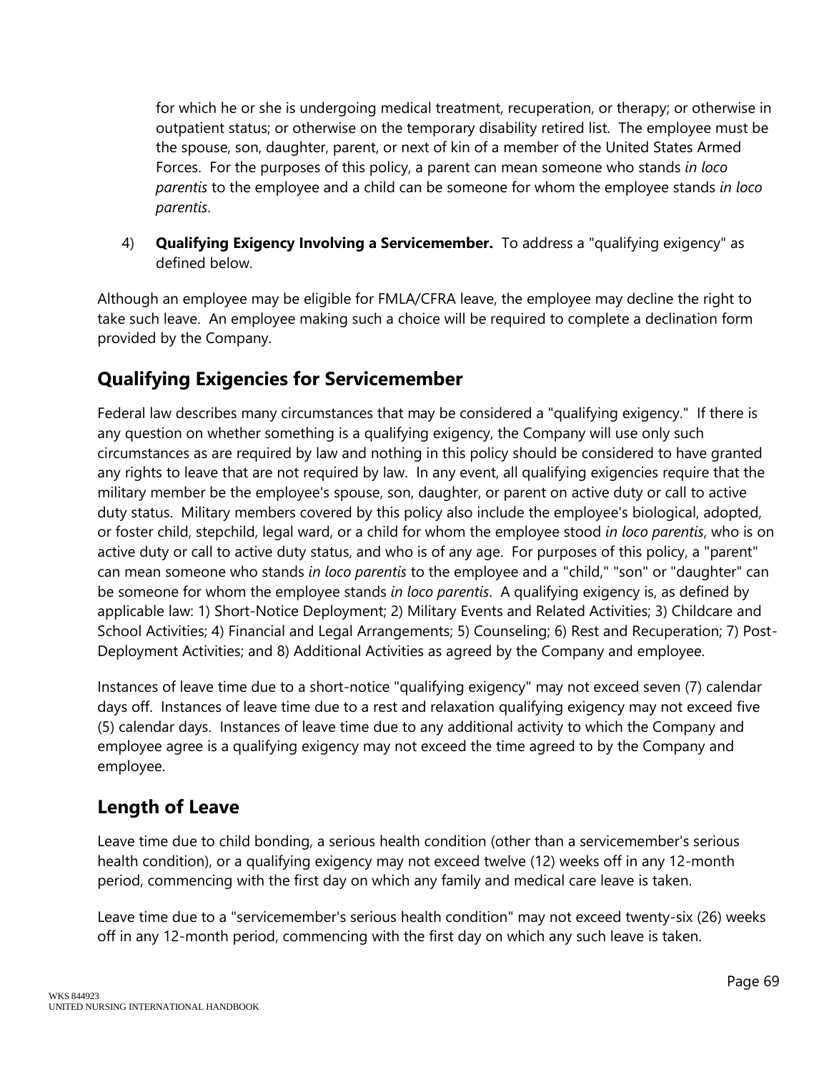for which he or she is undergoing medical treatment, recuperation, or therapy; or otherwise in outpatient status; or otherwise on the temporary disability retired list. The employee must be the spouse, son, daughter, parent, or next of kin of a member of the United States Armed Forces. For the purposes of this policy, a parent can mean someone who stands *in loco parentis* to the employee and a child can be someone for whom the employee stands *in loco parentis*.

4) **Qualifying Exigency Involving a Servicemember.** To address a "qualifying exigency" as defined below.

Although an employee may be eligible for FMLA/CFRA leave, the employee may decline the right to take such leave. An employee making such a choice will be required to complete a declination form provided by the Company.

## Qualifying Exigencies for Servicemember

Federal law describes many circumstances that may be considered a "qualifying exigency." If there is any question on whether something is a qualifying exigency, the Company will use only such circumstances as are required by law and nothing in this policy should be considered to have granted any rights to leave that are not required by law. In any event, all qualifying exigencies require that the military member be the employee's spouse, son, daughter, or parent on active duty or call to active duty status. Military members covered by this policy also include the employee's biological, adopted, or foster child, stepchild, legal ward, or a child for whom the employee stood *in loco parentis*, who is on active duty or call to active duty status, and who is of any age. For purposes of this policy, a "parent" can mean someone who stands *in loco parentis* to the employee and a "child," "son" or "daughter" can be someone for whom the employee stands *in loco parentis*. A qualifying exigency is, as defined by applicable law: 1) Short-Notice Deployment; 2) Military Events and Related Activities; 3) Childcare and School Activities; 4) Financial and Legal Arrangements; 5) Counseling; 6) Rest and Recuperation; 7) Post-Deployment Activities; and 8) Additional Activities as agreed by the Company and employee.

Instances of leave time due to a short-notice "qualifying exigency" may not exceed seven (7) calendar days off. Instances of leave time due to a rest and relaxation qualifying exigency may not exceed five (5) calendar days. Instances of leave time due to any additional activity to which the Company and employee agree is a qualifying exigency may not exceed the time agreed to by the Company and employee.

## Length of Leave

Leave time due to child bonding, a serious health condition (other than a servicemember's serious health condition), or a qualifying exigency may not exceed twelve (12) weeks off in any 12-month period, commencing with the first day on which any family and medical care leave is taken.

Leave time due to a "servicemember's serious health condition" may not exceed twenty-six (26) weeks off in any 12-month period, commencing with the first day on which any such leave is taken.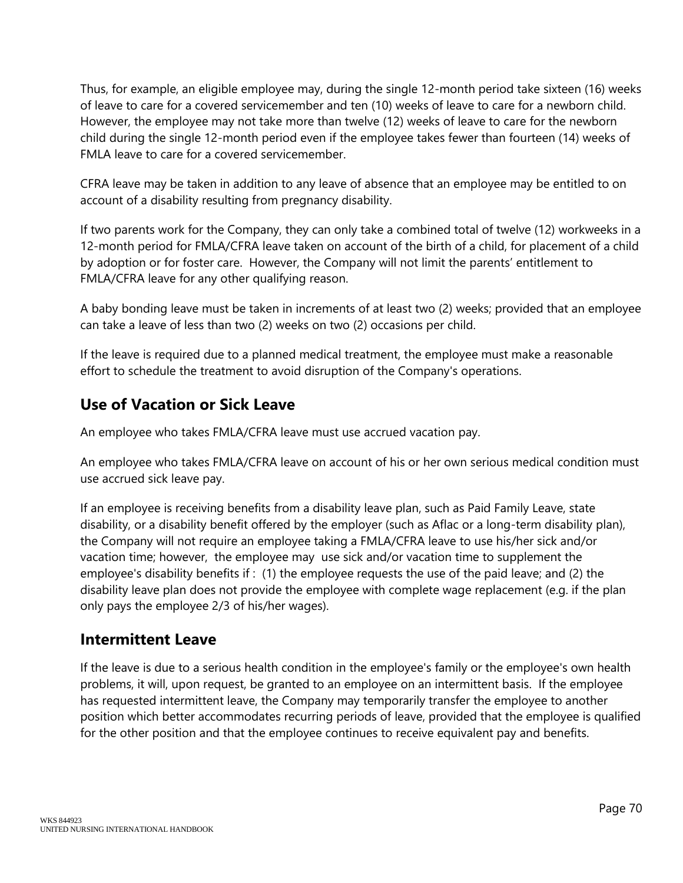Thus, for example, an eligible employee may, during the single 12-month period take sixteen (16) weeks of leave to care for a covered servicemember and ten (10) weeks of leave to care for a newborn child. However, the employee may not take more than twelve (12) weeks of leave to care for the newborn child during the single 12-month period even if the employee takes fewer than fourteen (14) weeks of FMLA leave to care for a covered servicemember.

CFRA leave may be taken in addition to any leave of absence that an employee may be entitled to on account of a disability resulting from pregnancy disability.

If two parents work for the Company, they can only take a combined total of twelve (12) workweeks in a 12-month period for FMLA/CFRA leave taken on account of the birth of a child, for placement of a child by adoption or for foster care. However, the Company will not limit the parents' entitlement to FMLA/CFRA leave for any other qualifying reason.

A baby bonding leave must be taken in increments of at least two (2) weeks; provided that an employee can take a leave of less than two (2) weeks on two (2) occasions per child.

If the leave is required due to a planned medical treatment, the employee must make a reasonable effort to schedule the treatment to avoid disruption of the Company's operations.

## Use of Vacation or Sick Leave

An employee who takes FMLA/CFRA leave must use accrued vacation pay.

An employee who takes FMLA/CFRA leave on account of his or her own serious medical condition must use accrued sick leave pay.

If an employee is receiving benefits from a disability leave plan, such as Paid Family Leave, state disability, or a disability benefit offered by the employer (such as Aflac or a long-term disability plan), the Company will not require an employee taking a FMLA/CFRA leave to use his/her sick and/or vacation time; however, the employee may use sick and/or vacation time to supplement the employee's disability benefits if : (1) the employee requests the use of the paid leave; and (2) the disability leave plan does not provide the employee with complete wage replacement (e.g. if the plan only pays the employee 2/3 of his/her wages).

## Intermittent Leave

If the leave is due to a serious health condition in the employee's family or the employee's own health problems, it will, upon request, be granted to an employee on an intermittent basis. If the employee has requested intermittent leave, the Company may temporarily transfer the employee to another position which better accommodates recurring periods of leave, provided that the employee is qualified for the other position and that the employee continues to receive equivalent pay and benefits.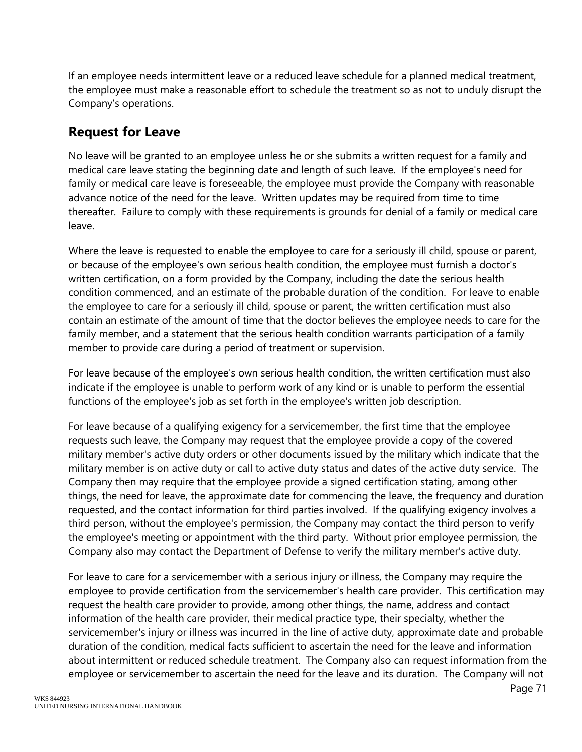If an employee needs intermittent leave or a reduced leave schedule for a planned medical treatment, the employee must make a reasonable effort to schedule the treatment so as not to unduly disrupt the Company's operations.

## Request for Leave

No leave will be granted to an employee unless he or she submits a written request for a family and medical care leave stating the beginning date and length of such leave. If the employee's need for family or medical care leave is foreseeable, the employee must provide the Company with reasonable advance notice of the need for the leave. Written updates may be required from time to time thereafter. Failure to comply with these requirements is grounds for denial of a family or medical care leave.

Where the leave is requested to enable the employee to care for a seriously ill child, spouse or parent, or because of the employee's own serious health condition, the employee must furnish a doctor's written certification, on a form provided by the Company, including the date the serious health condition commenced, and an estimate of the probable duration of the condition. For leave to enable the employee to care for a seriously ill child, spouse or parent, the written certification must also contain an estimate of the amount of time that the doctor believes the employee needs to care for the family member, and a statement that the serious health condition warrants participation of a family member to provide care during a period of treatment or supervision.

For leave because of the employee's own serious health condition, the written certification must also indicate if the employee is unable to perform work of any kind or is unable to perform the essential functions of the employee's job as set forth in the employee's written job description.

For leave because of a qualifying exigency for a servicemember, the first time that the employee requests such leave, the Company may request that the employee provide a copy of the covered military member's active duty orders or other documents issued by the military which indicate that the military member is on active duty or call to active duty status and dates of the active duty service. The Company then may require that the employee provide a signed certification stating, among other things, the need for leave, the approximate date for commencing the leave, the frequency and duration requested, and the contact information for third parties involved. If the qualifying exigency involves a third person, without the employee's permission, the Company may contact the third person to verify the employee's meeting or appointment with the third party. Without prior employee permission, the Company also may contact the Department of Defense to verify the military member's active duty.

For leave to care for a servicemember with a serious injury or illness, the Company may require the employee to provide certification from the servicemember's health care provider. This certification may request the health care provider to provide, among other things, the name, address and contact information of the health care provider, their medical practice type, their specialty, whether the servicemember's injury or illness was incurred in the line of active duty, approximate date and probable duration of the condition, medical facts sufficient to ascertain the need for the leave and information about intermittent or reduced schedule treatment. The Company also can request information from the employee or servicemember to ascertain the need for the leave and its duration. The Company will not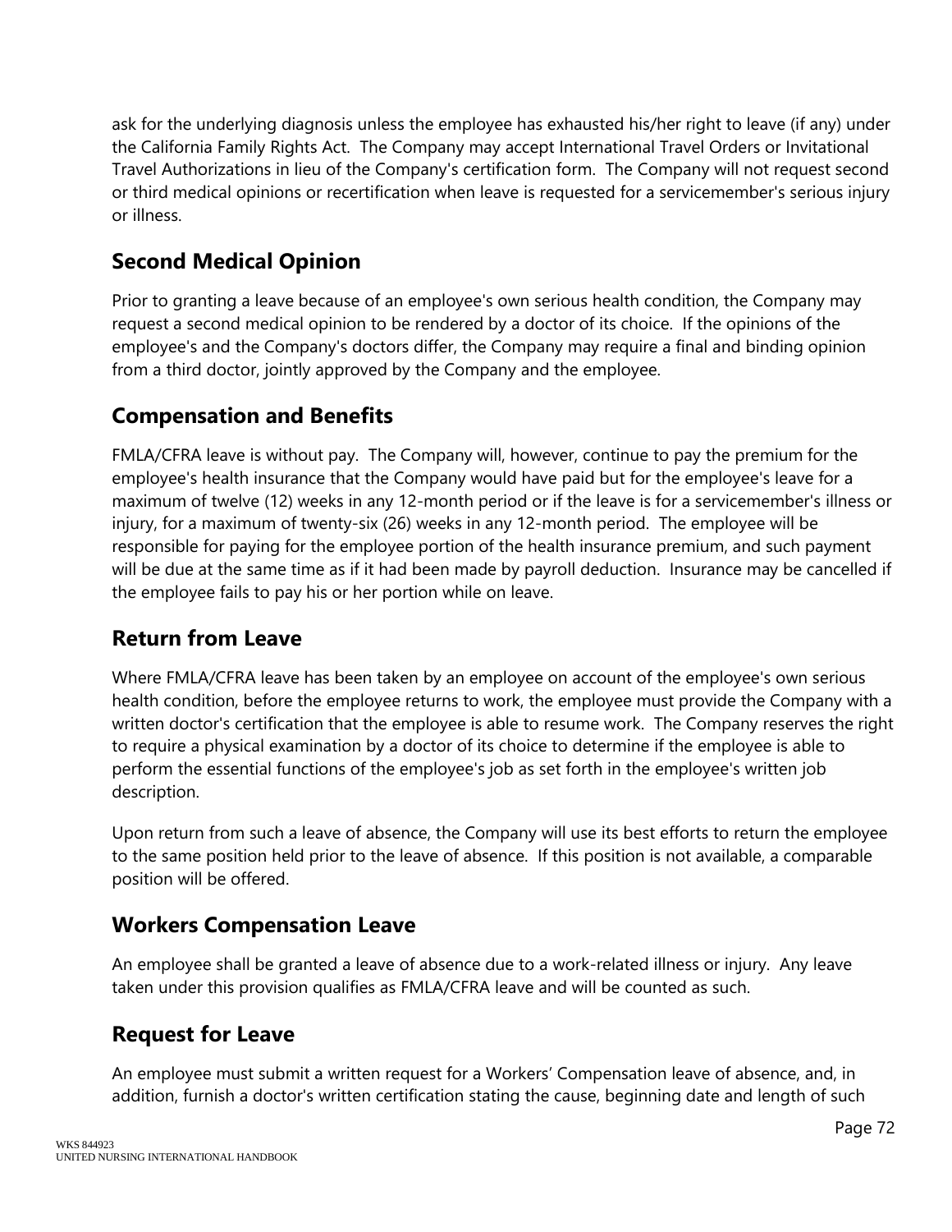ask for the underlying diagnosis unless the employee has exhausted his/her right to leave (if any) under the California Family Rights Act. The Company may accept International Travel Orders or Invitational Travel Authorizations in lieu of the Company's certification form. The Company will not request second or third medical opinions or recertification when leave is requested for a servicemember's serious injury or illness.

## Second Medical Opinion

Prior to granting a leave because of an employee's own serious health condition, the Company may request a second medical opinion to be rendered by a doctor of its choice. If the opinions of the employee's and the Company's doctors differ, the Company may require a final and binding opinion from a third doctor, jointly approved by the Company and the employee.

## Compensation and Benefits

FMLA/CFRA leave is without pay. The Company will, however, continue to pay the premium for the employee's health insurance that the Company would have paid but for the employee's leave for a maximum of twelve (12) weeks in any 12-month period or if the leave is for a servicemember's illness or injury, for a maximum of twenty-six (26) weeks in any 12-month period. The employee will be responsible for paying for the employee portion of the health insurance premium, and such payment will be due at the same time as if it had been made by payroll deduction. Insurance may be cancelled if the employee fails to pay his or her portion while on leave.

## Return from Leave

Where FMLA/CFRA leave has been taken by an employee on account of the employee's own serious health condition, before the employee returns to work, the employee must provide the Company with a written doctor's certification that the employee is able to resume work. The Company reserves the right to require a physical examination by a doctor of its choice to determine if the employee is able to perform the essential functions of the employee's job as set forth in the employee's written job description.

Upon return from such a leave of absence, the Company will use its best efforts to return the employee to the same position held prior to the leave of absence. If this position is not available, a comparable position will be offered.

## Workers Compensation Leave

An employee shall be granted a leave of absence due to a work-related illness or injury. Any leave taken under this provision qualifies as FMLA/CFRA leave and will be counted as such.

## Request for Leave

An employee must submit a written request for a Workers' Compensation leave of absence, and, in addition, furnish a doctor's written certification stating the cause, beginning date and length of such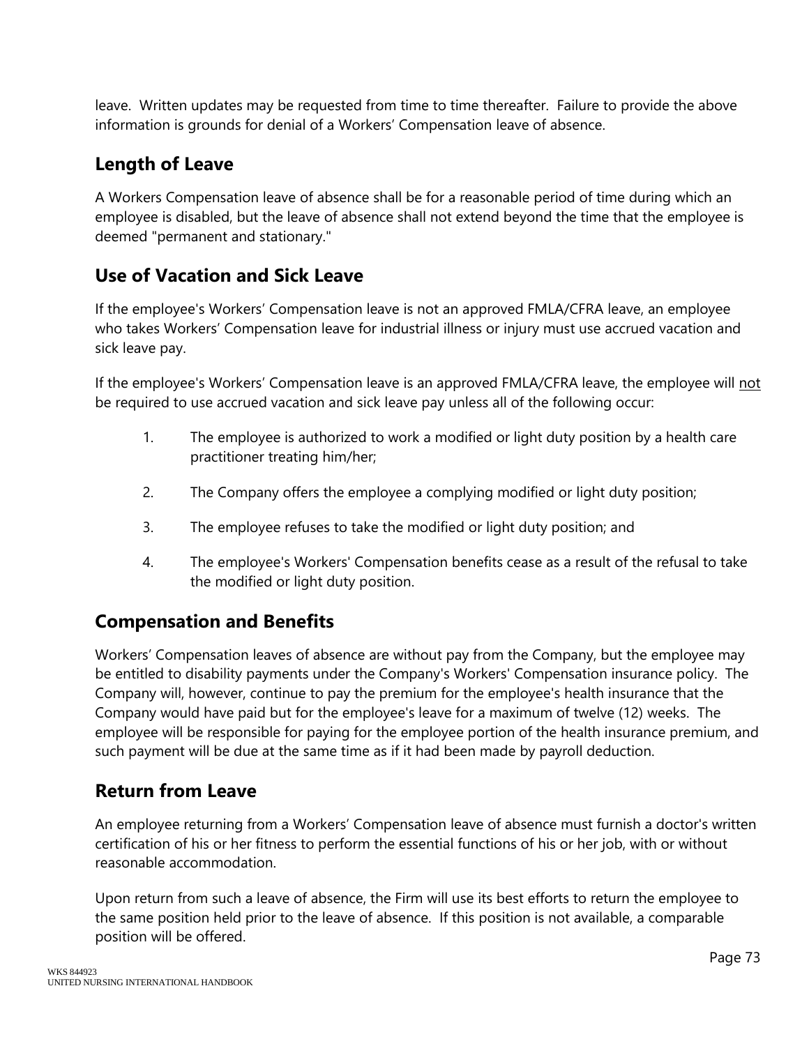leave.  Written updates may be requested from time to time thereafter.  Failure to provide the above information is grounds for denial of a Workers' Compensation leave of absence.

## Length of Leave

A Workers Compensation leave of absence shall be for a reasonable period of time during which an employee is disabled, but the leave of absence shall not extend beyond the time that the employee is deemed "permanent and stationary."

## Use of Vacation and Sick Leave

If the employee's Workers' Compensation leave is not an approved FMLA/CFRA leave, an employee who takes Workers' Compensation leave for industrial illness or injury must use accrued vacation and sick leave pay.

If the employee's Workers' Compensation leave is an approved FMLA/CFRA leave, the employee will <u>not</u> be required to use accrued vacation and sick leave pay unless all of the following occur:

1. The employee is authorized to work a modified or light duty position by a health care practitioner treating him/her;
2. The Company offers the employee a complying modified or light duty position;
3. The employee refuses to take the modified or light duty position; and
4. The employee's Workers' Compensation benefits cease as a result of the refusal to take the modified or light duty position.

## Compensation and Benefits

Workers' Compensation leaves of absence are without pay from the Company, but the employee may be entitled to disability payments under the Company's Workers' Compensation insurance policy.  The Company will, however, continue to pay the premium for the employee's health insurance that the Company would have paid but for the employee's leave for a maximum of twelve (12) weeks.  The employee will be responsible for paying for the employee portion of the health insurance premium, and such payment will be due at the same time as if it had been made by payroll deduction.

## Return from Leave

An employee returning from a Workers' Compensation leave of absence must furnish a doctor's written certification of his or her fitness to perform the essential functions of his or her job, with or without reasonable accommodation.

Upon return from such a leave of absence, the Firm will use its best efforts to return the employee to the same position held prior to the leave of absence.  If this position is not available, a comparable position will be offered.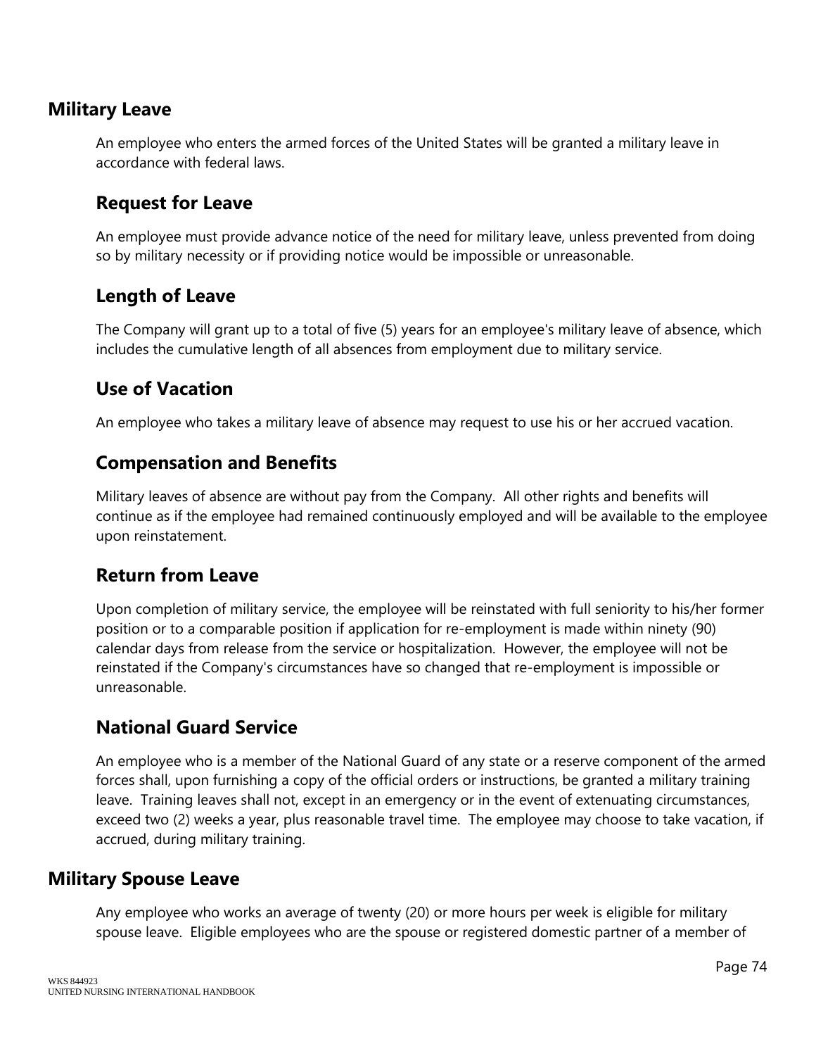## Military Leave

An employee who enters the armed forces of the United States will be granted a military leave in accordance with federal laws.

### Request for Leave

An employee must provide advance notice of the need for military leave, unless prevented from doing so by military necessity or if providing notice would be impossible or unreasonable.

### Length of Leave

The Company will grant up to a total of five (5) years for an employee's military leave of absence, which includes the cumulative length of all absences from employment due to military service.

### Use of Vacation

An employee who takes a military leave of absence may request to use his or her accrued vacation.

### Compensation and Benefits

Military leaves of absence are without pay from the Company. All other rights and benefits will continue as if the employee had remained continuously employed and will be available to the employee upon reinstatement.

### Return from Leave

Upon completion of military service, the employee will be reinstated with full seniority to his/her former position or to a comparable position if application for re-employment is made within ninety (90) calendar days from release from the service or hospitalization. However, the employee will not be reinstated if the Company's circumstances have so changed that re-employment is impossible or unreasonable.

### National Guard Service

An employee who is a member of the National Guard of any state or a reserve component of the armed forces shall, upon furnishing a copy of the official orders or instructions, be granted a military training leave. Training leaves shall not, except in an emergency or in the event of extenuating circumstances, exceed two (2) weeks a year, plus reasonable travel time. The employee may choose to take vacation, if accrued, during military training.

## Military Spouse Leave

Any employee who works an average of twenty (20) or more hours per week is eligible for military spouse leave. Eligible employees who are the spouse or registered domestic partner of a member of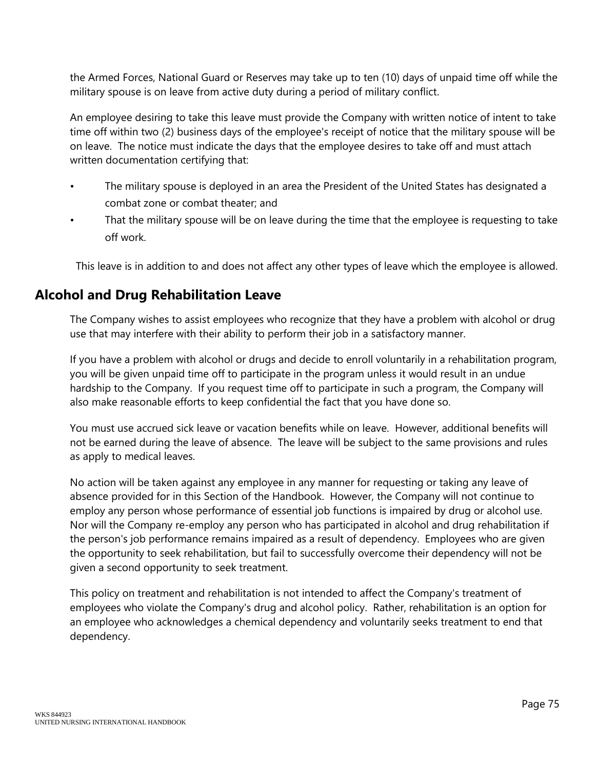the Armed Forces, National Guard or Reserves may take up to ten (10) days of unpaid time off while the military spouse is on leave from active duty during a period of military conflict.

An employee desiring to take this leave must provide the Company with written notice of intent to take time off within two (2) business days of the employee's receipt of notice that the military spouse will be on leave. The notice must indicate the days that the employee desires to take off and must attach written documentation certifying that:

- The military spouse is deployed in an area the President of the United States has designated a combat zone or combat theater; and
- That the military spouse will be on leave during the time that the employee is requesting to take off work.

This leave is in addition to and does not affect any other types of leave which the employee is allowed.

## Alcohol and Drug Rehabilitation Leave

The Company wishes to assist employees who recognize that they have a problem with alcohol or drug use that may interfere with their ability to perform their job in a satisfactory manner.

If you have a problem with alcohol or drugs and decide to enroll voluntarily in a rehabilitation program, you will be given unpaid time off to participate in the program unless it would result in an undue hardship to the Company. If you request time off to participate in such a program, the Company will also make reasonable efforts to keep confidential the fact that you have done so.

You must use accrued sick leave or vacation benefits while on leave. However, additional benefits will not be earned during the leave of absence. The leave will be subject to the same provisions and rules as apply to medical leaves.

No action will be taken against any employee in any manner for requesting or taking any leave of absence provided for in this Section of the Handbook. However, the Company will not continue to employ any person whose performance of essential job functions is impaired by drug or alcohol use. Nor will the Company re-employ any person who has participated in alcohol and drug rehabilitation if the person's job performance remains impaired as a result of dependency. Employees who are given the opportunity to seek rehabilitation, but fail to successfully overcome their dependency will not be given a second opportunity to seek treatment.

This policy on treatment and rehabilitation is not intended to affect the Company's treatment of employees who violate the Company's drug and alcohol policy. Rather, rehabilitation is an option for an employee who acknowledges a chemical dependency and voluntarily seeks treatment to end that dependency.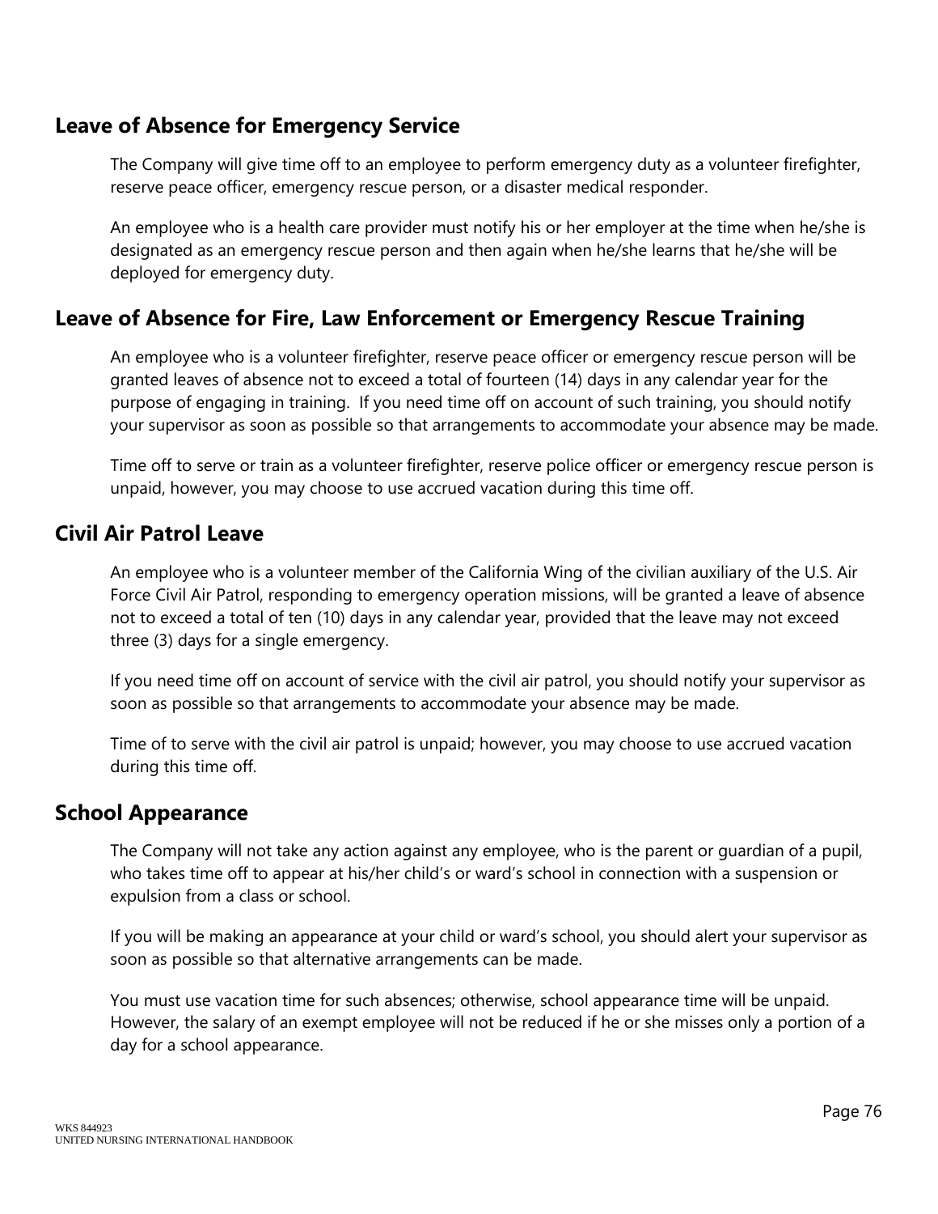## Leave of Absence for Emergency Service

The Company will give time off to an employee to perform emergency duty as a volunteer firefighter, reserve peace officer, emergency rescue person, or a disaster medical responder.

An employee who is a health care provider must notify his or her employer at the time when he/she is designated as an emergency rescue person and then again when he/she learns that he/she will be deployed for emergency duty.

## Leave of Absence for Fire, Law Enforcement or Emergency Rescue Training

An employee who is a volunteer firefighter, reserve peace officer or emergency rescue person will be granted leaves of absence not to exceed a total of fourteen (14) days in any calendar year for the purpose of engaging in training. If you need time off on account of such training, you should notify your supervisor as soon as possible so that arrangements to accommodate your absence may be made.

Time off to serve or train as a volunteer firefighter, reserve police officer or emergency rescue person is unpaid, however, you may choose to use accrued vacation during this time off.

## Civil Air Patrol Leave

An employee who is a volunteer member of the California Wing of the civilian auxiliary of the U.S. Air Force Civil Air Patrol, responding to emergency operation missions, will be granted a leave of absence not to exceed a total of ten (10) days in any calendar year, provided that the leave may not exceed three (3) days for a single emergency.

If you need time off on account of service with the civil air patrol, you should notify your supervisor as soon as possible so that arrangements to accommodate your absence may be made.

Time of to serve with the civil air patrol is unpaid; however, you may choose to use accrued vacation during this time off.

## School Appearance

The Company will not take any action against any employee, who is the parent or guardian of a pupil, who takes time off to appear at his/her child's or ward's school in connection with a suspension or expulsion from a class or school.

If you will be making an appearance at your child or ward's school, you should alert your supervisor as soon as possible so that alternative arrangements can be made.

You must use vacation time for such absences; otherwise, school appearance time will be unpaid. However, the salary of an exempt employee will not be reduced if he or she misses only a portion of a day for a school appearance.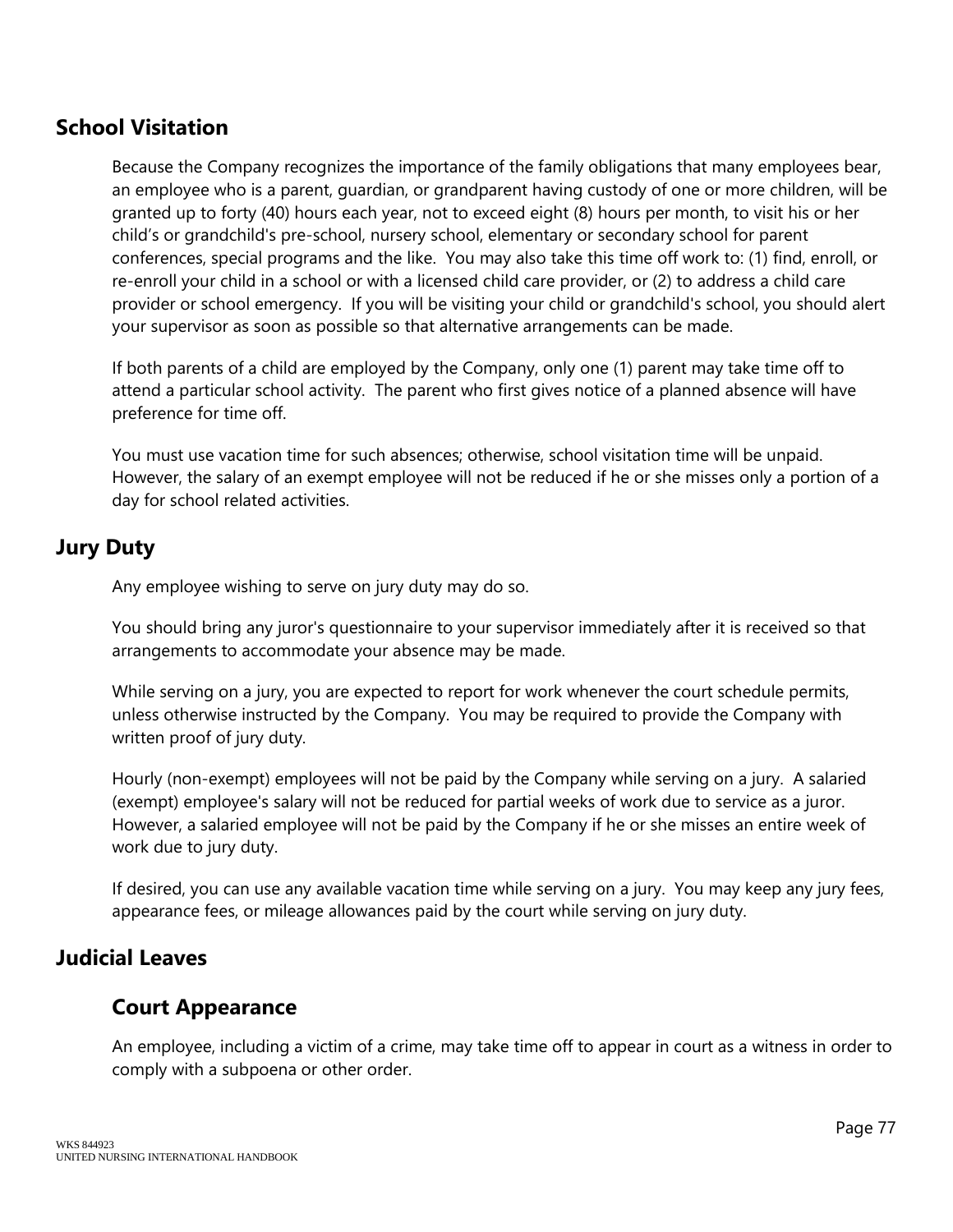## School Visitation

Because the Company recognizes the importance of the family obligations that many employees bear, an employee who is a parent, guardian, or grandparent having custody of one or more children, will be granted up to forty (40) hours each year, not to exceed eight (8) hours per month, to visit his or her child's or grandchild's pre-school, nursery school, elementary or secondary school for parent conferences, special programs and the like. You may also take this time off work to: (1) find, enroll, or re-enroll your child in a school or with a licensed child care provider, or (2) to address a child care provider or school emergency. If you will be visiting your child or grandchild's school, you should alert your supervisor as soon as possible so that alternative arrangements can be made.

If both parents of a child are employed by the Company, only one (1) parent may take time off to attend a particular school activity. The parent who first gives notice of a planned absence will have preference for time off.

You must use vacation time for such absences; otherwise, school visitation time will be unpaid. However, the salary of an exempt employee will not be reduced if he or she misses only a portion of a day for school related activities.

## Jury Duty

Any employee wishing to serve on jury duty may do so.

You should bring any juror's questionnaire to your supervisor immediately after it is received so that arrangements to accommodate your absence may be made.

While serving on a jury, you are expected to report for work whenever the court schedule permits, unless otherwise instructed by the Company. You may be required to provide the Company with written proof of jury duty.

Hourly (non-exempt) employees will not be paid by the Company while serving on a jury. A salaried (exempt) employee's salary will not be reduced for partial weeks of work due to service as a juror. However, a salaried employee will not be paid by the Company if he or she misses an entire week of work due to jury duty.

If desired, you can use any available vacation time while serving on a jury. You may keep any jury fees, appearance fees, or mileage allowances paid by the court while serving on jury duty.

## Judicial Leaves

### Court Appearance

An employee, including a victim of a crime, may take time off to appear in court as a witness in order to comply with a subpoena or other order.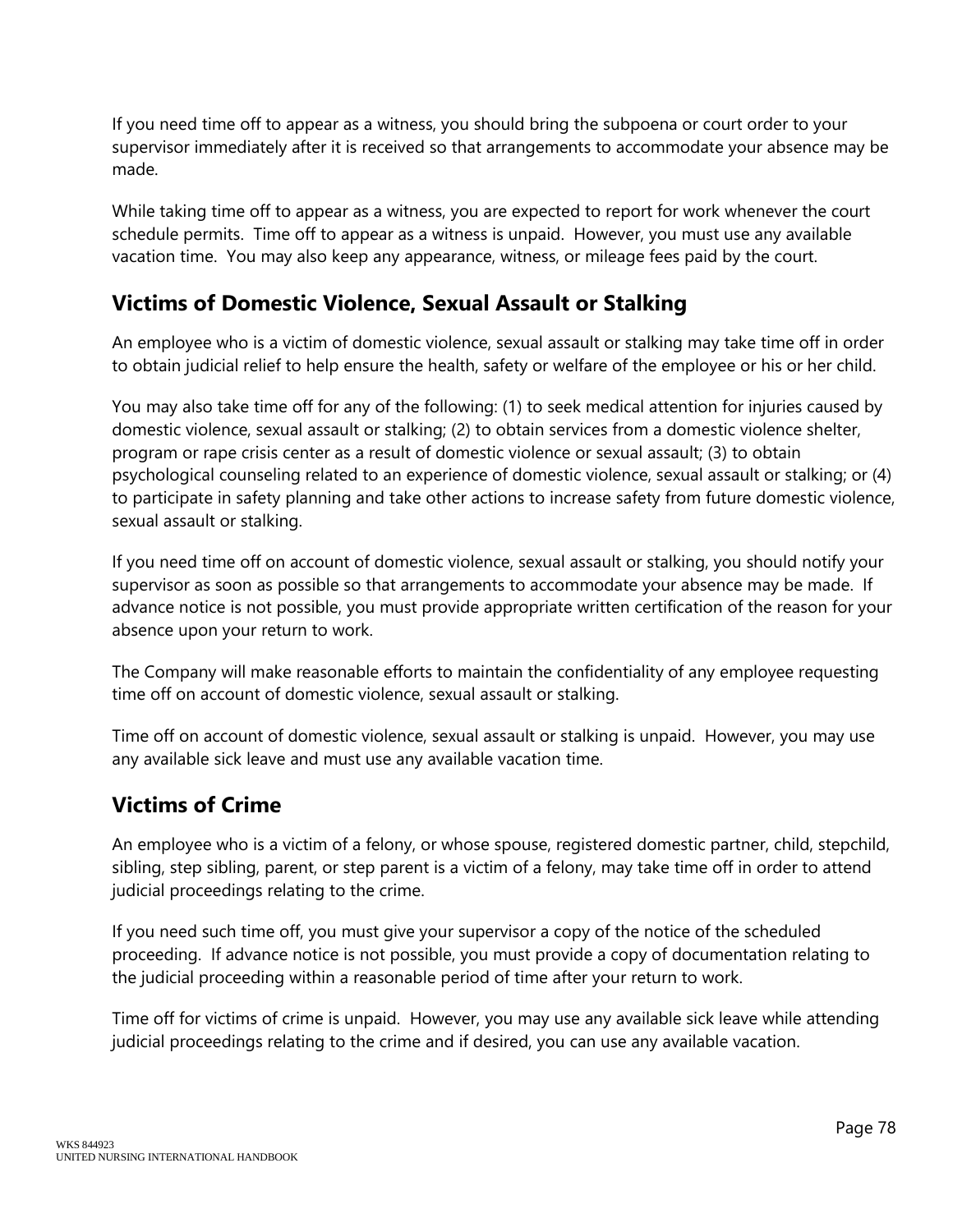If you need time off to appear as a witness, you should bring the subpoena or court order to your supervisor immediately after it is received so that arrangements to accommodate your absence may be made.

While taking time off to appear as a witness, you are expected to report for work whenever the court schedule permits. Time off to appear as a witness is unpaid. However, you must use any available vacation time. You may also keep any appearance, witness, or mileage fees paid by the court.

## Victims of Domestic Violence, Sexual Assault or Stalking

An employee who is a victim of domestic violence, sexual assault or stalking may take time off in order to obtain judicial relief to help ensure the health, safety or welfare of the employee or his or her child.

You may also take time off for any of the following: (1) to seek medical attention for injuries caused by domestic violence, sexual assault or stalking; (2) to obtain services from a domestic violence shelter, program or rape crisis center as a result of domestic violence or sexual assault; (3) to obtain psychological counseling related to an experience of domestic violence, sexual assault or stalking; or (4) to participate in safety planning and take other actions to increase safety from future domestic violence, sexual assault or stalking.

If you need time off on account of domestic violence, sexual assault or stalking, you should notify your supervisor as soon as possible so that arrangements to accommodate your absence may be made. If advance notice is not possible, you must provide appropriate written certification of the reason for your absence upon your return to work.

The Company will make reasonable efforts to maintain the confidentiality of any employee requesting time off on account of domestic violence, sexual assault or stalking.

Time off on account of domestic violence, sexual assault or stalking is unpaid. However, you may use any available sick leave and must use any available vacation time.

## Victims of Crime

An employee who is a victim of a felony, or whose spouse, registered domestic partner, child, stepchild, sibling, step sibling, parent, or step parent is a victim of a felony, may take time off in order to attend judicial proceedings relating to the crime.

If you need such time off, you must give your supervisor a copy of the notice of the scheduled proceeding. If advance notice is not possible, you must provide a copy of documentation relating to the judicial proceeding within a reasonable period of time after your return to work.

Time off for victims of crime is unpaid. However, you may use any available sick leave while attending judicial proceedings relating to the crime and if desired, you can use any available vacation.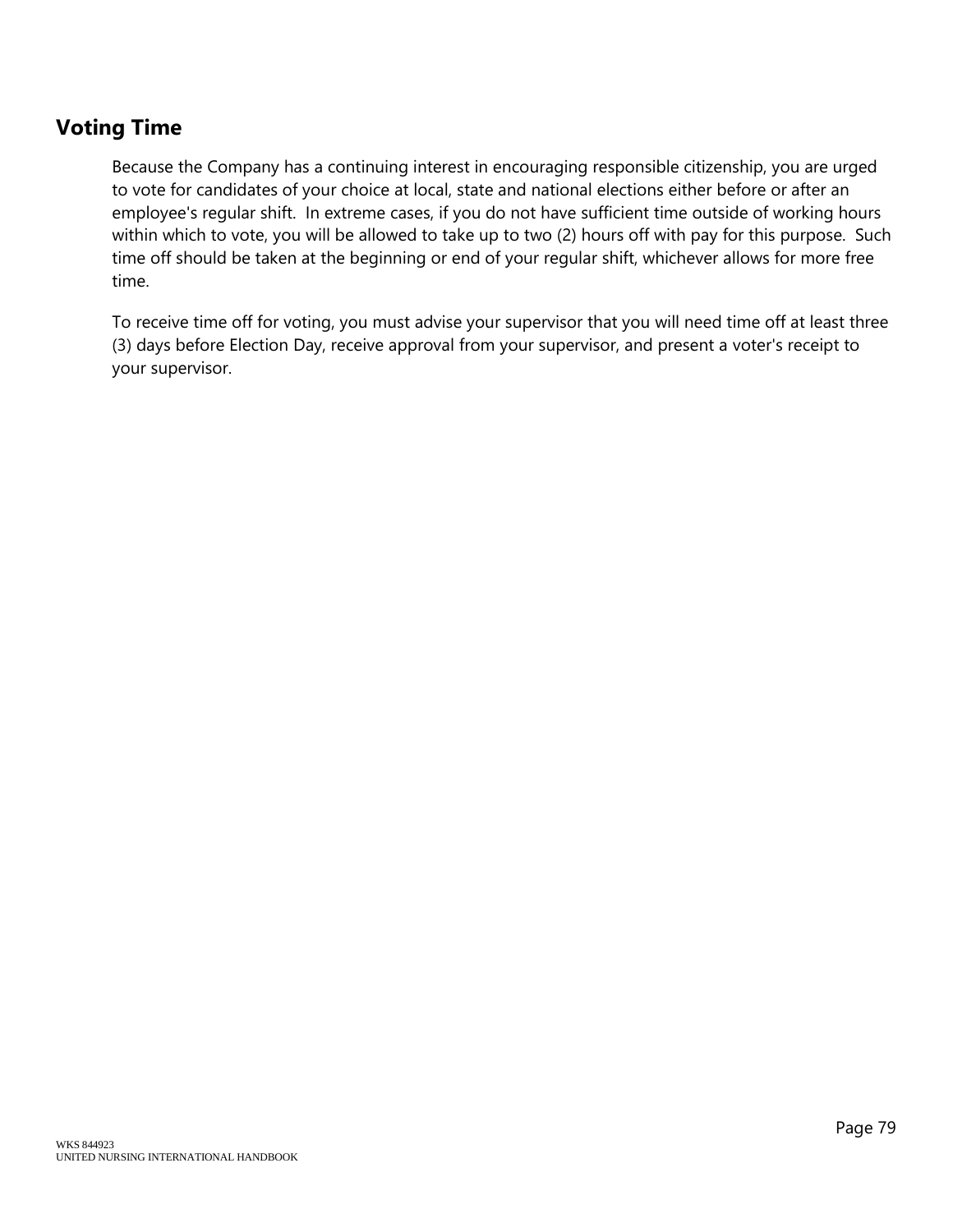## Voting Time

Because the Company has a continuing interest in encouraging responsible citizenship, you are urged to vote for candidates of your choice at local, state and national elections either before or after an employee's regular shift. In extreme cases, if you do not have sufficient time outside of working hours within which to vote, you will be allowed to take up to two (2) hours off with pay for this purpose. Such time off should be taken at the beginning or end of your regular shift, whichever allows for more free time.

To receive time off for voting, you must advise your supervisor that you will need time off at least three (3) days before Election Day, receive approval from your supervisor, and present a voter's receipt to your supervisor.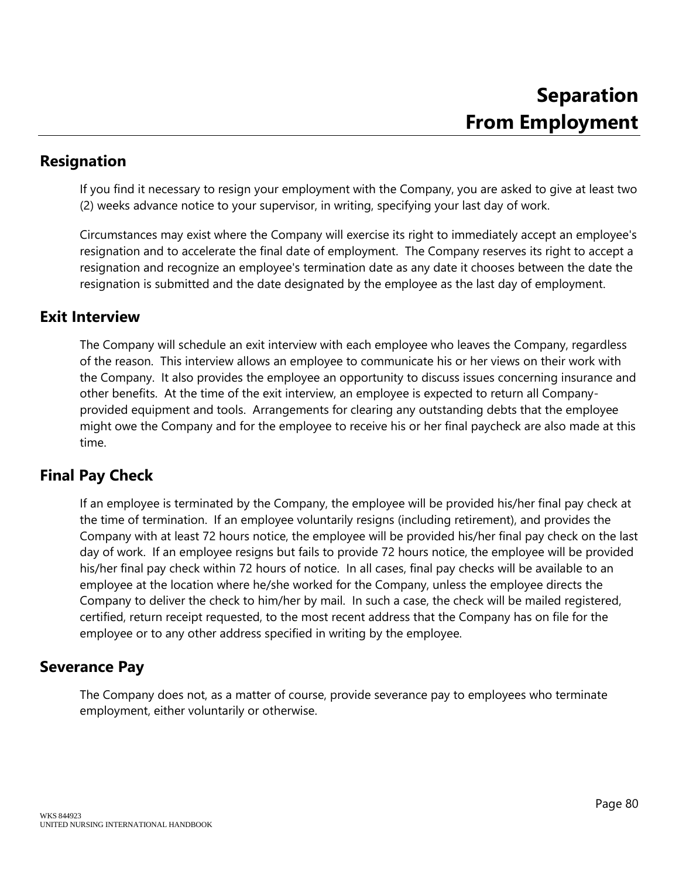# Separation From Employment

## Resignation

If you find it necessary to resign your employment with the Company, you are asked to give at least two (2) weeks advance notice to your supervisor, in writing, specifying your last day of work.

Circumstances may exist where the Company will exercise its right to immediately accept an employee's resignation and to accelerate the final date of employment. The Company reserves its right to accept a resignation and recognize an employee's termination date as any date it chooses between the date the resignation is submitted and the date designated by the employee as the last day of employment.

## Exit Interview

The Company will schedule an exit interview with each employee who leaves the Company, regardless of the reason. This interview allows an employee to communicate his or her views on their work with the Company. It also provides the employee an opportunity to discuss issues concerning insurance and other benefits. At the time of the exit interview, an employee is expected to return all Company-provided equipment and tools. Arrangements for clearing any outstanding debts that the employee might owe the Company and for the employee to receive his or her final paycheck are also made at this time.

## Final Pay Check

If an employee is terminated by the Company, the employee will be provided his/her final pay check at the time of termination. If an employee voluntarily resigns (including retirement), and provides the Company with at least 72 hours notice, the employee will be provided his/her final pay check on the last day of work. If an employee resigns but fails to provide 72 hours notice, the employee will be provided his/her final pay check within 72 hours of notice. In all cases, final pay checks will be available to an employee at the location where he/she worked for the Company, unless the employee directs the Company to deliver the check to him/her by mail. In such a case, the check will be mailed registered, certified, return receipt requested, to the most recent address that the Company has on file for the employee or to any other address specified in writing by the employee.

## Severance Pay

The Company does not, as a matter of course, provide severance pay to employees who terminate employment, either voluntarily or otherwise.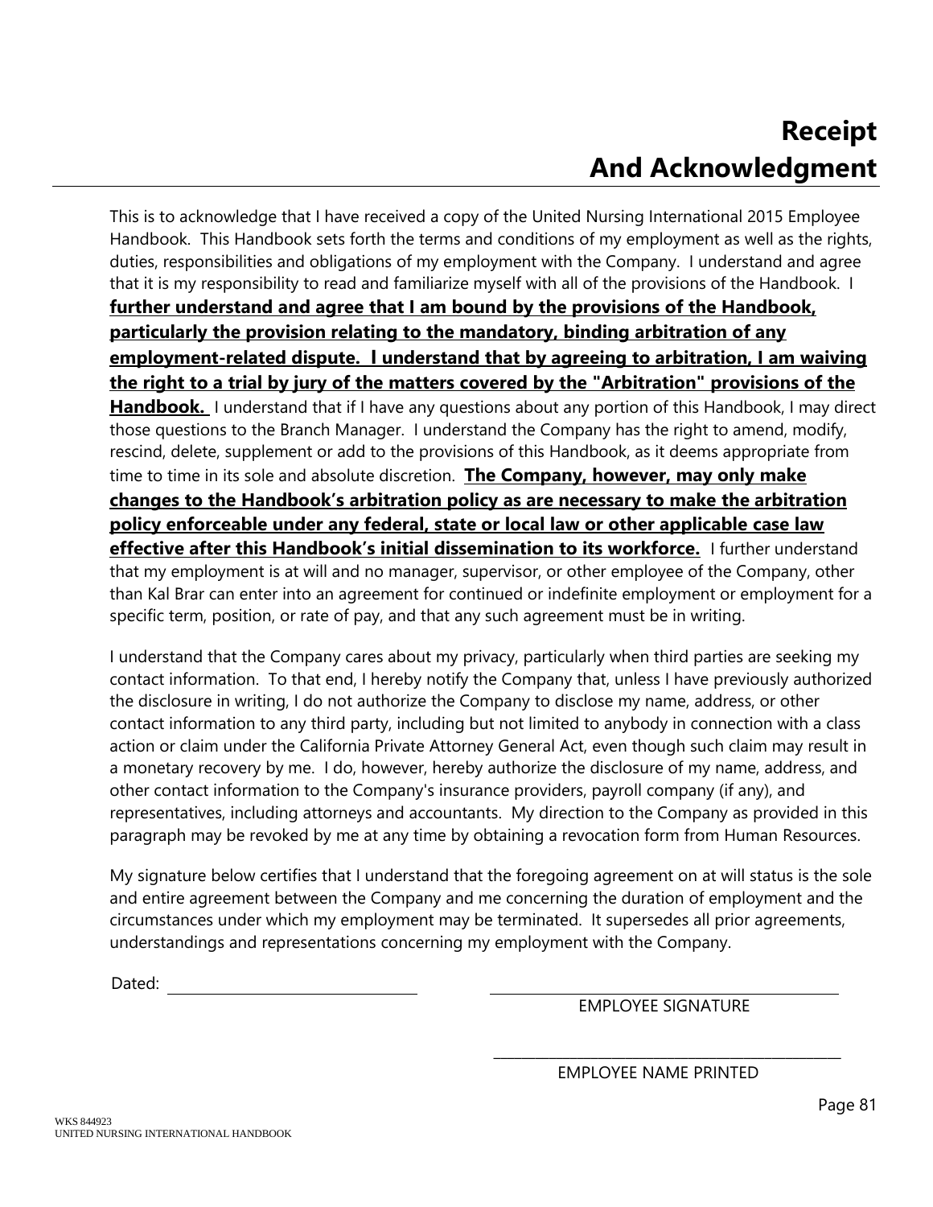# Receipt And Acknowledgment

This is to acknowledge that I have received a copy of the United Nursing International 2015 Employee Handbook. This Handbook sets forth the terms and conditions of my employment as well as the rights, duties, responsibilities and obligations of my employment with the Company. I understand and agree that it is my responsibility to read and familiarize myself with all of the provisions of the Handbook. I **further understand and agree that I am bound by the provisions of the Handbook, particularly the provision relating to the mandatory, binding arbitration of any employment-related dispute. I understand that by agreeing to arbitration, I am waiving the right to a trial by jury of the matters covered by the "Arbitration" provisions of the Handbook.** I understand that if I have any questions about any portion of this Handbook, I may direct those questions to the Branch Manager. I understand the Company has the right to amend, modify, rescind, delete, supplement or add to the provisions of this Handbook, as it deems appropriate from time to time in its sole and absolute discretion. **The Company, however, may only make changes to the Handbook's arbitration policy as are necessary to make the arbitration policy enforceable under any federal, state or local law or other applicable case law effective after this Handbook's initial dissemination to its workforce.** I further understand that my employment is at will and no manager, supervisor, or other employee of the Company, other than Kal Brar can enter into an agreement for continued or indefinite employment or employment for a specific term, position, or rate of pay, and that any such agreement must be in writing.

I understand that the Company cares about my privacy, particularly when third parties are seeking my contact information. To that end, I hereby notify the Company that, unless I have previously authorized the disclosure in writing, I do not authorize the Company to disclose my name, address, or other contact information to any third party, including but not limited to anybody in connection with a class action or claim under the California Private Attorney General Act, even though such claim may result in a monetary recovery by me. I do, however, hereby authorize the disclosure of my name, address, and other contact information to the Company's insurance providers, payroll company (if any), and representatives, including attorneys and accountants. My direction to the Company as provided in this paragraph may be revoked by me at any time by obtaining a revocation form from Human Resources.

My signature below certifies that I understand that the foregoing agreement on at will status is the sole and entire agreement between the Company and me concerning the duration of employment and the circumstances under which my employment may be terminated. It supersedes all prior agreements, understandings and representations concerning my employment with the Company.

Dated: ______________________ ______________________________

EMPLOYEE SIGNATURE

______________________________

EMPLOYEE NAME PRINTED